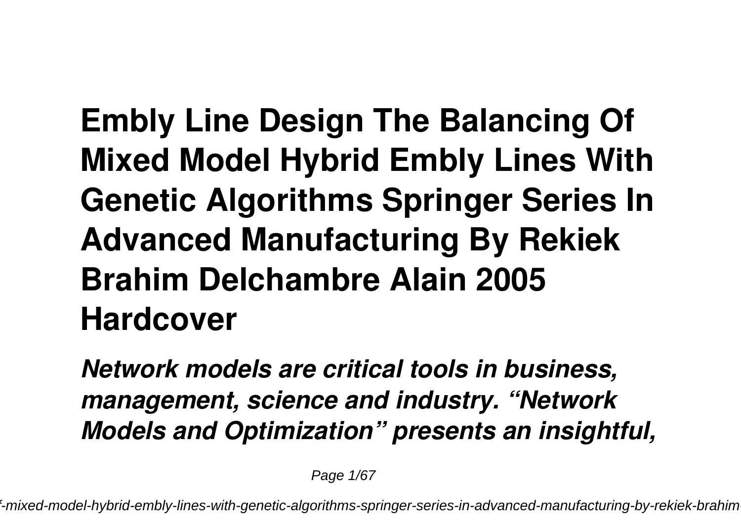# Embly Line Design The Balancing Of Mixed Model Hybrid Embly Lines With Genetic Algorithms Springer Series In Advanced Manufacturing By Rekiek Brahim Delchambre Alain 2005 Hardcover

***Network models are critical tools in business, management, science and industry. "Network Models and Optimization" presents an insightful,***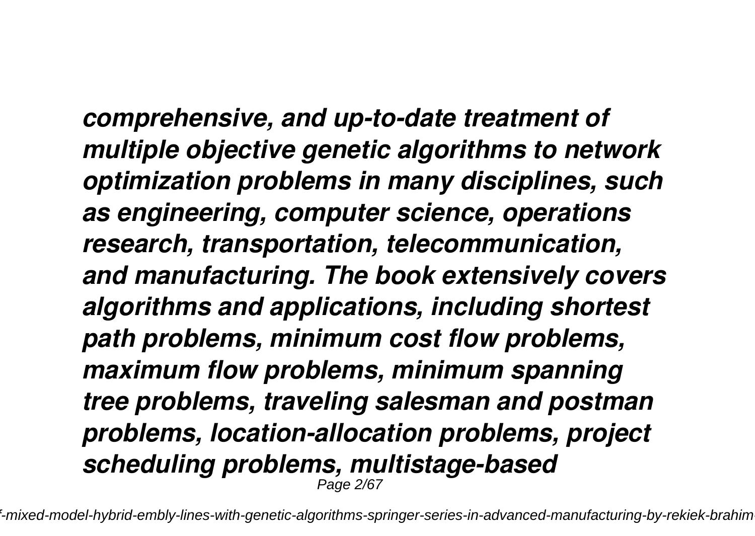*comprehensive, and up-to-date treatment of multiple objective genetic algorithms to network optimization problems in many disciplines, such as engineering, computer science, operations research, transportation, telecommunication, and manufacturing. The book extensively covers algorithms and applications, including shortest path problems, minimum cost flow problems, maximum flow problems, minimum spanning tree problems, traveling salesman and postman problems, location-allocation problems, project scheduling problems, multistage-based*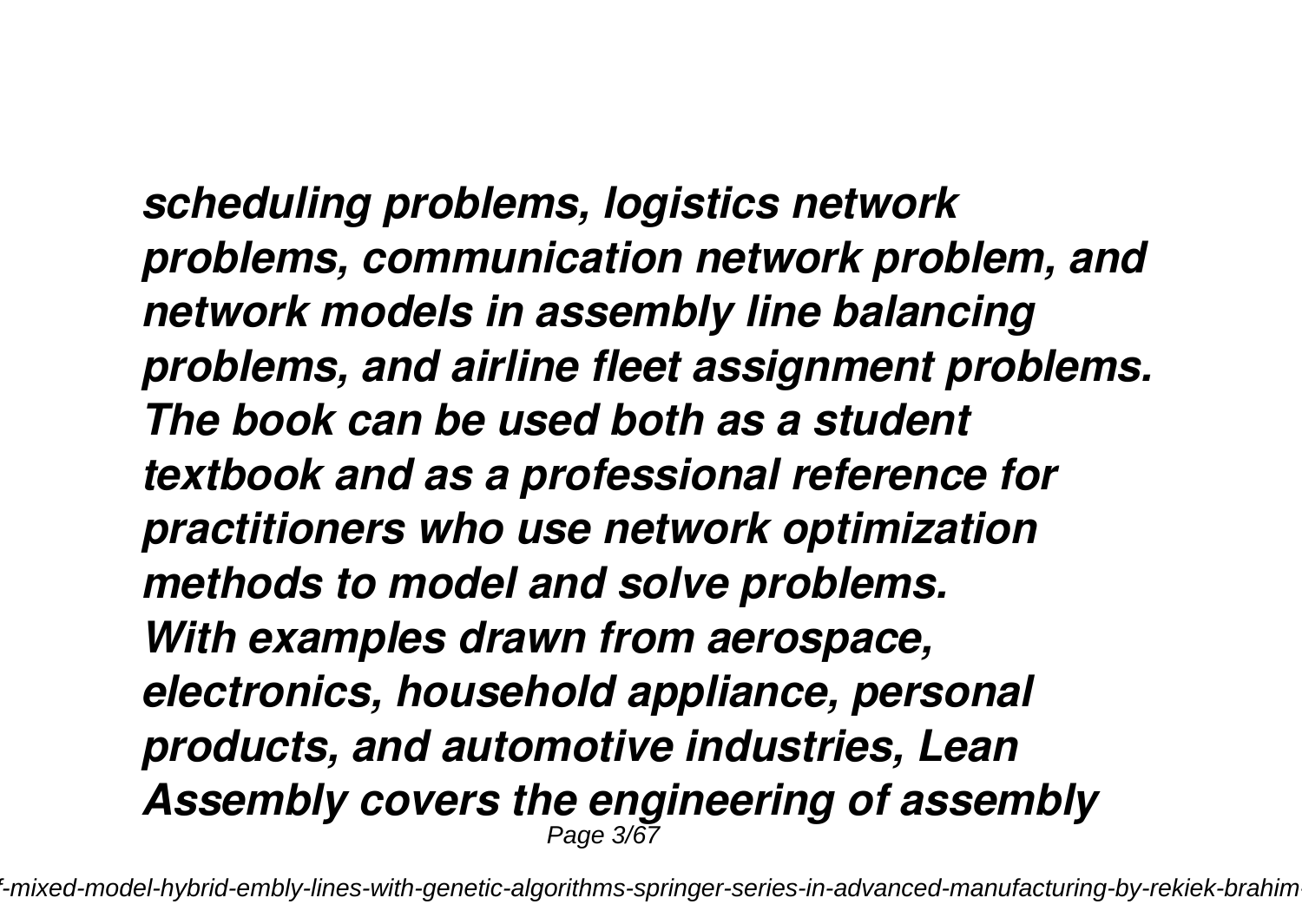*scheduling problems, logistics network problems, communication network problem, and network models in assembly line balancing problems, and airline fleet assignment problems. The book can be used both as a student textbook and as a professional reference for practitioners who use network optimization methods to model and solve problems.*

*With examples drawn from aerospace, electronics, household appliance, personal products, and automotive industries, Lean Assembly covers the engineering of assembly*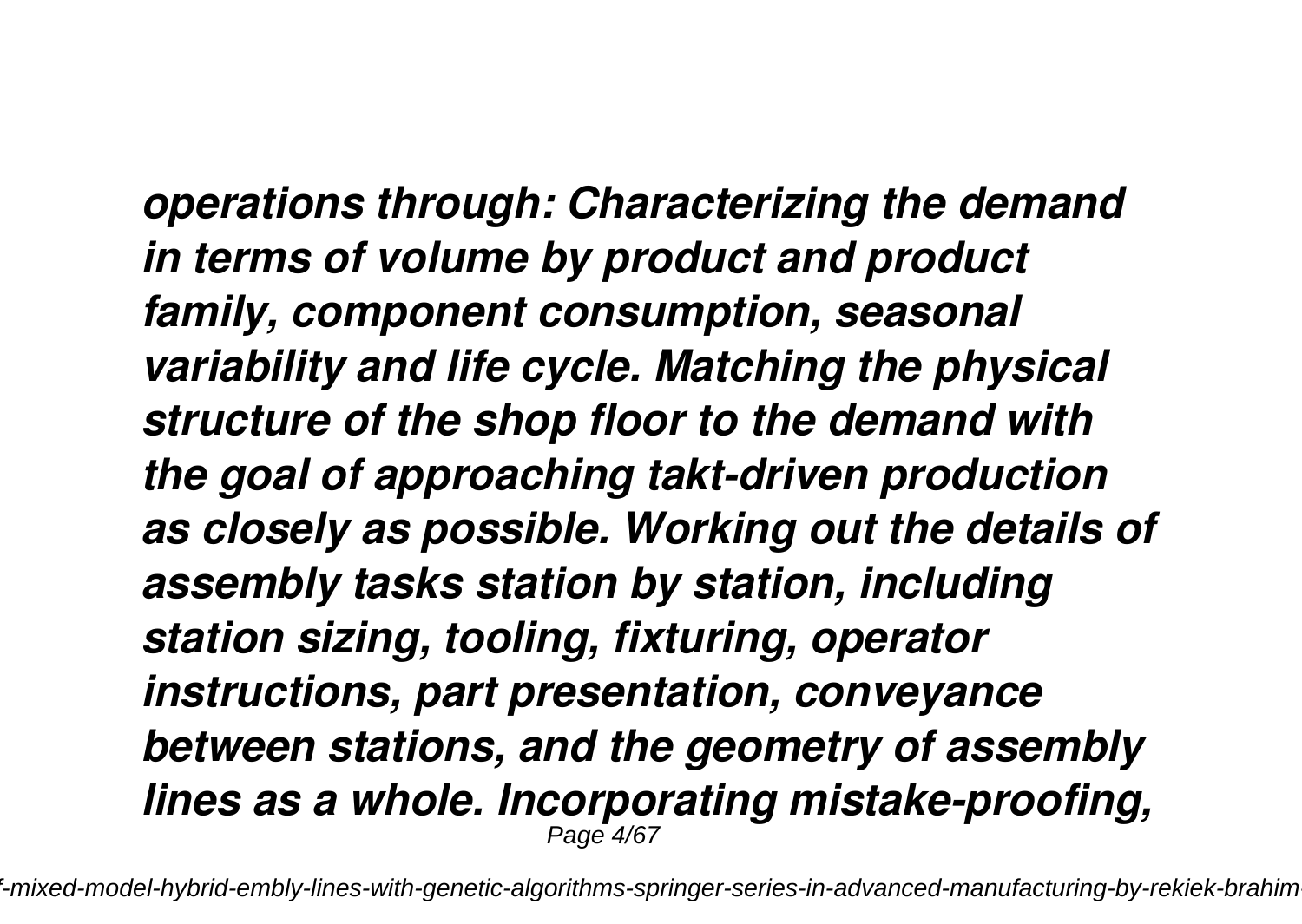*operations through: Characterizing the demand in terms of volume by product and product family, component consumption, seasonal variability and life cycle. Matching the physical structure of the shop floor to the demand with the goal of approaching takt-driven production as closely as possible. Working out the details of assembly tasks station by station, including station sizing, tooling, fixturing, operator instructions, part presentation, conveyance between stations, and the geometry of assembly lines as a whole. Incorporating mistake-proofing,*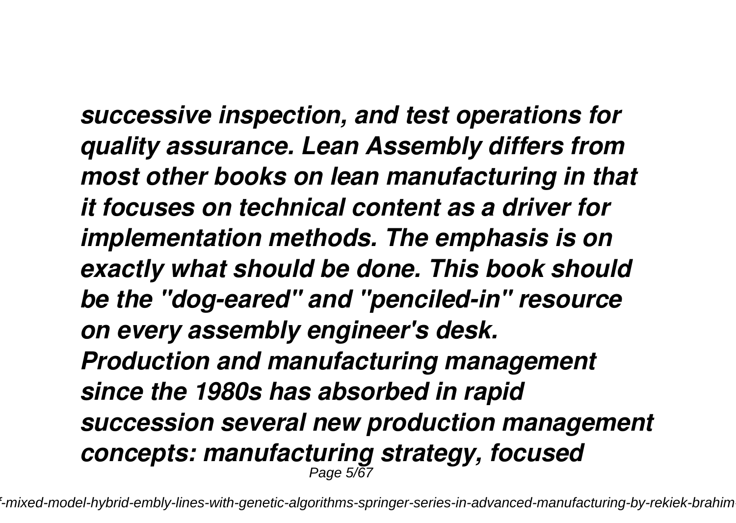*successive inspection, and test operations for quality assurance. Lean Assembly differs from most other books on lean manufacturing in that it focuses on technical content as a driver for implementation methods. The emphasis is on exactly what should be done. This book should be the "dog-eared" and "penciled-in" resource on every assembly engineer's desk.*
*Production and manufacturing management since the 1980s has absorbed in rapid succession several new production management concepts: manufacturing strategy, focused*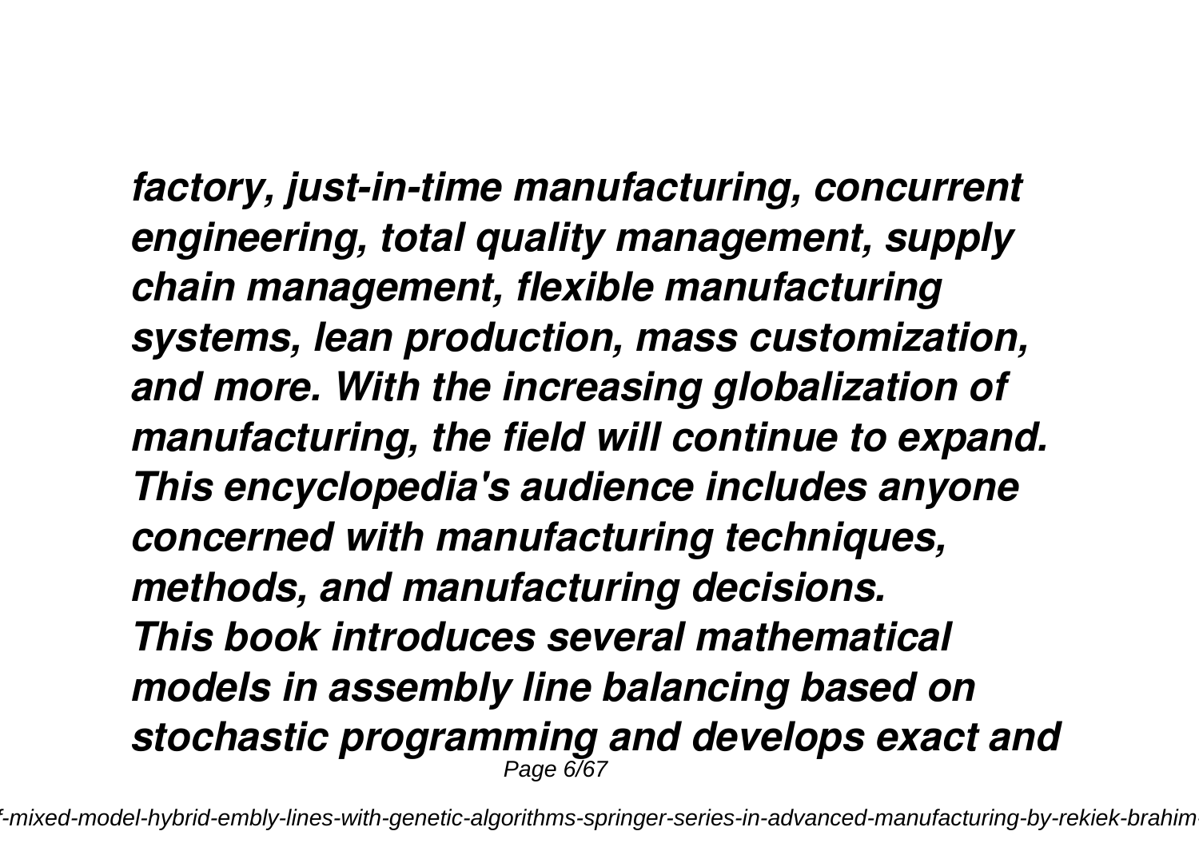*factory, just-in-time manufacturing, concurrent engineering, total quality management, supply chain management, flexible manufacturing systems, lean production, mass customization, and more. With the increasing globalization of manufacturing, the field will continue to expand. This encyclopedia's audience includes anyone concerned with manufacturing techniques, methods, and manufacturing decisions.*

*This book introduces several mathematical models in assembly line balancing based on stochastic programming and develops exact and*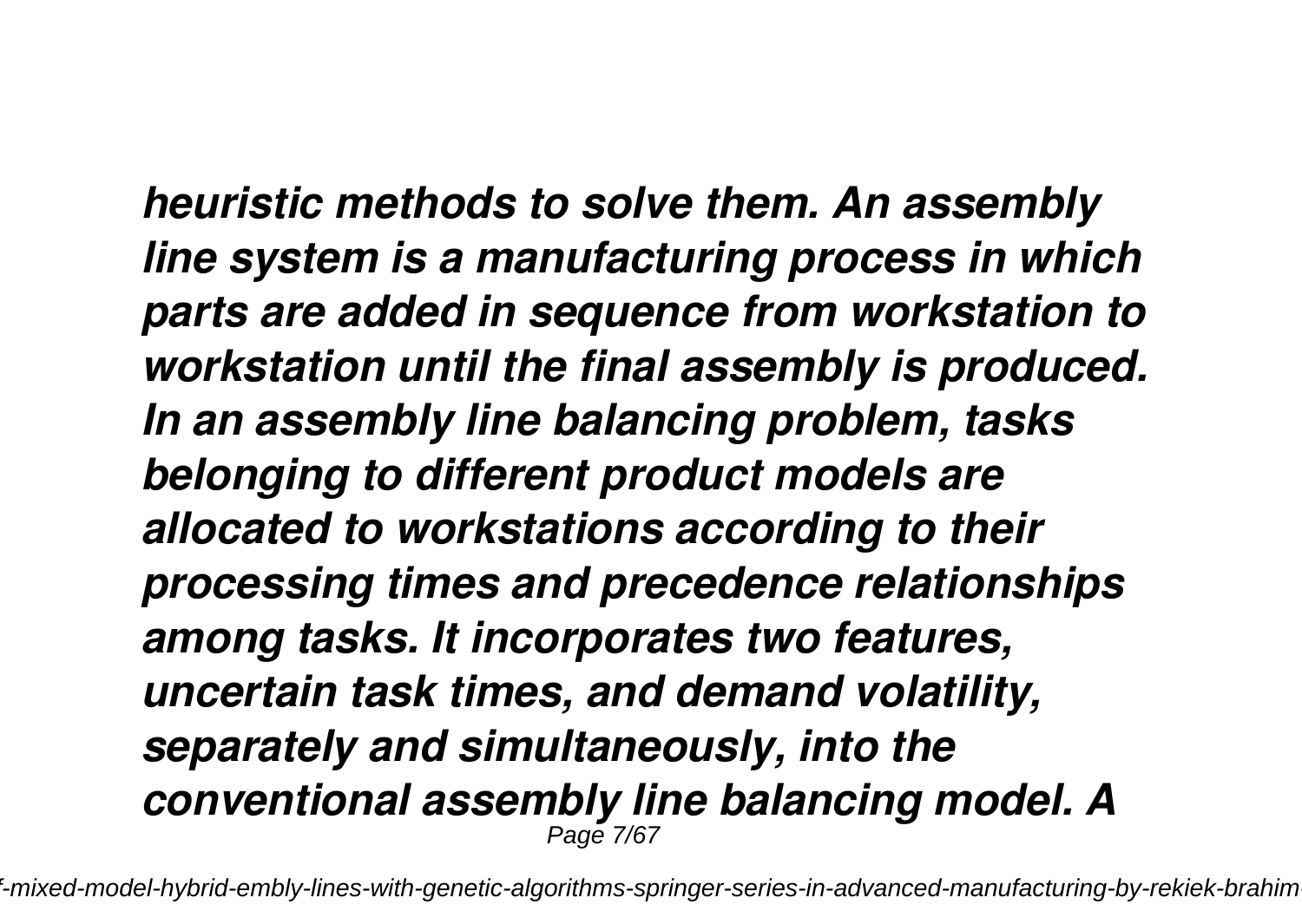*heuristic methods to solve them. An assembly line system is a manufacturing process in which parts are added in sequence from workstation to workstation until the final assembly is produced. In an assembly line balancing problem, tasks belonging to different product models are allocated to workstations according to their processing times and precedence relationships among tasks. It incorporates two features, uncertain task times, and demand volatility, separately and simultaneously, into the conventional assembly line balancing model. A*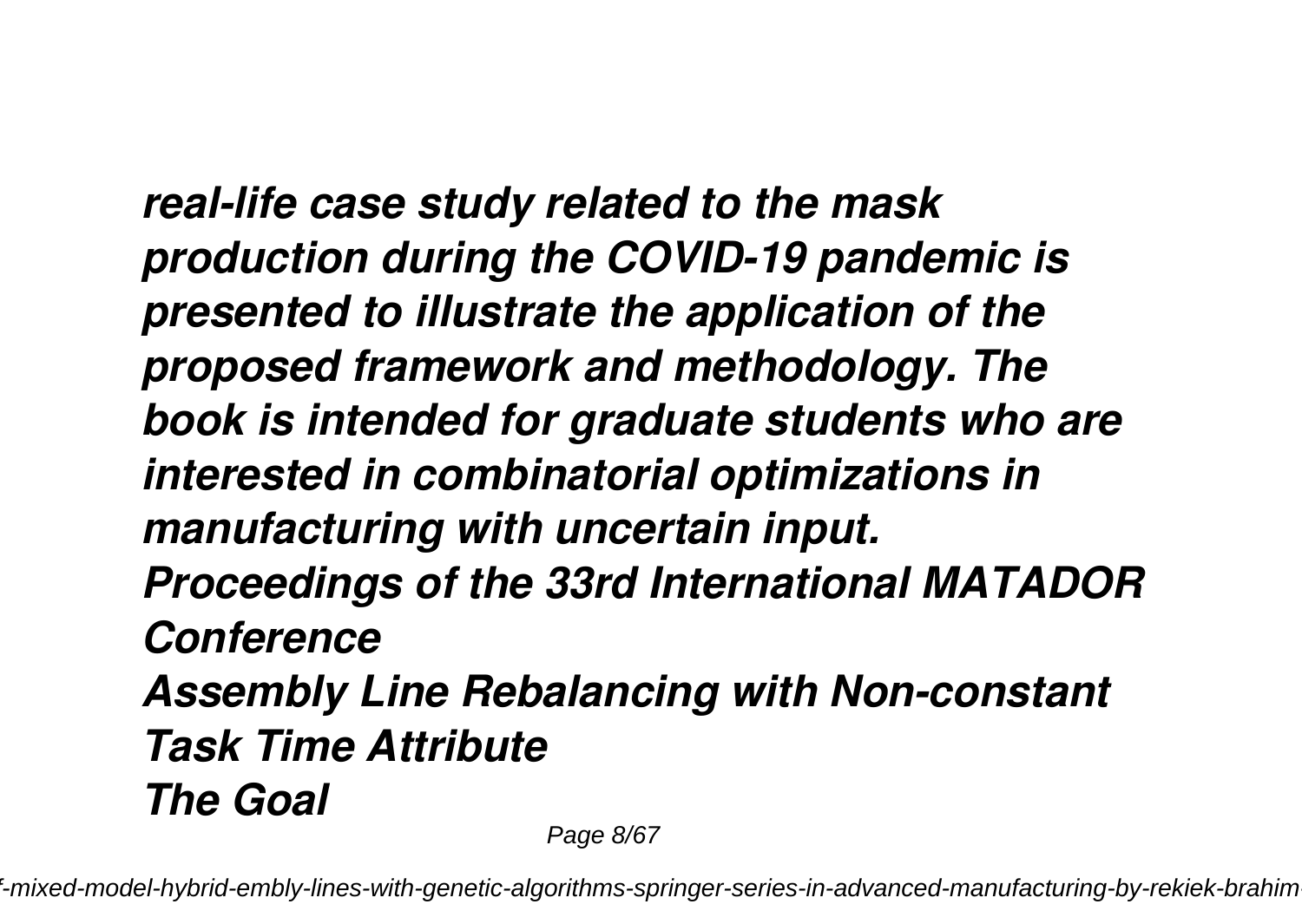*real-life case study related to the mask production during the COVID-19 pandemic is presented to illustrate the application of the proposed framework and methodology. The book is intended for graduate students who are interested in combinatorial optimizations in manufacturing with uncertain input.*

***Proceedings of the 33rd International MATADOR Conference***

***Assembly Line Rebalancing with Non-constant Task Time Attribute***

***The Goal***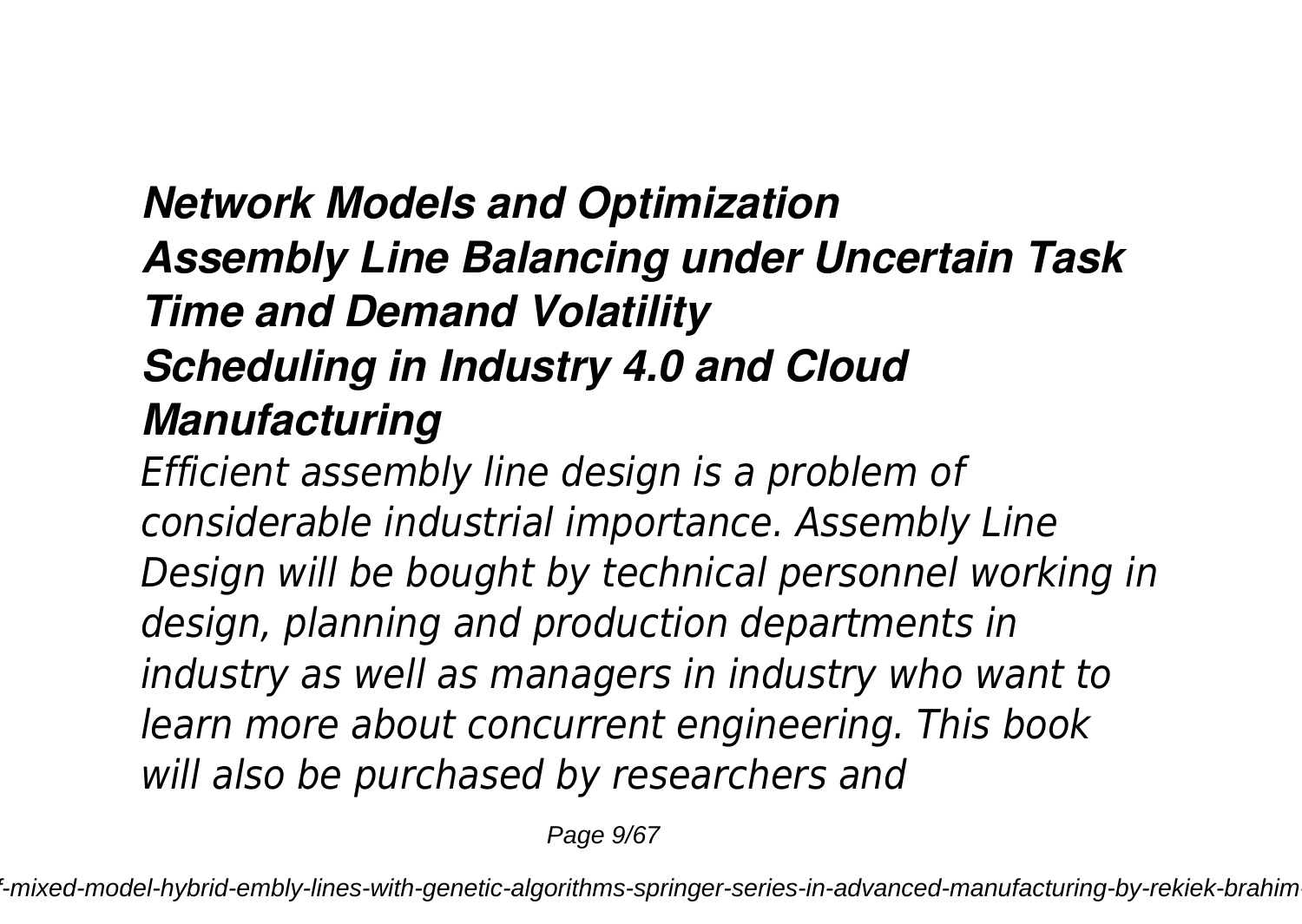### *Network Models and Optimization*
### *Assembly Line Balancing under Uncertain Task Time and Demand Volatility*
### *Scheduling in Industry 4.0 and Cloud Manufacturing*

*Efficient assembly line design is a problem of considerable industrial importance. Assembly Line Design will be bought by technical personnel working in design, planning and production departments in industry as well as managers in industry who want to learn more about concurrent engineering. This book will also be purchased by researchers and*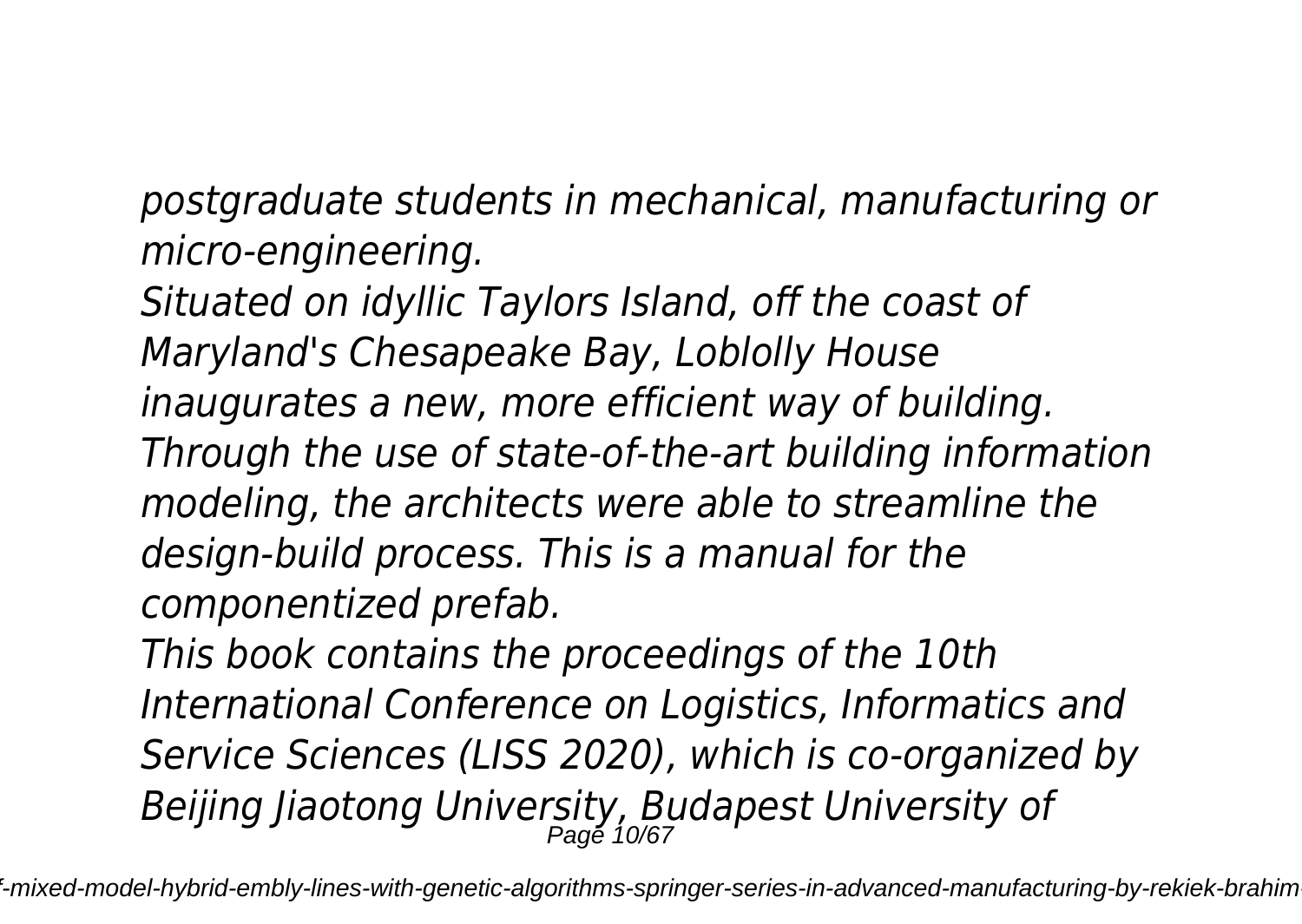*postgraduate students in mechanical, manufacturing or micro-engineering.*

*Situated on idyllic Taylors Island, off the coast of Maryland's Chesapeake Bay, Loblolly House inaugurates a new, more efficient way of building. Through the use of state-of-the-art building information modeling, the architects were able to streamline the design-build process. This is a manual for the componentized prefab.*

*This book contains the proceedings of the 10th International Conference on Logistics, Informatics and Service Sciences (LISS 2020), which is co-organized by Beijing Jiaotong University, Budapest University of*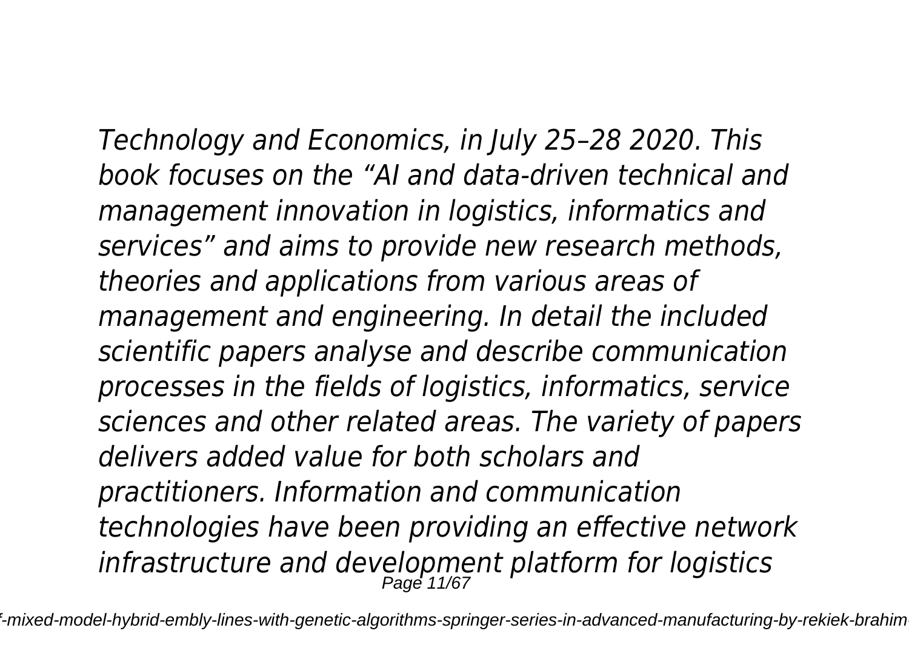*Technology and Economics, in July 25–28 2020. This book focuses on the "AI and data-driven technical and management innovation in logistics, informatics and services" and aims to provide new research methods, theories and applications from various areas of management and engineering. In detail the included scientific papers analyse and describe communication processes in the fields of logistics, informatics, service sciences and other related areas. The variety of papers delivers added value for both scholars and practitioners. Information and communication technologies have been providing an effective network infrastructure and development platform for logistics*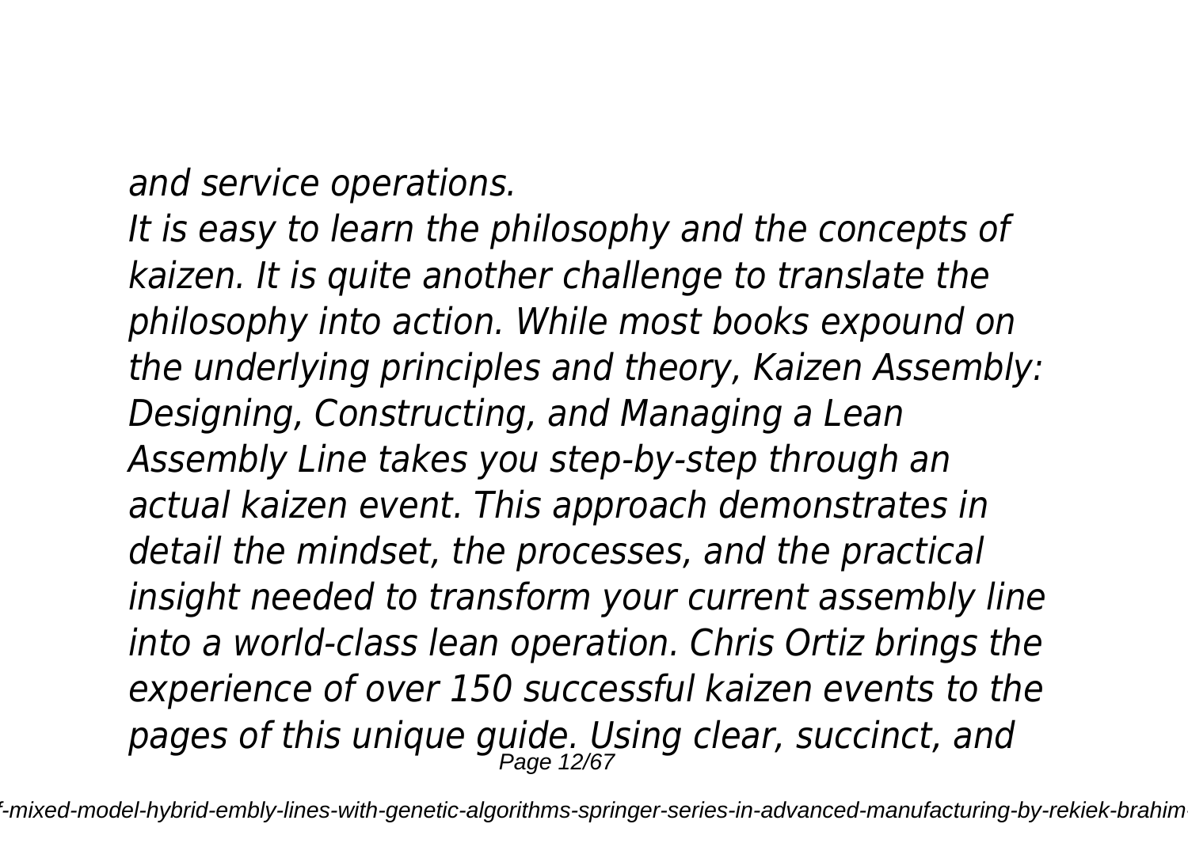*and service operations.*

*It is easy to learn the philosophy and the concepts of kaizen. It is quite another challenge to translate the philosophy into action. While most books expound on the underlying principles and theory, Kaizen Assembly: Designing, Constructing, and Managing a Lean Assembly Line takes you step-by-step through an actual kaizen event. This approach demonstrates in detail the mindset, the processes, and the practical insight needed to transform your current assembly line into a world-class lean operation. Chris Ortiz brings the experience of over 150 successful kaizen events to the pages of this unique guide. Using clear, succinct, and*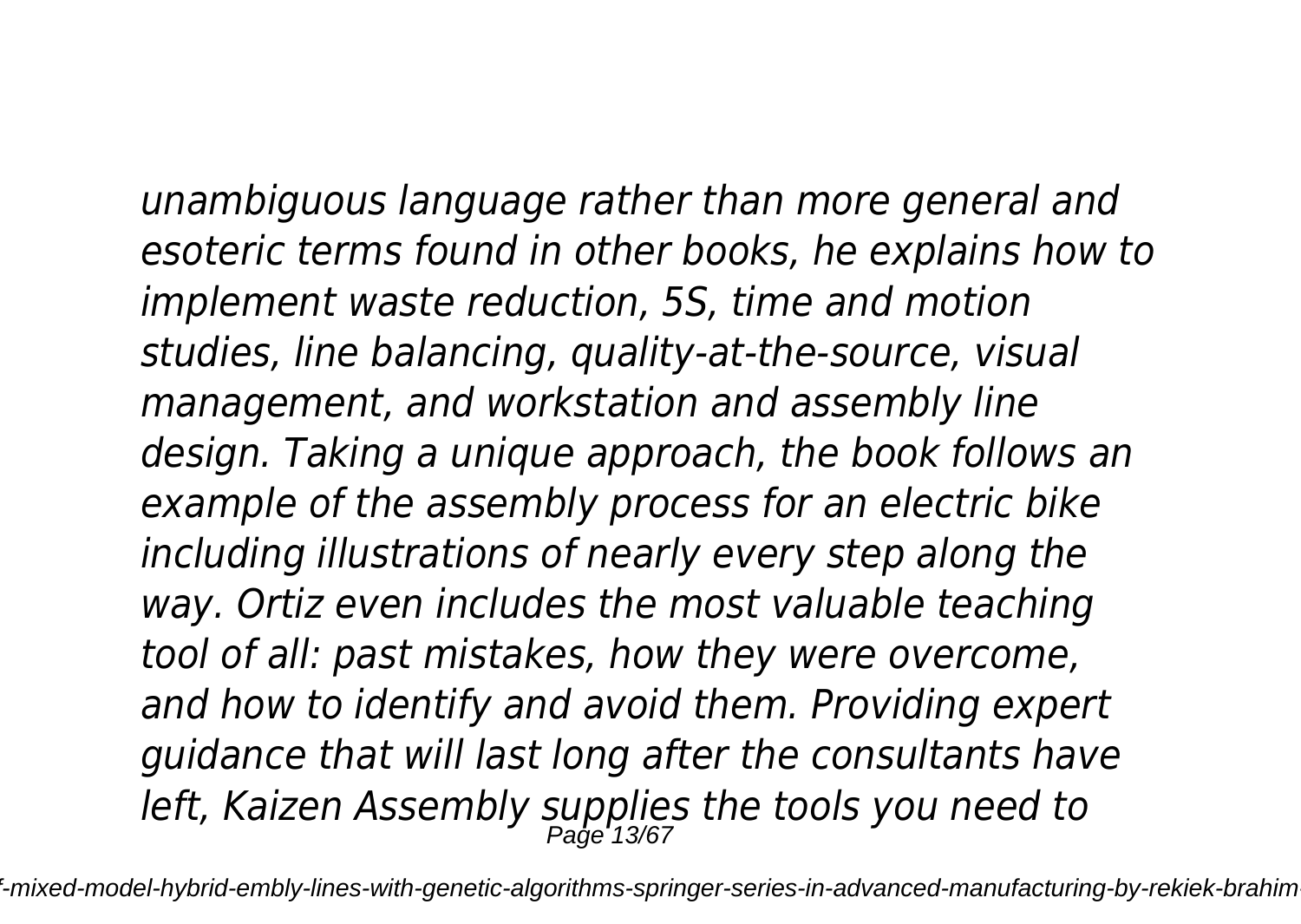*unambiguous language rather than more general and esoteric terms found in other books, he explains how to implement waste reduction, 5S, time and motion studies, line balancing, quality-at-the-source, visual management, and workstation and assembly line design. Taking a unique approach, the book follows an example of the assembly process for an electric bike including illustrations of nearly every step along the way. Ortiz even includes the most valuable teaching tool of all: past mistakes, how they were overcome, and how to identify and avoid them. Providing expert guidance that will last long after the consultants have left, Kaizen Assembly supplies the tools you need to*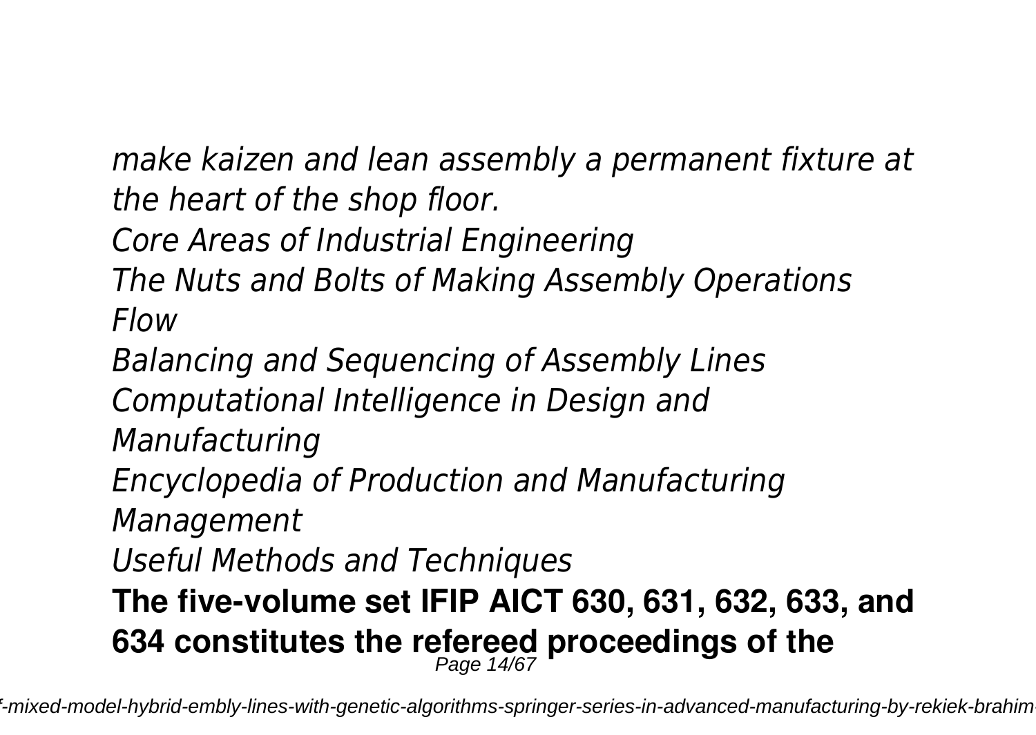*make kaizen and lean assembly a permanent fixture at the heart of the shop floor.*

*Core Areas of Industrial Engineering*

*The Nuts and Bolts of Making Assembly Operations Flow*

*Balancing and Sequencing of Assembly Lines*

*Computational Intelligence in Design and Manufacturing*

*Encyclopedia of Production and Manufacturing Management*

*Useful Methods and Techniques*

**The five-volume set IFIP AICT 630, 631, 632, 633, and 634 constitutes the refereed proceedings of the**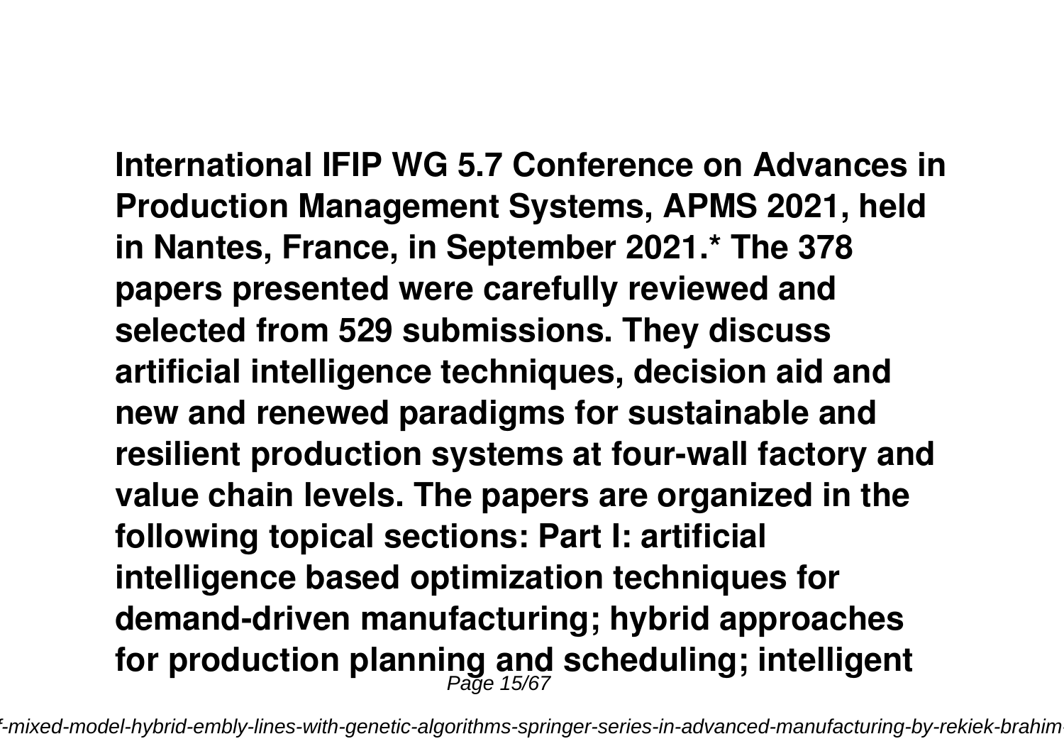**International IFIP WG 5.7 Conference on Advances in Production Management Systems, APMS 2021, held in Nantes, France, in September 2021.* The 378 papers presented were carefully reviewed and selected from 529 submissions. They discuss artificial intelligence techniques, decision aid and new and renewed paradigms for sustainable and resilient production systems at four-wall factory and value chain levels. The papers are organized in the following topical sections: Part I: artificial intelligence based optimization techniques for demand-driven manufacturing; hybrid approaches for production planning and scheduling; intelligent**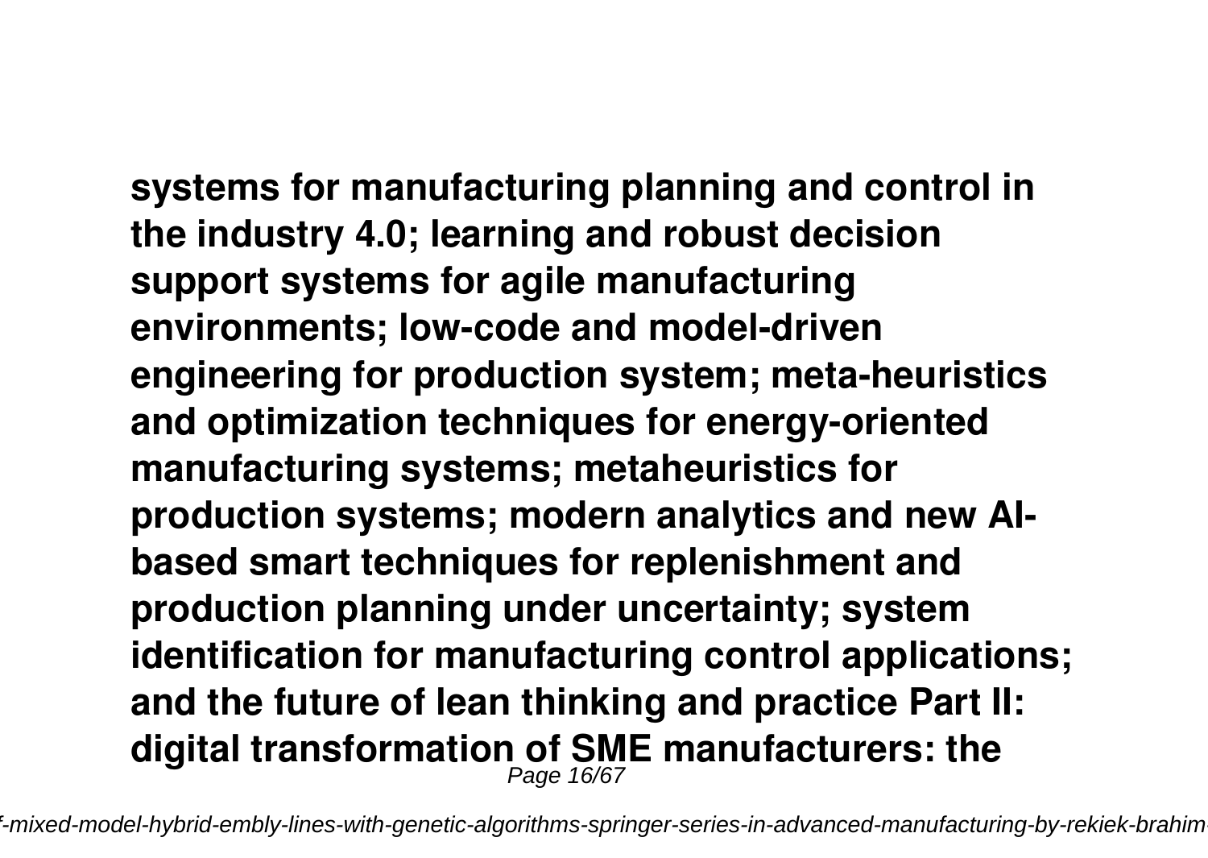**systems for manufacturing planning and control in the industry 4.0; learning and robust decision support systems for agile manufacturing environments; low-code and model-driven engineering for production system; meta-heuristics and optimization techniques for energy-oriented manufacturing systems; metaheuristics for production systems; modern analytics and new AI-based smart techniques for replenishment and production planning under uncertainty; system identification for manufacturing control applications; and the future of lean thinking and practice Part II: digital transformation of SME manufacturers: the**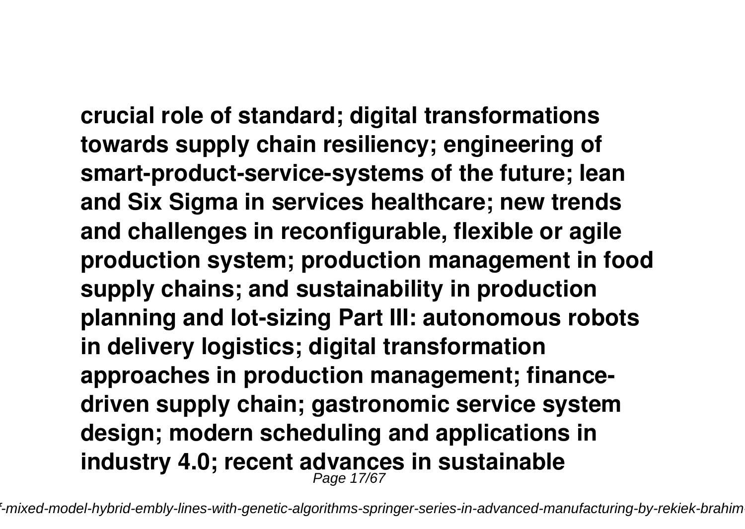**crucial role of standard; digital transformations towards supply chain resiliency; engineering of smart-product-service-systems of the future; lean and Six Sigma in services healthcare; new trends and challenges in reconfigurable, flexible or agile production system; production management in food supply chains; and sustainability in production planning and lot-sizing Part III: autonomous robots in delivery logistics; digital transformation approaches in production management; finance-driven supply chain; gastronomic service system design; modern scheduling and applications in industry 4.0; recent advances in sustainable**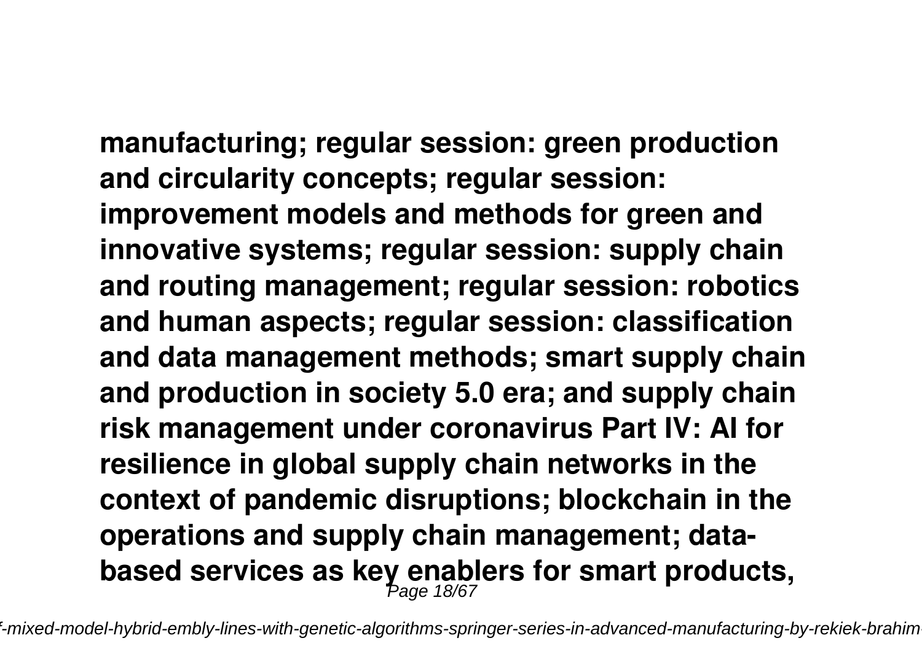**manufacturing; regular session: green production and circularity concepts; regular session: improvement models and methods for green and innovative systems; regular session: supply chain and routing management; regular session: robotics and human aspects; regular session: classification and data management methods; smart supply chain and production in society 5.0 era; and supply chain risk management under coronavirus Part IV: AI for resilience in global supply chain networks in the context of pandemic disruptions; blockchain in the operations and supply chain management; data-based services as key enablers for smart products,**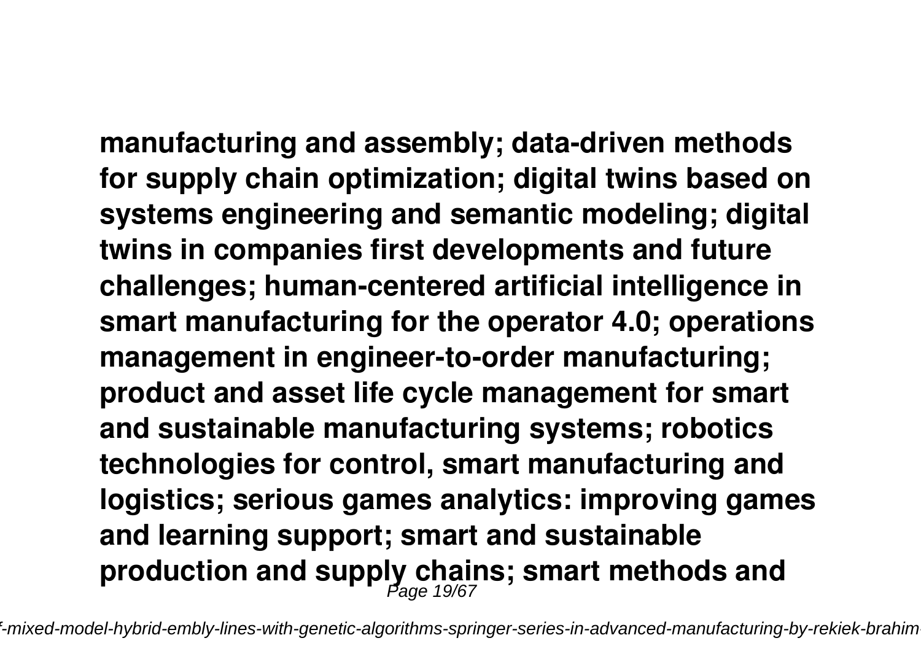**manufacturing and assembly; data-driven methods for supply chain optimization; digital twins based on systems engineering and semantic modeling; digital twins in companies first developments and future challenges; human-centered artificial intelligence in smart manufacturing for the operator 4.0; operations management in engineer-to-order manufacturing; product and asset life cycle management for smart and sustainable manufacturing systems; robotics technologies for control, smart manufacturing and logistics; serious games analytics: improving games and learning support; smart and sustainable production and supply chains; smart methods and**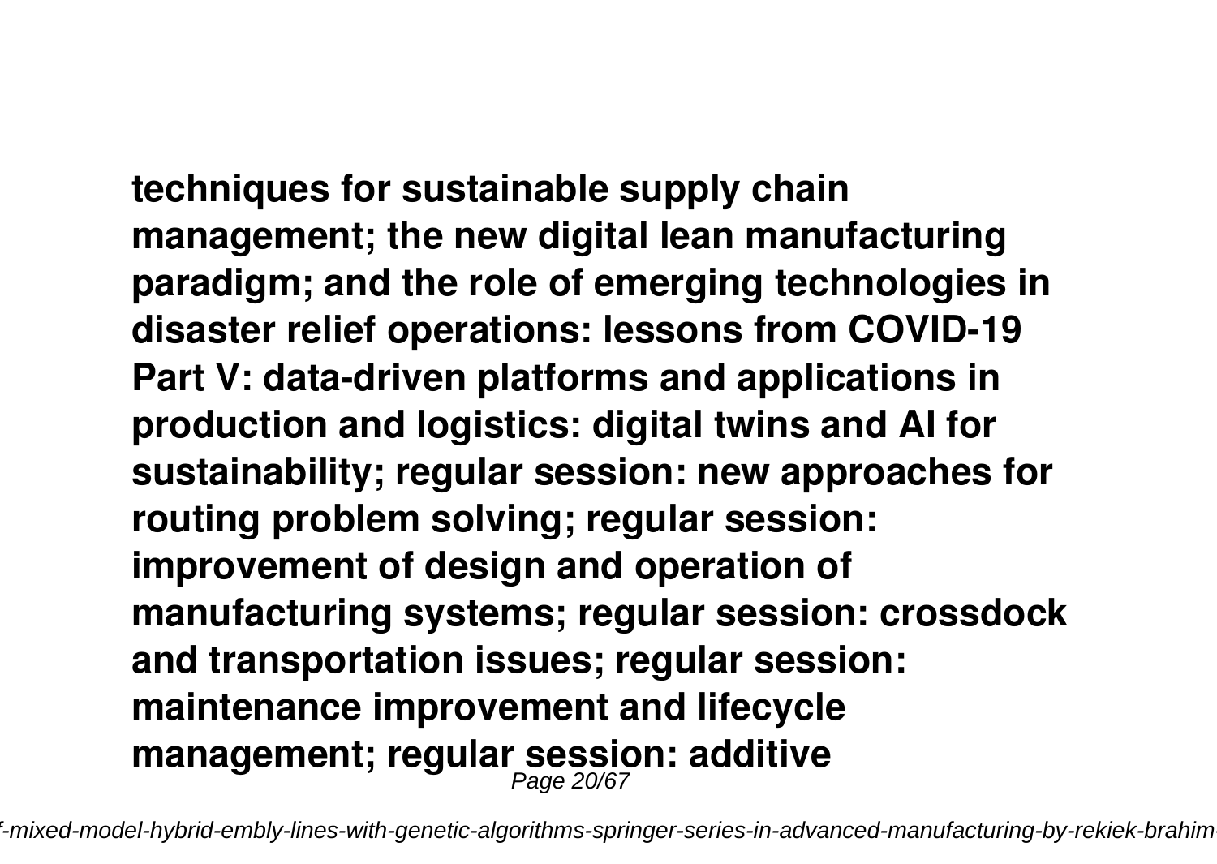**techniques for sustainable supply chain management; the new digital lean manufacturing paradigm; and the role of emerging technologies in disaster relief operations: lessons from COVID-19 Part V: data-driven platforms and applications in production and logistics: digital twins and AI for sustainability; regular session: new approaches for routing problem solving; regular session: improvement of design and operation of manufacturing systems; regular session: crossdock and transportation issues; regular session: maintenance improvement and lifecycle management; regular session: additive**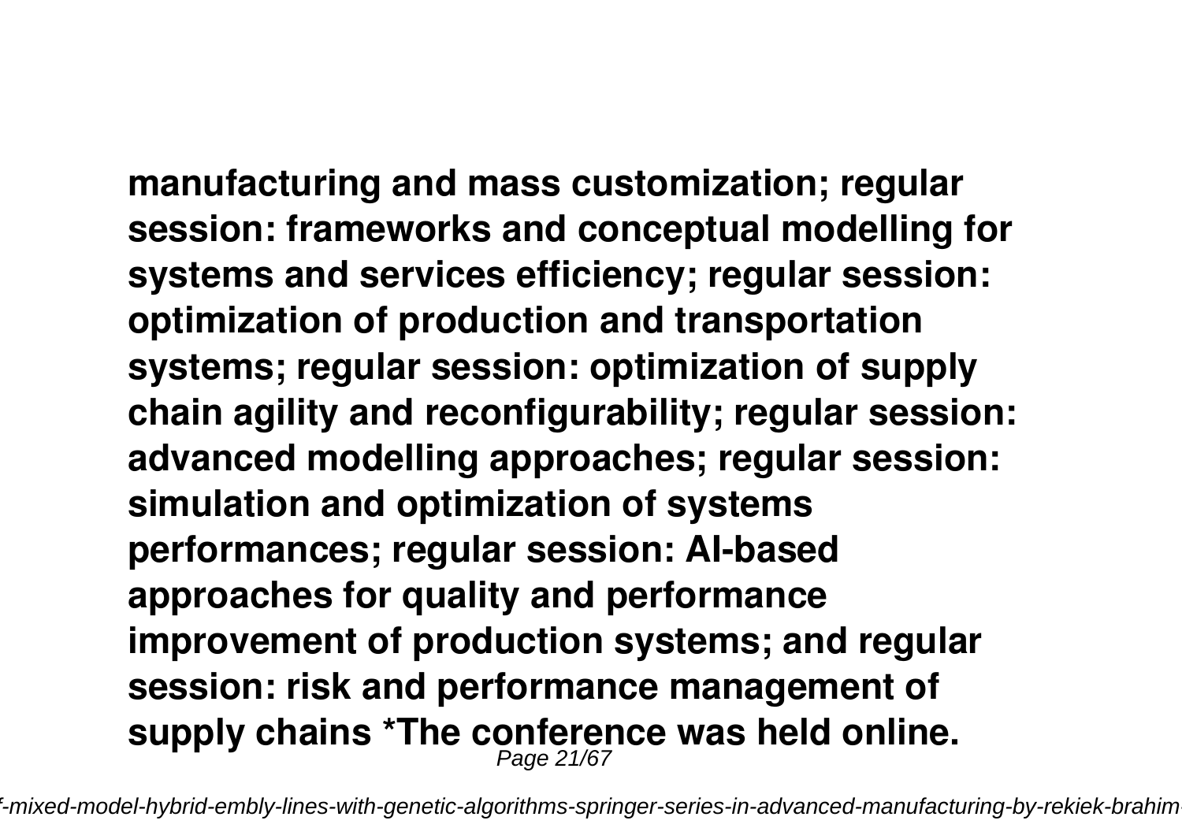**manufacturing and mass customization; regular session: frameworks and conceptual modelling for systems and services efficiency; regular session: optimization of production and transportation systems; regular session: optimization of supply chain agility and reconfigurability; regular session: advanced modelling approaches; regular session: simulation and optimization of systems performances; regular session: AI-based approaches for quality and performance improvement of production systems; and regular session: risk and performance management of supply chains *The conference was held online.**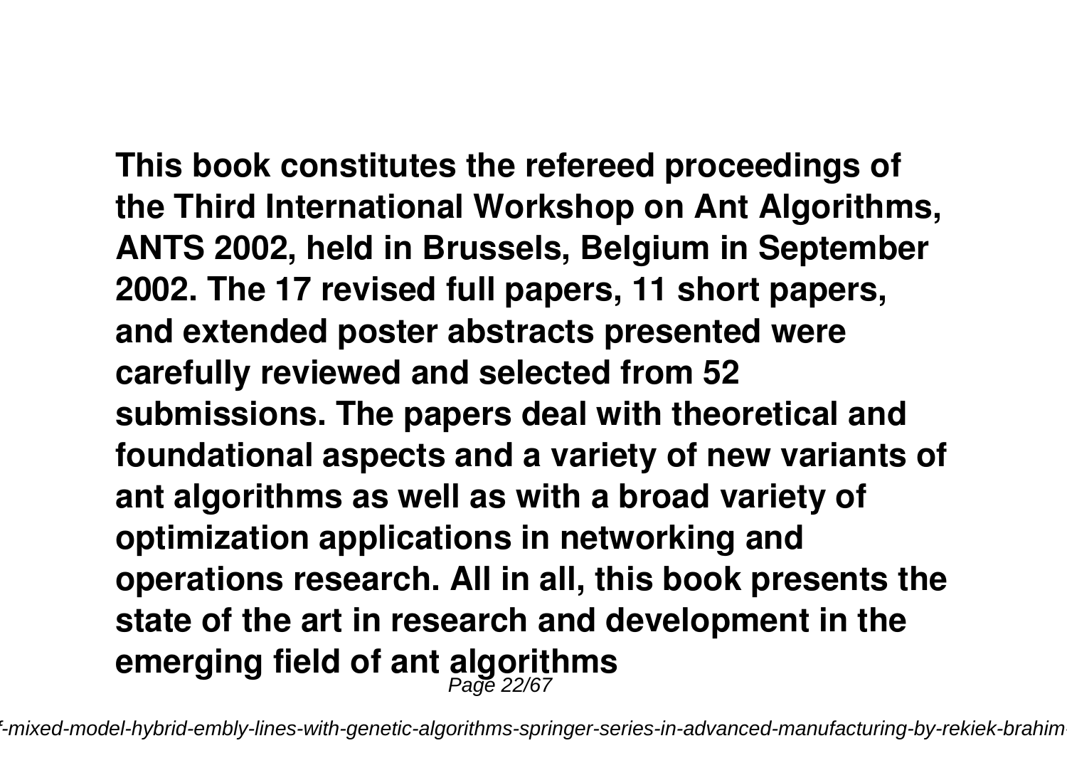**This book constitutes the refereed proceedings of the Third International Workshop on Ant Algorithms, ANTS 2002, held in Brussels, Belgium in September 2002. The 17 revised full papers, 11 short papers, and extended poster abstracts presented were carefully reviewed and selected from 52 submissions. The papers deal with theoretical and foundational aspects and a variety of new variants of ant algorithms as well as with a broad variety of optimization applications in networking and operations research. All in all, this book presents the state of the art in research and development in the emerging field of ant algorithms**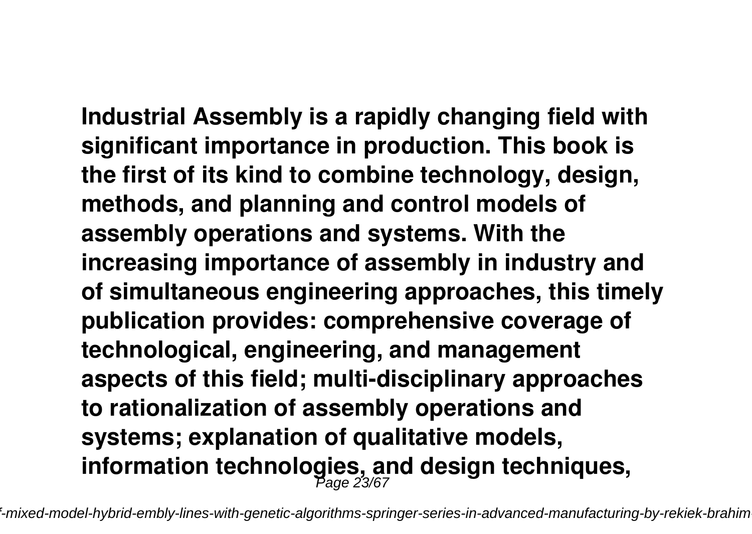**Industrial Assembly is a rapidly changing field with significant importance in production. This book is the first of its kind to combine technology, design, methods, and planning and control models of assembly operations and systems. With the increasing importance of assembly in industry and of simultaneous engineering approaches, this timely publication provides: comprehensive coverage of technological, engineering, and management aspects of this field; multi-disciplinary approaches to rationalization of assembly operations and systems; explanation of qualitative models, information technologies, and design techniques,**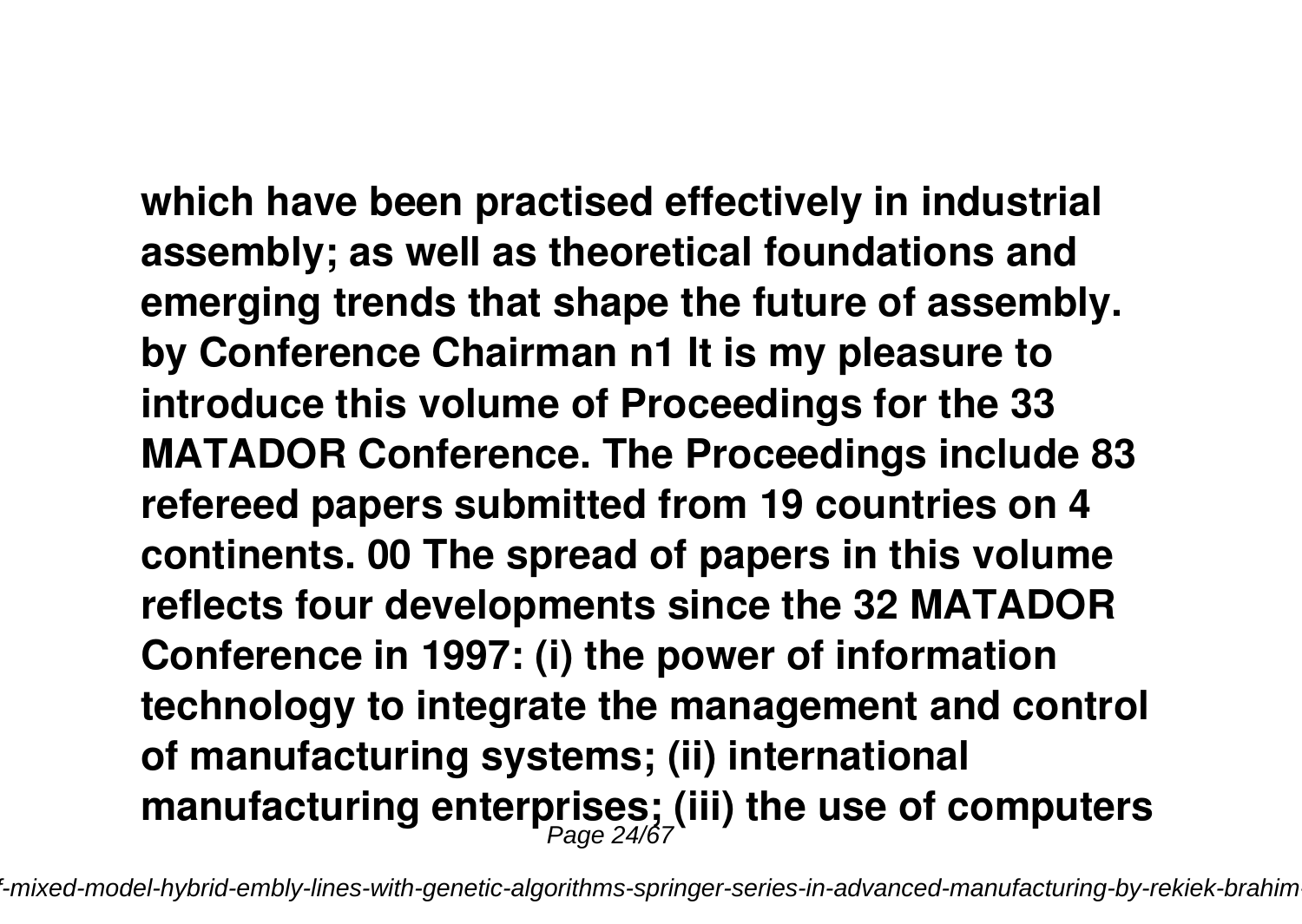**which have been practised effectively in industrial assembly; as well as theoretical foundations and emerging trends that shape the future of assembly. by Conference Chairman n1 It is my pleasure to introduce this volume of Proceedings for the 33 MATADOR Conference. The Proceedings include 83 refereed papers submitted from 19 countries on 4 continents. 00 The spread of papers in this volume reflects four developments since the 32 MATADOR Conference in 1997: (i) the power of information technology to integrate the management and control of manufacturing systems; (ii) international manufacturing enterprises; (iii) the use of computers**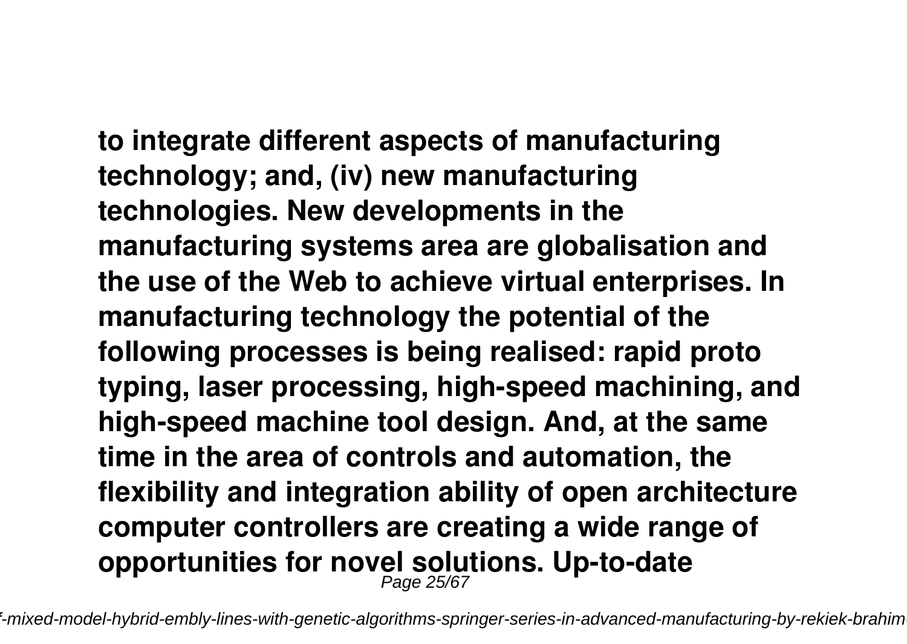**to integrate different aspects of manufacturing technology; and, (iv) new manufacturing technologies. New developments in the manufacturing systems area are globalisation and the use of the Web to achieve virtual enterprises. In manufacturing technology the potential of the following processes is being realised: rapid proto typing, laser processing, high-speed machining, and high-speed machine tool design. And, at the same time in the area of controls and automation, the flexibility and integration ability of open architecture computer controllers are creating a wide range of opportunities for novel solutions. Up-to-date**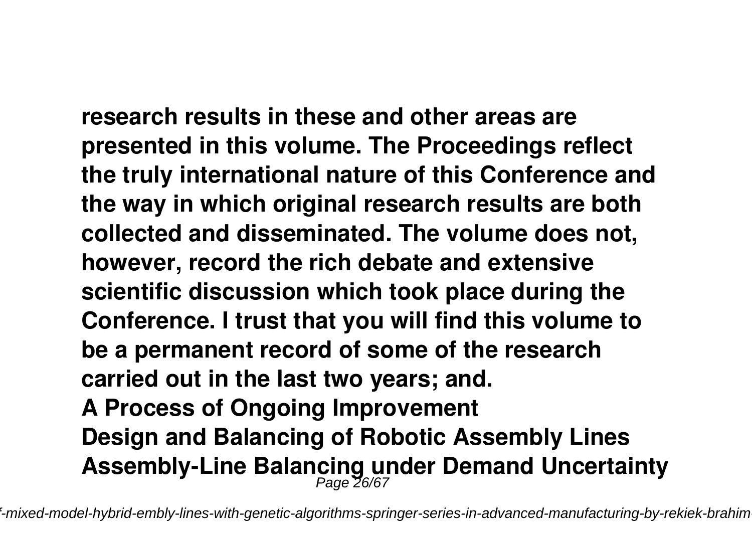**research results in these and other areas are presented in this volume. The Proceedings reflect the truly international nature of this Conference and the way in which original research results are both collected and disseminated. The volume does not, however, record the rich debate and extensive scientific discussion which took place during the Conference. I trust that you will find this volume to be a permanent record of some of the research carried out in the last two years; and.**

**A Process of Ongoing Improvement**

**Design and Balancing of Robotic Assembly Lines**

**Assembly-Line Balancing under Demand Uncertainty**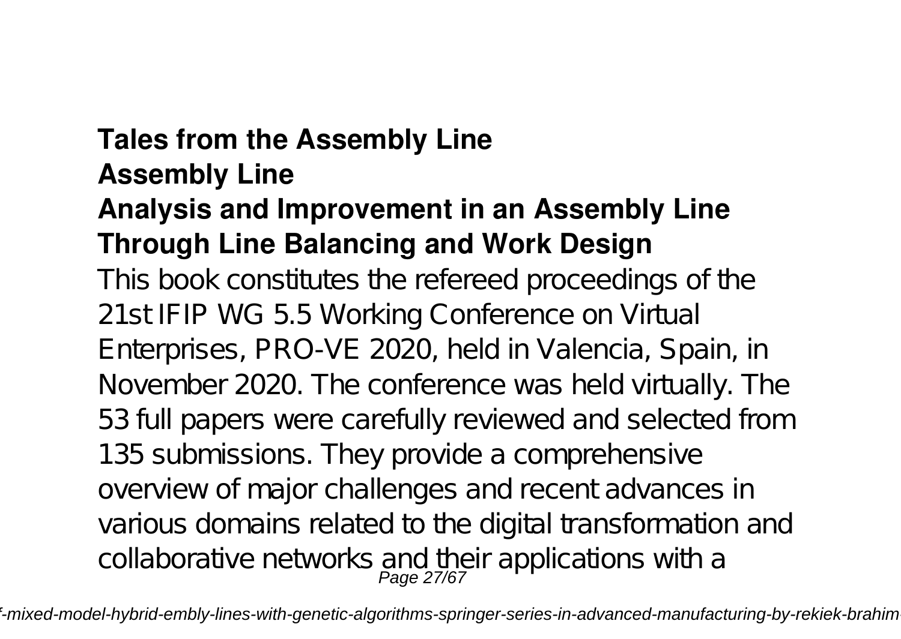**Tales from the Assembly Line**

**Assembly Line**

**Analysis and Improvement in an Assembly Line Through Line Balancing and Work Design**

This book constitutes the refereed proceedings of the 21st IFIP WG 5.5 Working Conference on Virtual Enterprises, PRO-VE 2020, held in Valencia, Spain, in November 2020. The conference was held virtually. The 53 full papers were carefully reviewed and selected from 135 submissions. They provide a comprehensive overview of major challenges and recent advances in various domains related to the digital transformation and collaborative networks and their applications with a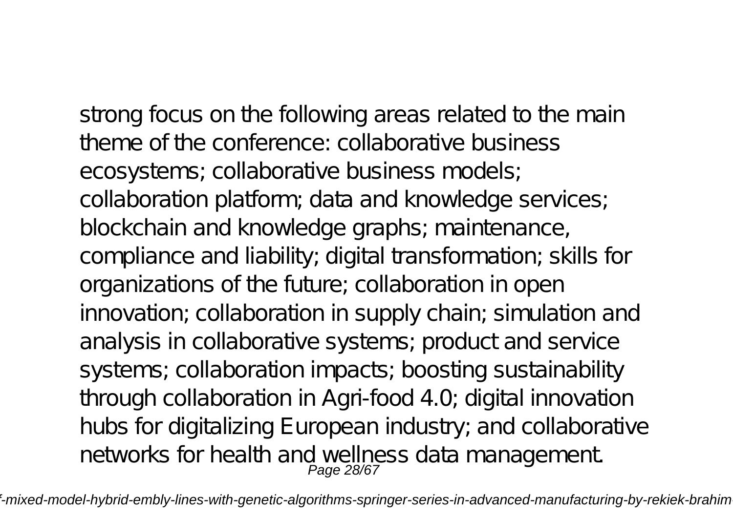strong focus on the following areas related to the main theme of the conference: collaborative business ecosystems; collaborative business models; collaboration platform; data and knowledge services; blockchain and knowledge graphs; maintenance, compliance and liability; digital transformation; skills for organizations of the future; collaboration in open innovation; collaboration in supply chain; simulation and analysis in collaborative systems; product and service systems; collaboration impacts; boosting sustainability through collaboration in Agri-food 4.0; digital innovation hubs for digitalizing European industry; and collaborative networks for health and wellness data management.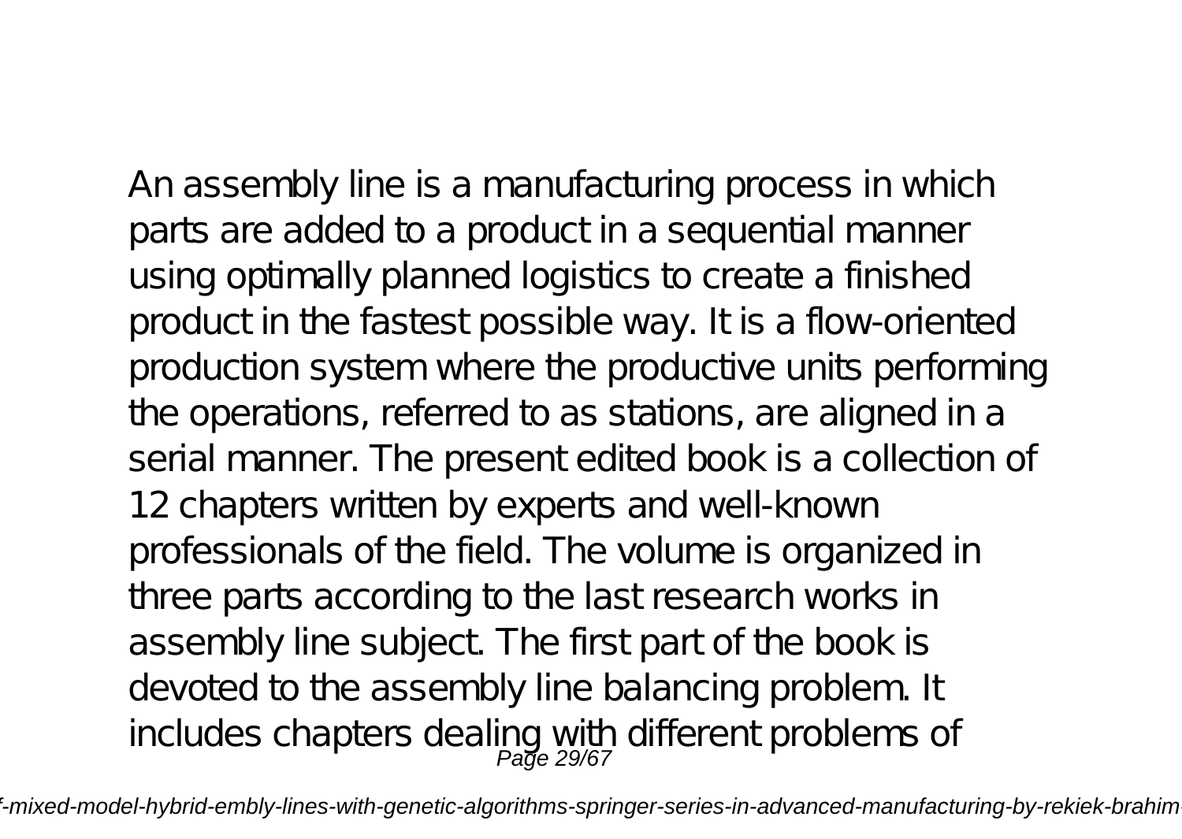An assembly line is a manufacturing process in which parts are added to a product in a sequential manner using optimally planned logistics to create a finished product in the fastest possible way. It is a flow-oriented production system where the productive units performing the operations, referred to as stations, are aligned in a serial manner. The present edited book is a collection of 12 chapters written by experts and well-known professionals of the field. The volume is organized in three parts according to the last research works in assembly line subject. The first part of the book is devoted to the assembly line balancing problem. It includes chapters dealing with different problems of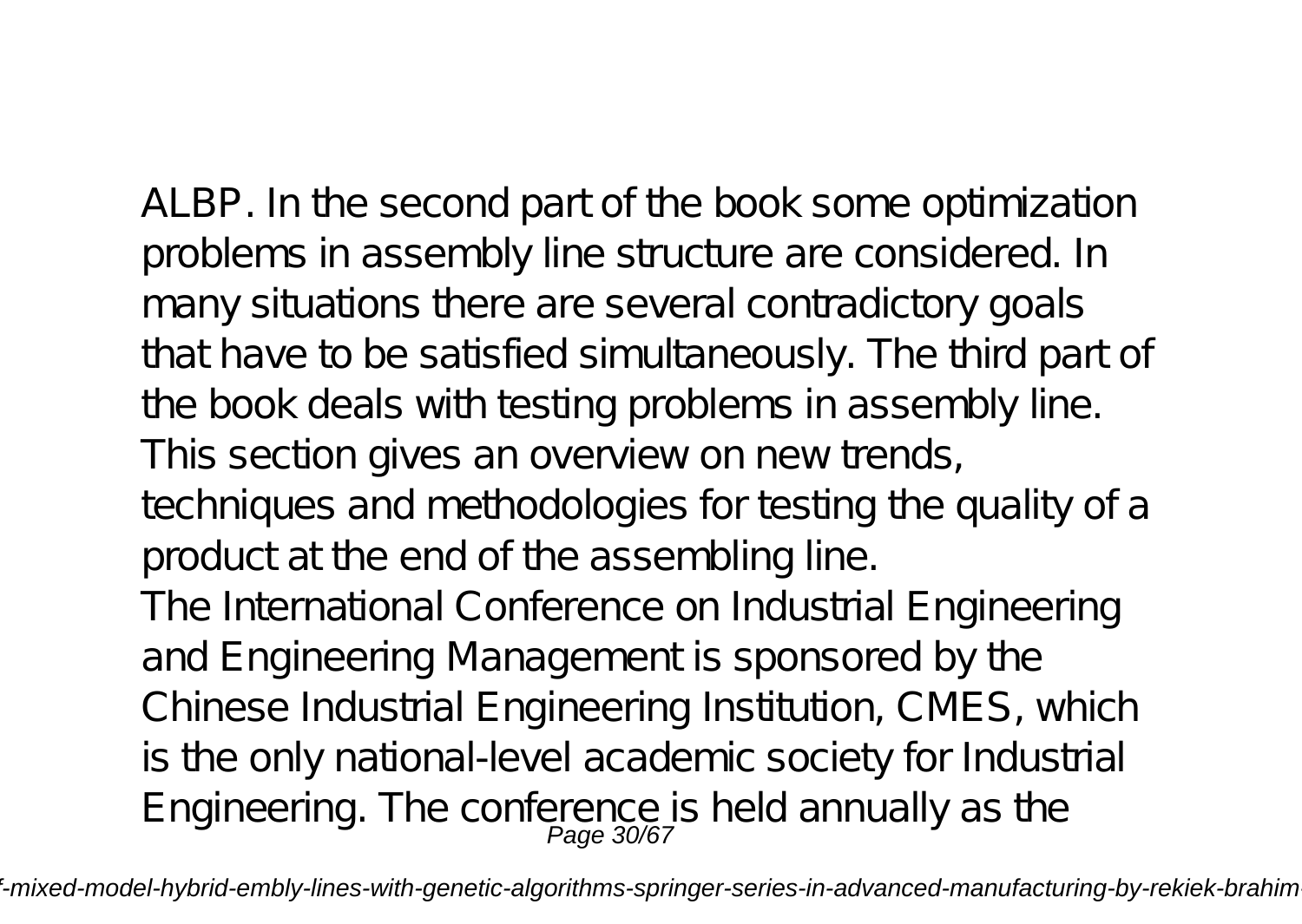ALBP. In the second part of the book some optimization problems in assembly line structure are considered. In many situations there are several contradictory goals that have to be satisfied simultaneously. The third part of the book deals with testing problems in assembly line. This section gives an overview on new trends, techniques and methodologies for testing the quality of a product at the end of the assembling line.

The International Conference on Industrial Engineering and Engineering Management is sponsored by the Chinese Industrial Engineering Institution, CMES, which is the only national-level academic society for Industrial Engineering. The conference is held annually as the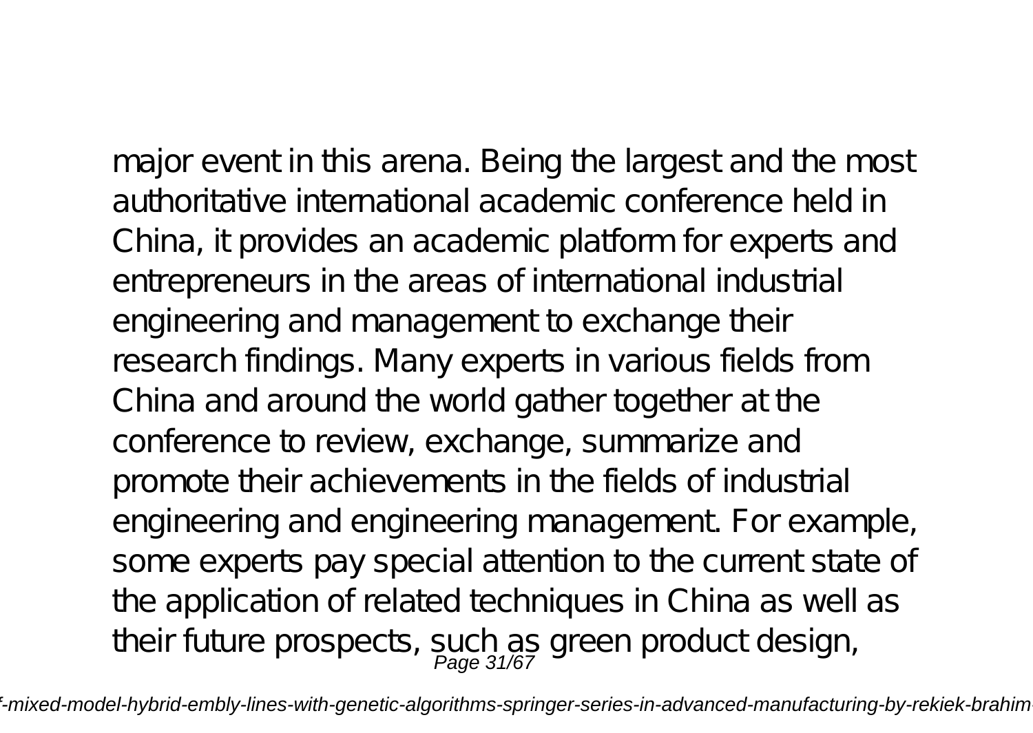major event in this arena. Being the largest and the most authoritative international academic conference held in China, it provides an academic platform for experts and entrepreneurs in the areas of international industrial engineering and management to exchange their research findings. Many experts in various fields from China and around the world gather together at the conference to review, exchange, summarize and promote their achievements in the fields of industrial engineering and engineering management. For example, some experts pay special attention to the current state of the application of related techniques in China as well as their future prospects, such as green product design,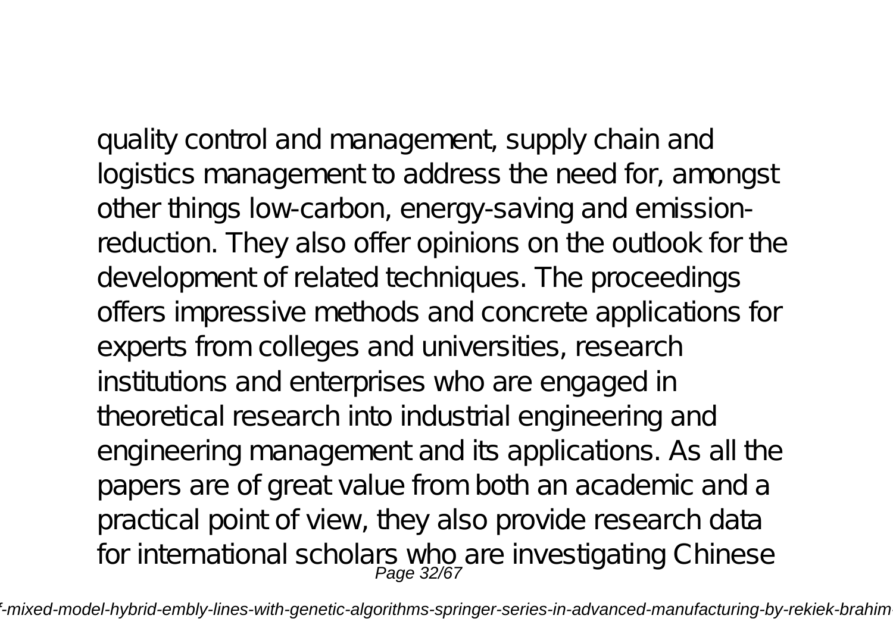quality control and management, supply chain and logistics management to address the need for, amongst other things low-carbon, energy-saving and emission-reduction. They also offer opinions on the outlook for the development of related techniques. The proceedings offers impressive methods and concrete applications for experts from colleges and universities, research institutions and enterprises who are engaged in theoretical research into industrial engineering and engineering management and its applications. As all the papers are of great value from both an academic and a practical point of view, they also provide research data for international scholars who are investigating Chinese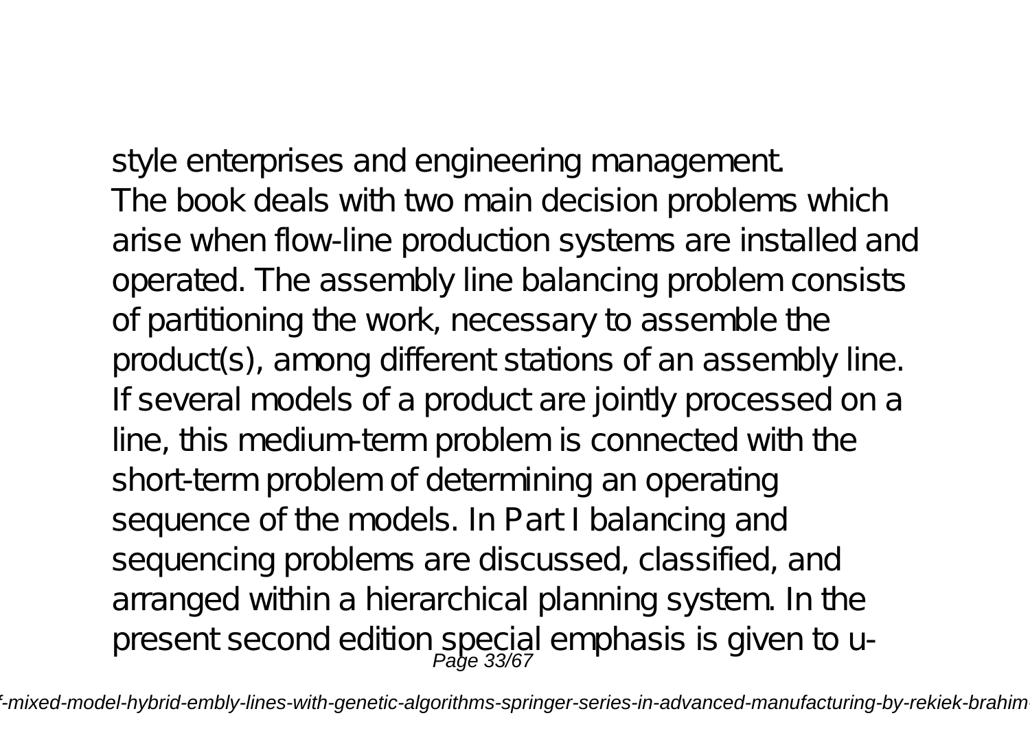style enterprises and engineering management.
The book deals with two main decision problems which arise when flow-line production systems are installed and operated. The assembly line balancing problem consists of partitioning the work, necessary to assemble the product(s), among different stations of an assembly line. If several models of a product are jointly processed on a line, this medium-term problem is connected with the short-term problem of determining an operating sequence of the models. In Part I balancing and sequencing problems are discussed, classified, and arranged within a hierarchical planning system. In the present second edition special emphasis is given to u-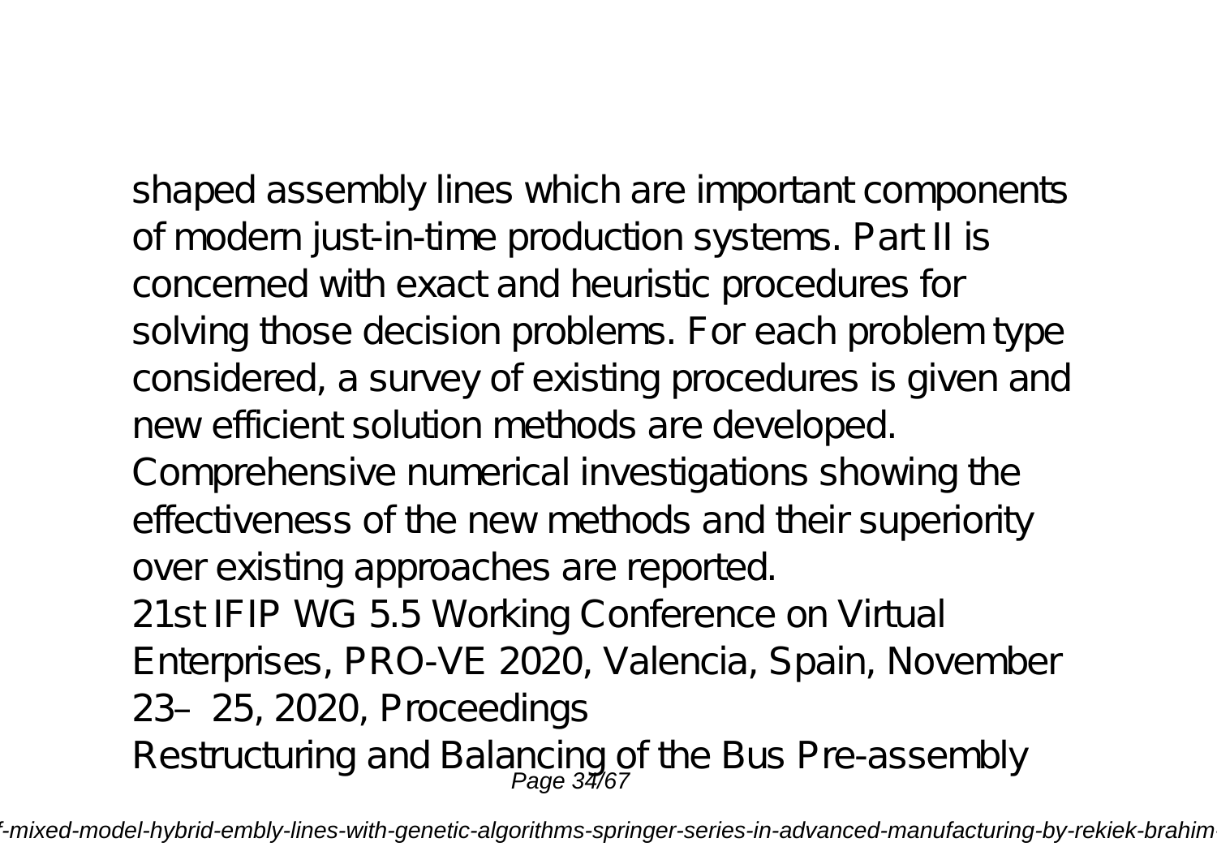shaped assembly lines which are important components of modern just-in-time production systems. Part II is concerned with exact and heuristic procedures for solving those decision problems. For each problem type considered, a survey of existing procedures is given and new efficient solution methods are developed. Comprehensive numerical investigations showing the effectiveness of the new methods and their superiority over existing approaches are reported.

21st IFIP WG 5.5 Working Conference on Virtual Enterprises, PRO-VE 2020, Valencia, Spain, November 23– 25, 2020, Proceedings

Restructuring and Balancing of the Bus Pre-assembly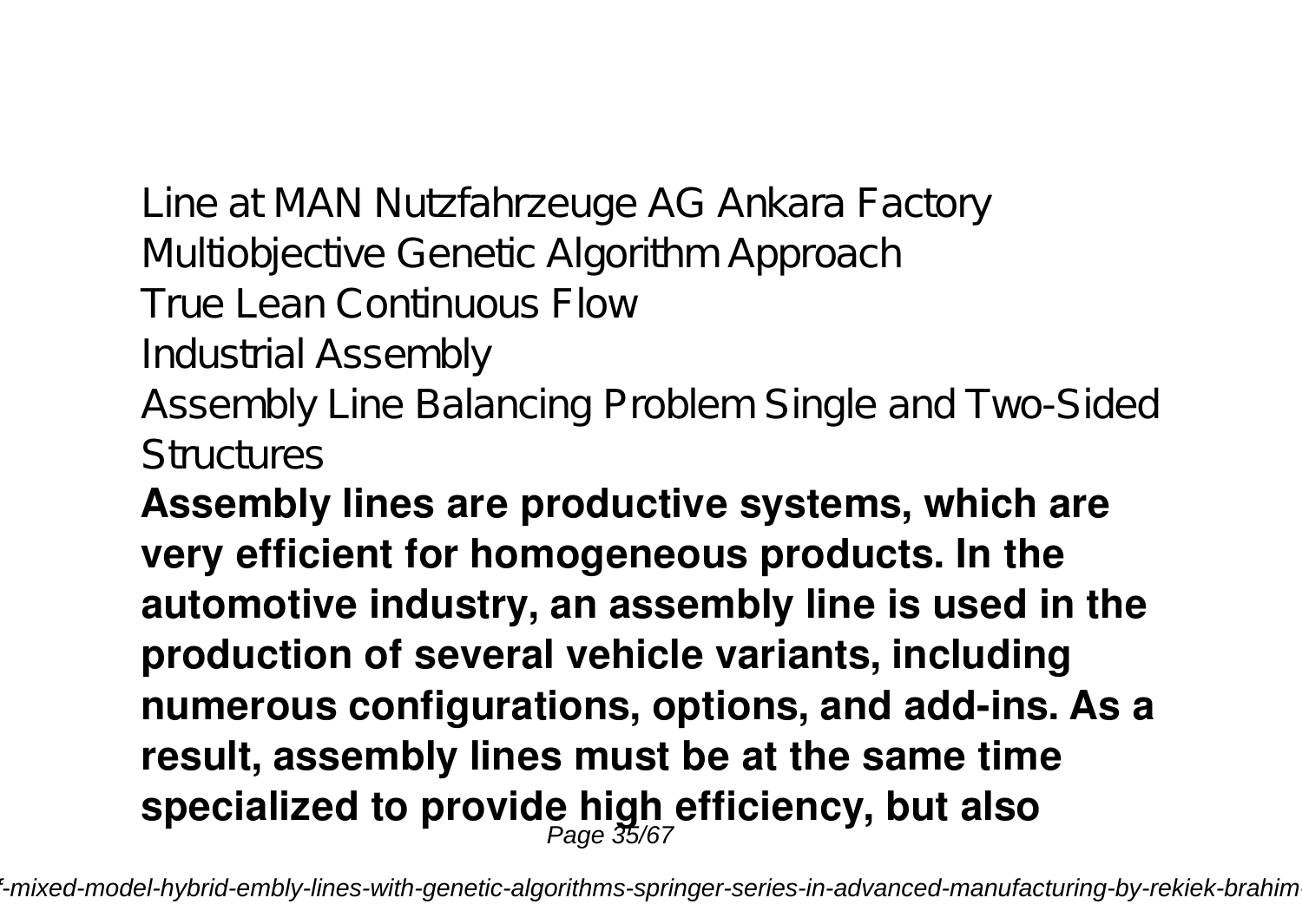Line at MAN Nutzfahrzeuge AG Ankara Factory
Multiobjective Genetic Algorithm Approach
True Lean Continuous Flow
Industrial Assembly
Assembly Line Balancing Problem Single and Two-Sided Structures

**Assembly lines are productive systems, which are very efficient for homogeneous products. In the automotive industry, an assembly line is used in the production of several vehicle variants, including numerous configurations, options, and add-ins. As a result, assembly lines must be at the same time specialized to provide high efficiency, but also**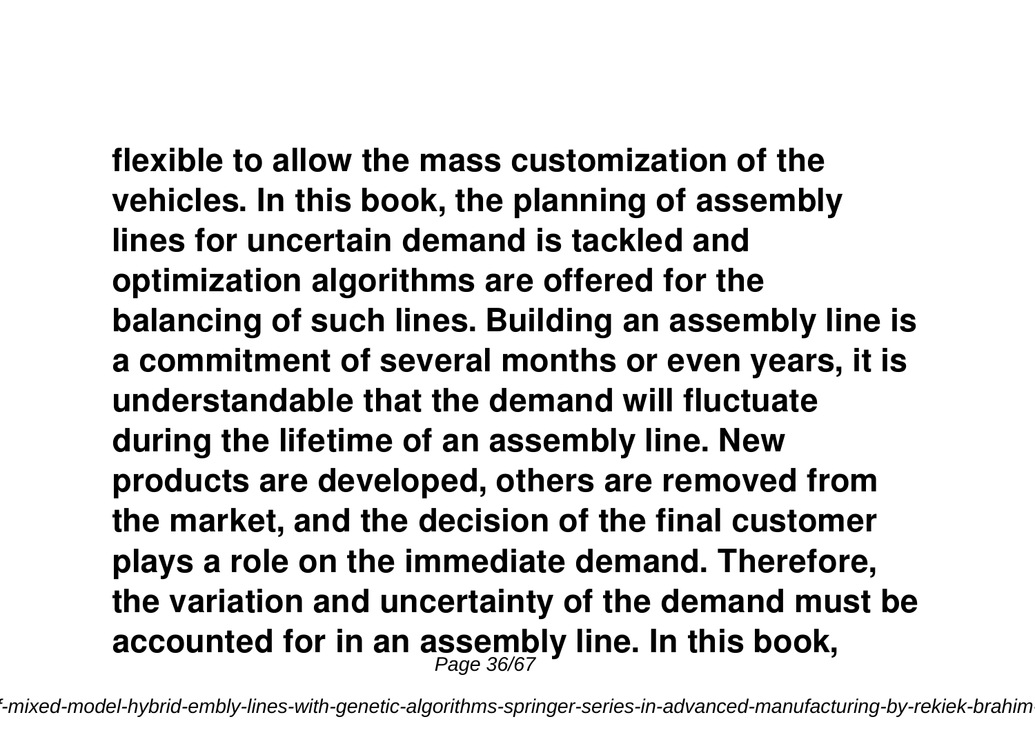**flexible to allow the mass customization of the vehicles. In this book, the planning of assembly lines for uncertain demand is tackled and optimization algorithms are offered for the balancing of such lines. Building an assembly line is a commitment of several months or even years, it is understandable that the demand will fluctuate during the lifetime of an assembly line. New products are developed, others are removed from the market, and the decision of the final customer plays a role on the immediate demand. Therefore, the variation and uncertainty of the demand must be accounted for in an assembly line. In this book,**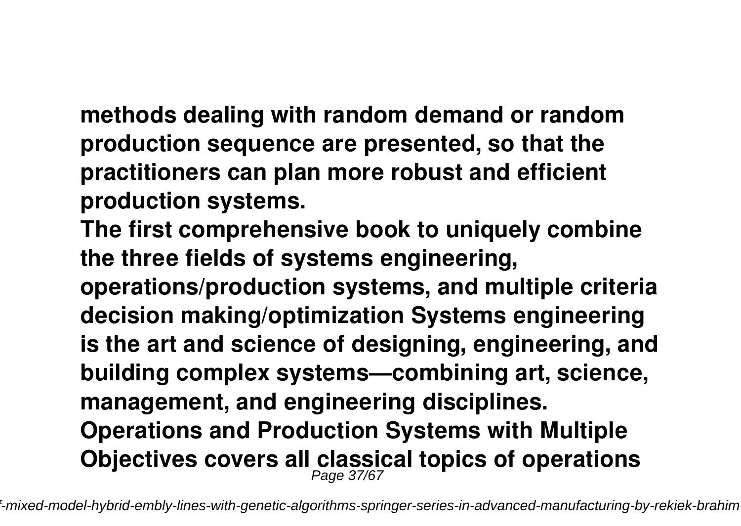methods dealing with random demand or random production sequence are presented, so that the practitioners can plan more robust and efficient production systems.

The first comprehensive book to uniquely combine the three fields of systems engineering, operations/production systems, and multiple criteria decision making/optimization Systems engineering is the art and science of designing, engineering, and building complex systems—combining art, science, management, and engineering disciplines. Operations and Production Systems with Multiple Objectives covers all classical topics of operations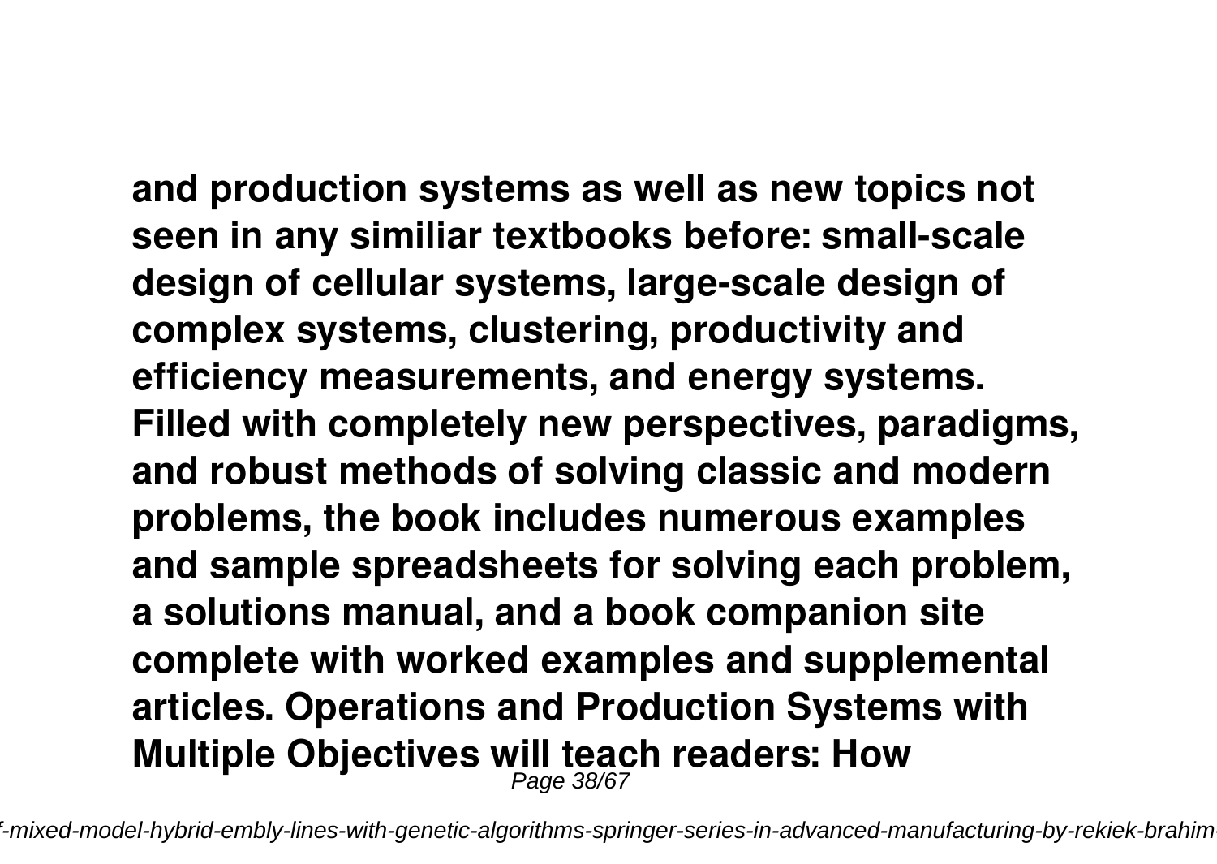**and production systems as well as new topics not seen in any similiar textbooks before: small-scale design of cellular systems, large-scale design of complex systems, clustering, productivity and efficiency measurements, and energy systems. Filled with completely new perspectives, paradigms, and robust methods of solving classic and modern problems, the book includes numerous examples and sample spreadsheets for solving each problem, a solutions manual, and a book companion site complete with worked examples and supplemental articles. Operations and Production Systems with Multiple Objectives will teach readers: How**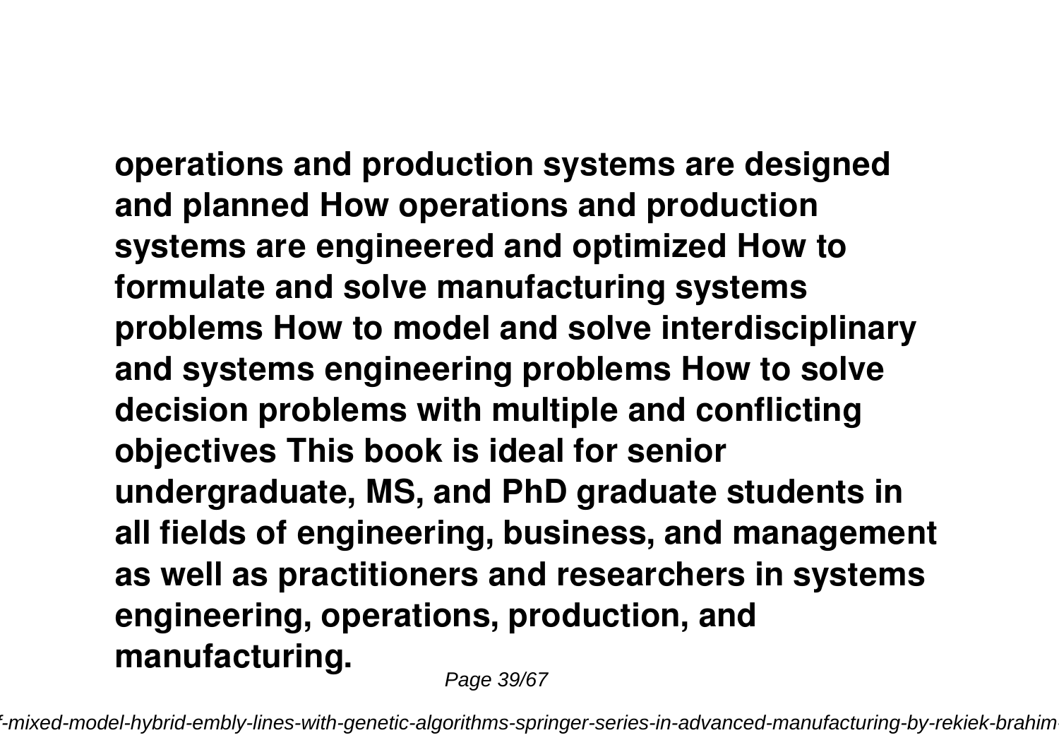**operations and production systems are designed and planned How operations and production systems are engineered and optimized How to formulate and solve manufacturing systems problems How to model and solve interdisciplinary and systems engineering problems How to solve decision problems with multiple and conflicting objectives This book is ideal for senior undergraduate, MS, and PhD graduate students in all fields of engineering, business, and management as well as practitioners and researchers in systems engineering, operations, production, and manufacturing.**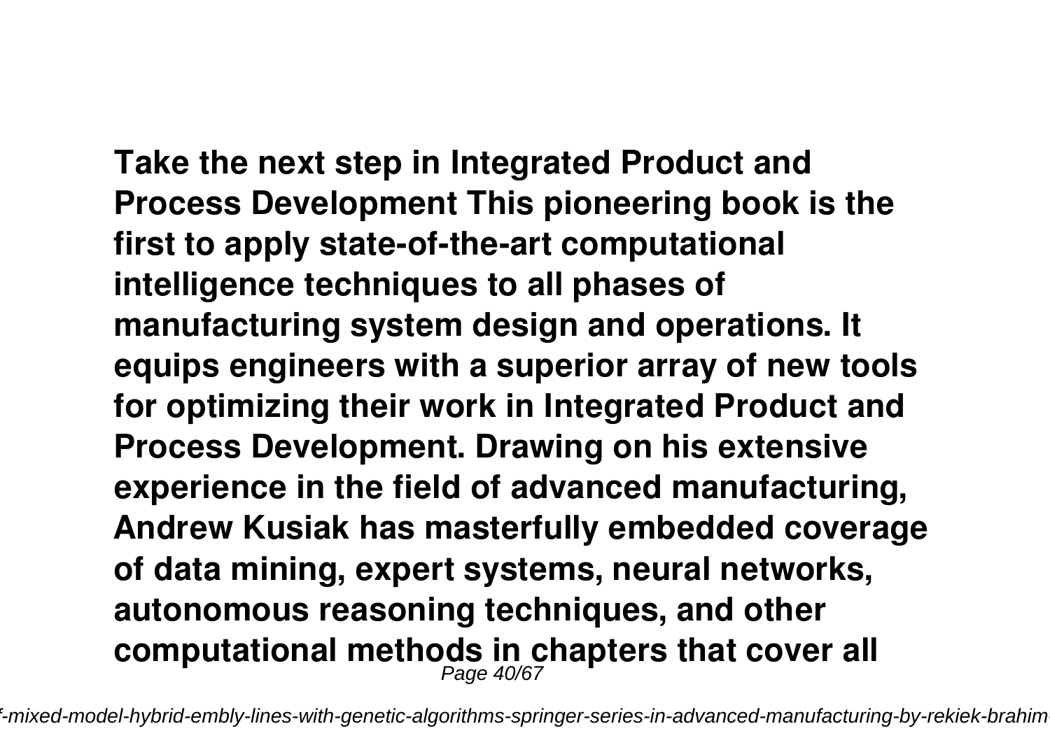**Take the next step in Integrated Product and Process Development This pioneering book is the first to apply state-of-the-art computational intelligence techniques to all phases of manufacturing system design and operations. It equips engineers with a superior array of new tools for optimizing their work in Integrated Product and Process Development. Drawing on his extensive experience in the field of advanced manufacturing, Andrew Kusiak has masterfully embedded coverage of data mining, expert systems, neural networks, autonomous reasoning techniques, and other computational methods in chapters that cover all**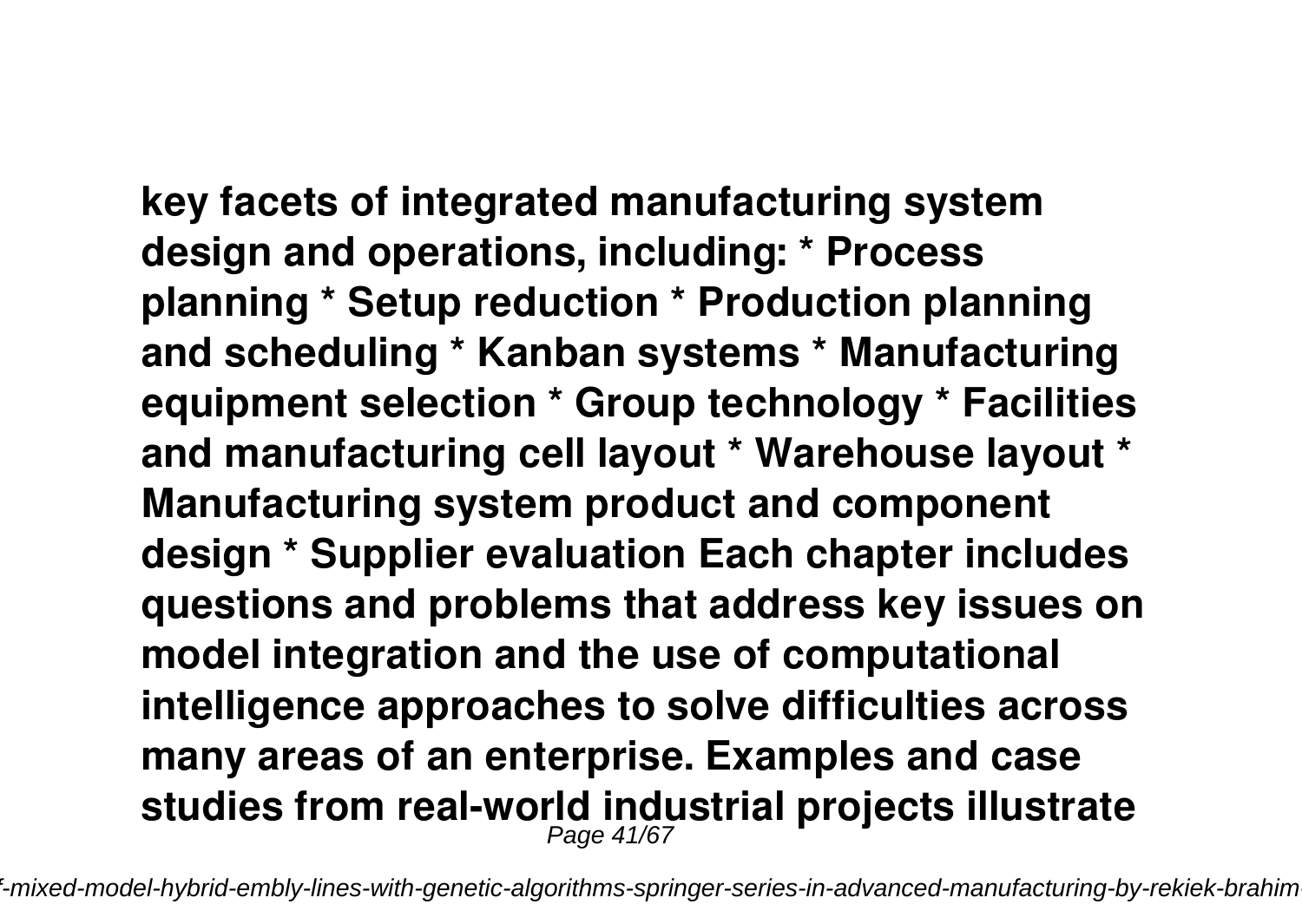**key facets of integrated manufacturing system design and operations, including: * Process planning * Setup reduction * Production planning and scheduling * Kanban systems * Manufacturing equipment selection * Group technology * Facilities and manufacturing cell layout * Warehouse layout * Manufacturing system product and component design * Supplier evaluation Each chapter includes questions and problems that address key issues on model integration and the use of computational intelligence approaches to solve difficulties across many areas of an enterprise. Examples and case studies from real-world industrial projects illustrate**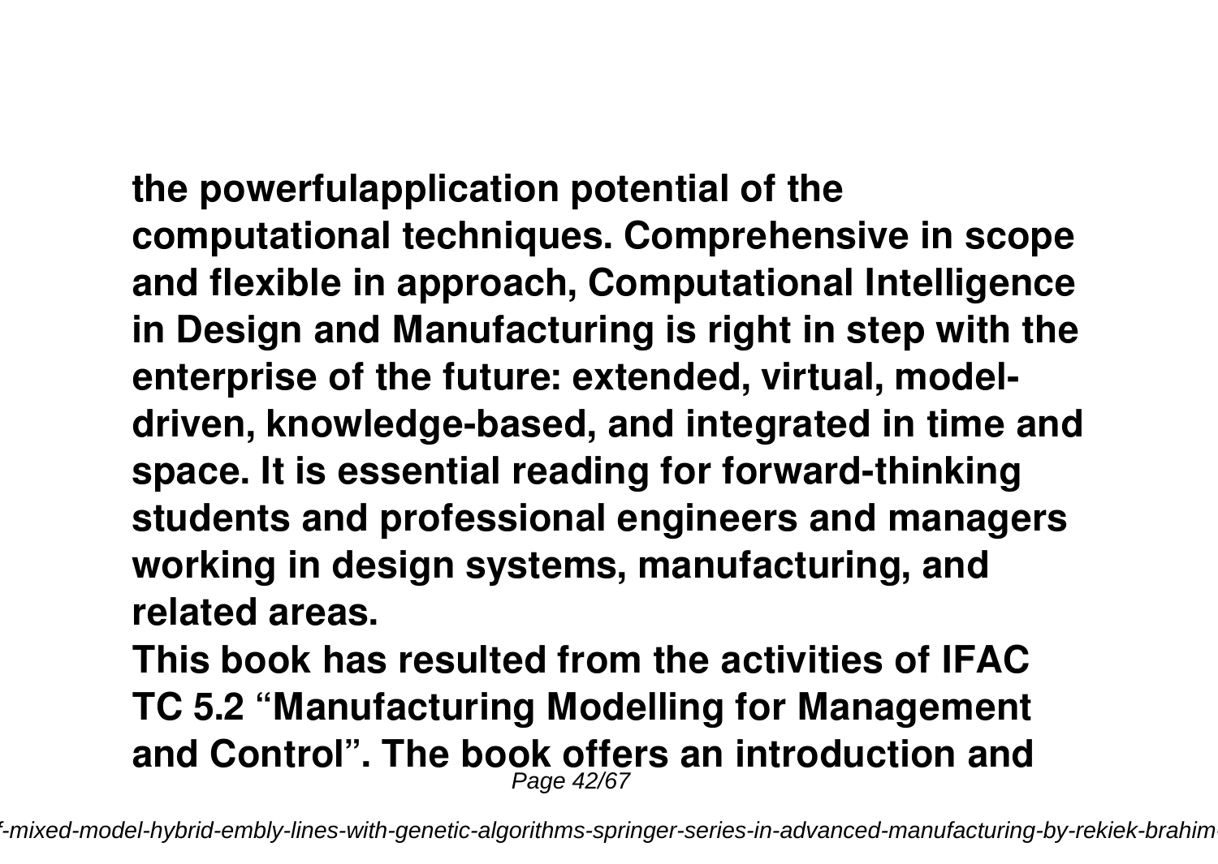**the powerfulapplication potential of the computational techniques. Comprehensive in scope and flexible in approach, Computational Intelligence in Design and Manufacturing is right in step with the enterprise of the future: extended, virtual, model-driven, knowledge-based, and integrated in time and space. It is essential reading for forward-thinking students and professional engineers and managers working in design systems, manufacturing, and related areas.**

**This book has resulted from the activities of IFAC TC 5.2 “Manufacturing Modelling for Management and Control”. The book offers an introduction and**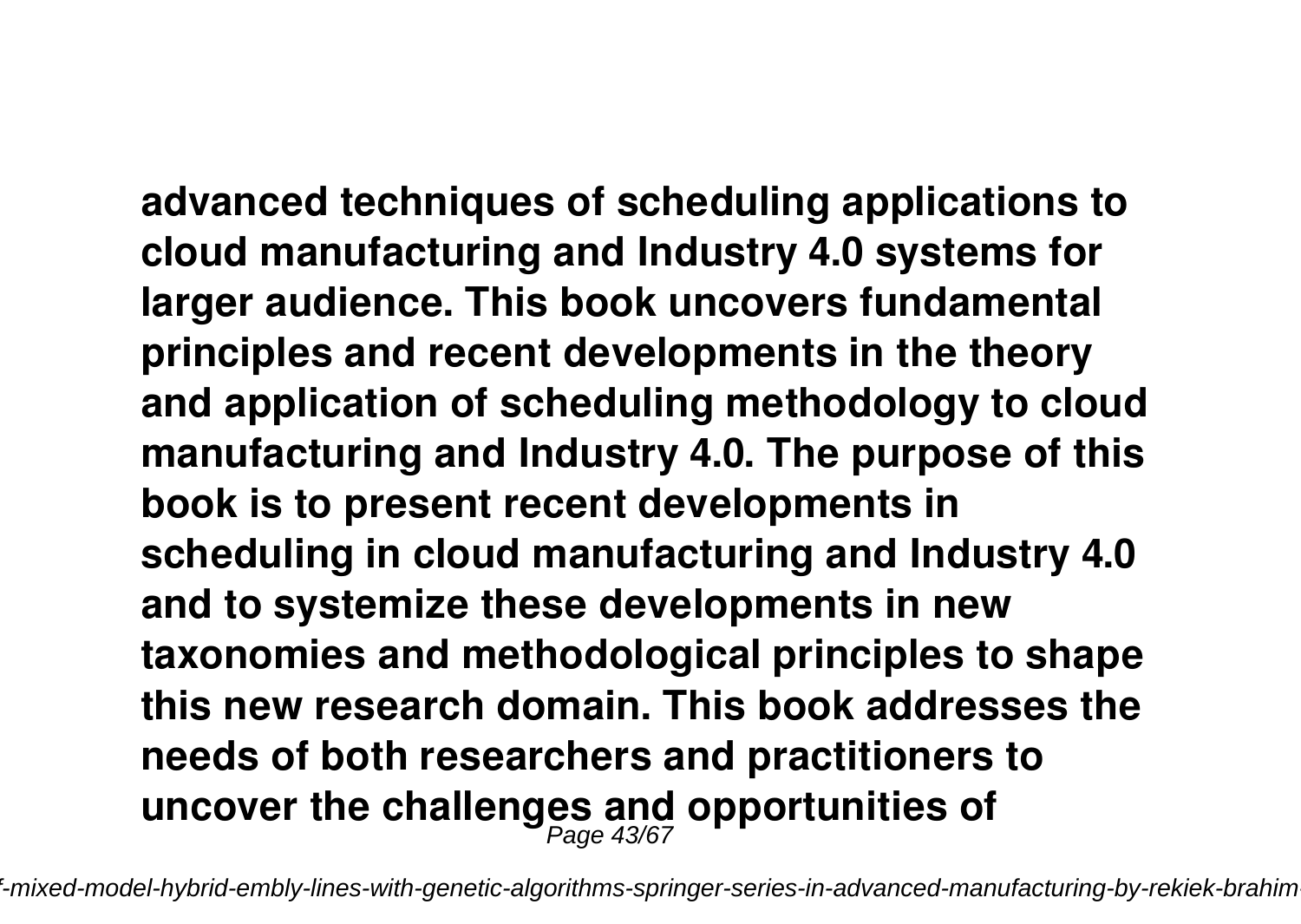**advanced techniques of scheduling applications to cloud manufacturing and Industry 4.0 systems for larger audience. This book uncovers fundamental principles and recent developments in the theory and application of scheduling methodology to cloud manufacturing and Industry 4.0. The purpose of this book is to present recent developments in scheduling in cloud manufacturing and Industry 4.0 and to systemize these developments in new taxonomies and methodological principles to shape this new research domain. This book addresses the needs of both researchers and practitioners to uncover the challenges and opportunities of**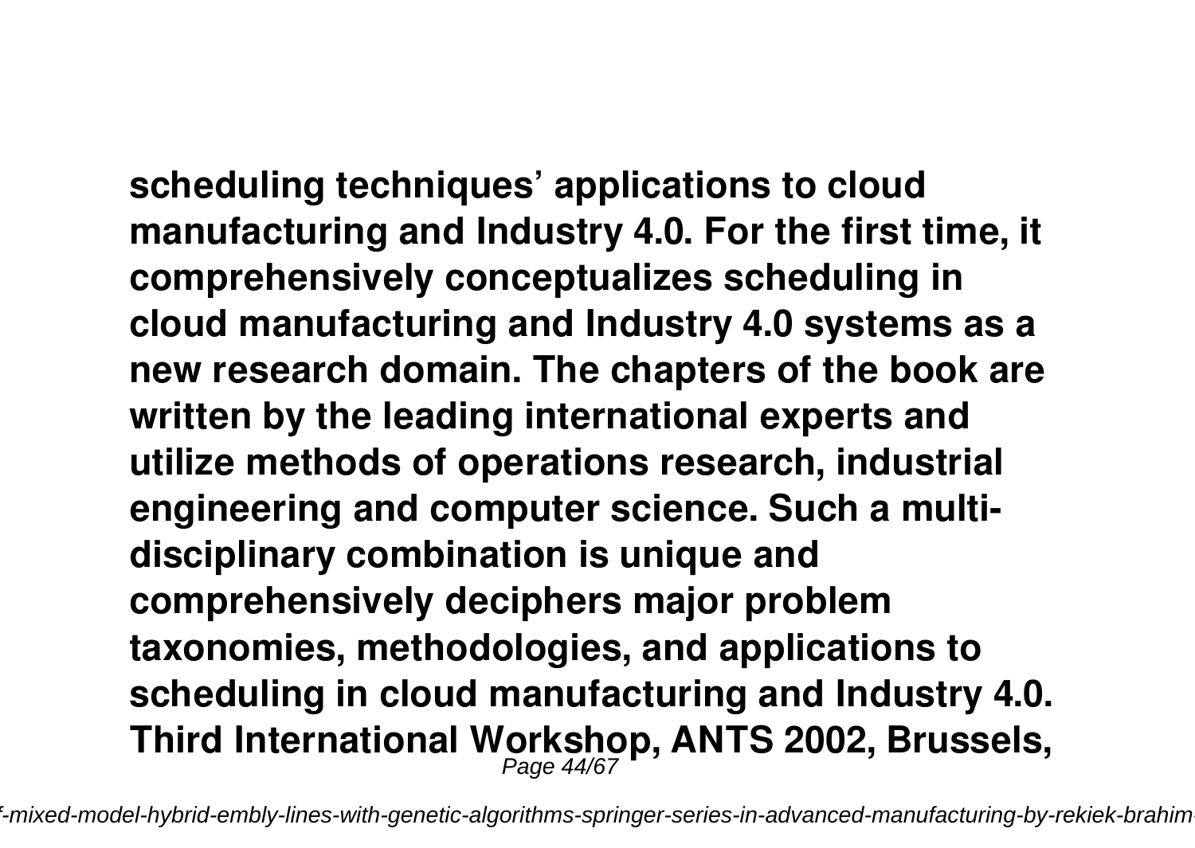**scheduling techniques' applications to cloud manufacturing and Industry 4.0. For the first time, it comprehensively conceptualizes scheduling in cloud manufacturing and Industry 4.0 systems as a new research domain. The chapters of the book are written by the leading international experts and utilize methods of operations research, industrial engineering and computer science. Such a multi-disciplinary combination is unique and comprehensively deciphers major problem taxonomies, methodologies, and applications to scheduling in cloud manufacturing and Industry 4.0. Third International Workshop, ANTS 2002, Brussels,**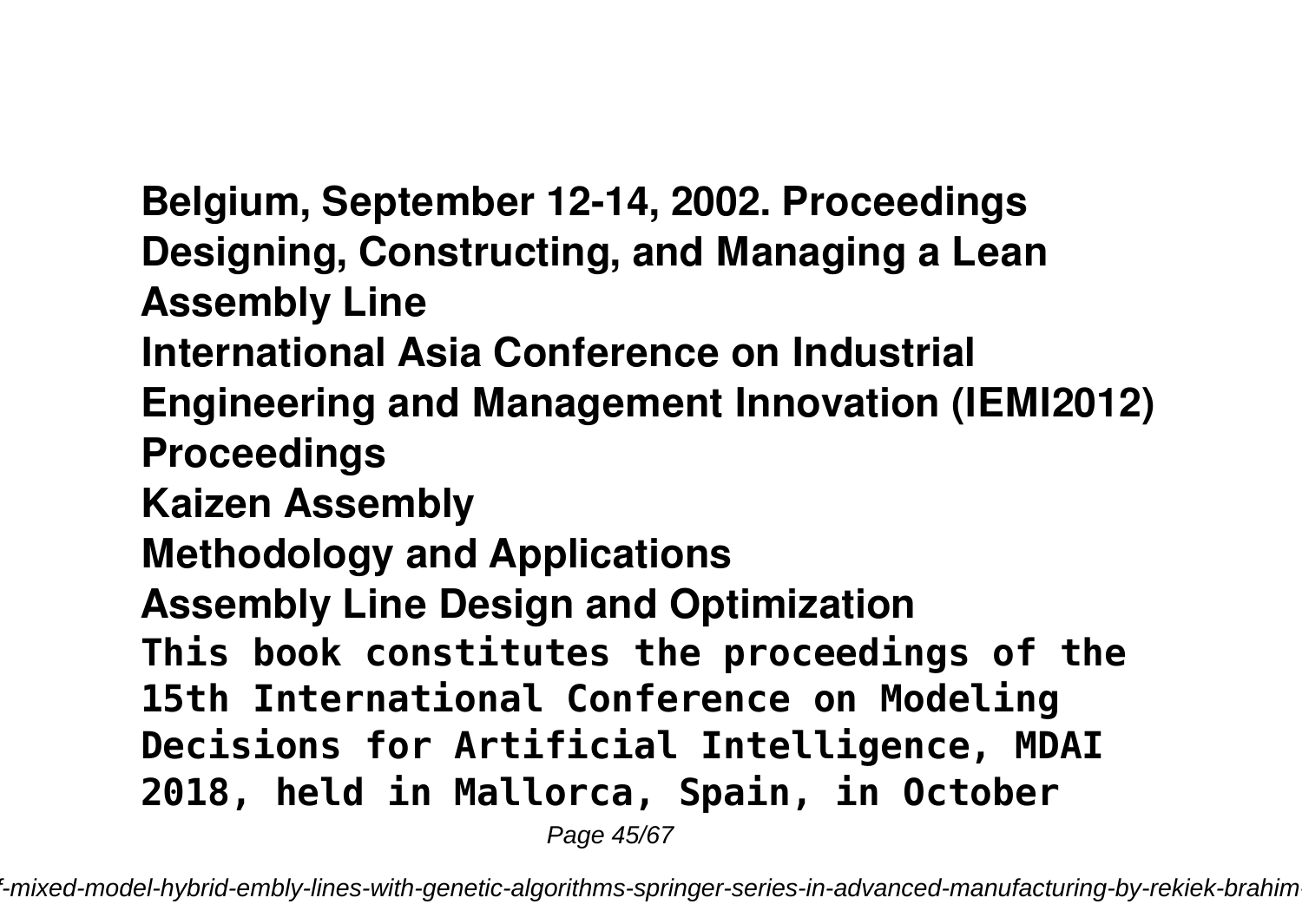**Belgium, September 12-14, 2002. Proceedings**
**Designing, Constructing, and Managing a Lean Assembly Line**
**International Asia Conference on Industrial Engineering and Management Innovation (IEMI2012) Proceedings**
**Kaizen Assembly**
**Methodology and Applications**
**Assembly Line Design and Optimization**

**This book constitutes the proceedings of the 15th International Conference on Modeling Decisions for Artificial Intelligence, MDAI 2018, held in Mallorca, Spain, in October**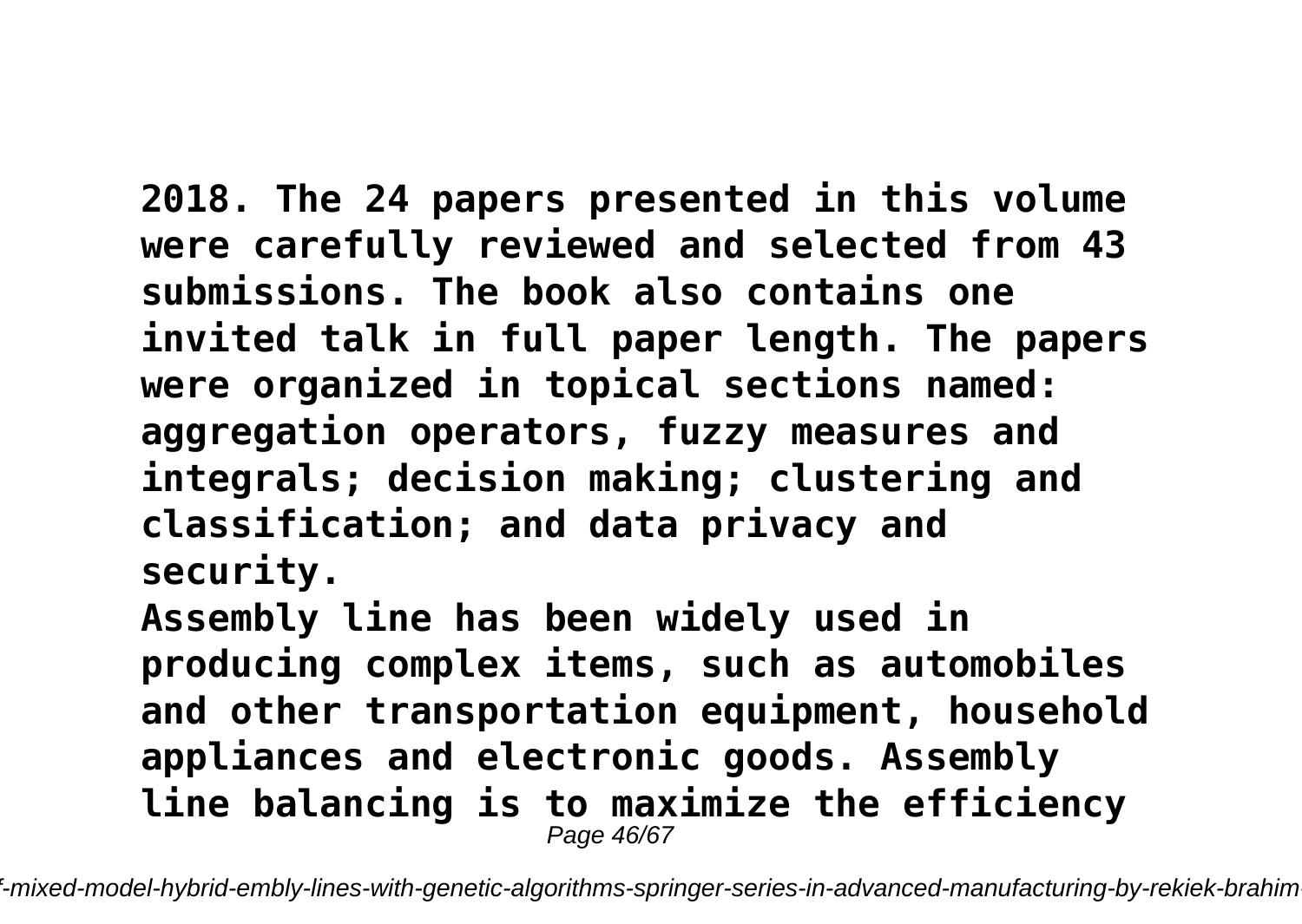**2018. The 24 papers presented in this volume were carefully reviewed and selected from 43 submissions. The book also contains one invited talk in full paper length. The papers were organized in topical sections named: aggregation operators, fuzzy measures and integrals; decision making; clustering and classification; and data privacy and security.**

**Assembly line has been widely used in producing complex items, such as automobiles and other transportation equipment, household appliances and electronic goods. Assembly line balancing is to maximize the efficiency**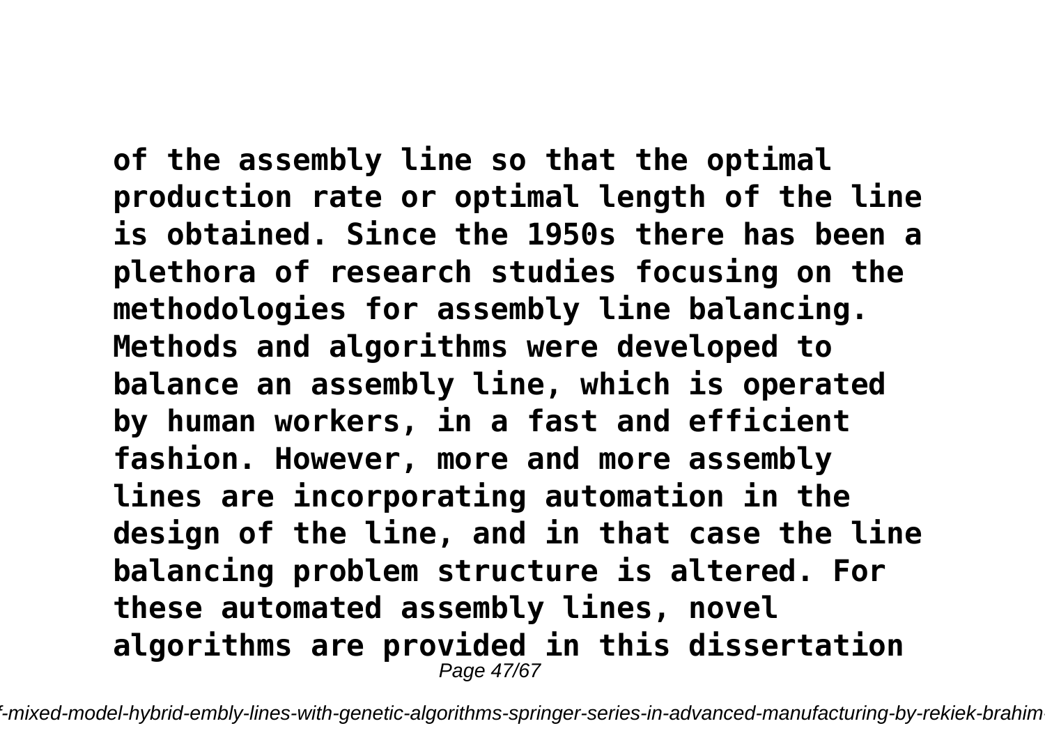of the assembly line so that the optimal production rate or optimal length of the line is obtained. Since the 1950s there has been a plethora of research studies focusing on the methodologies for assembly line balancing. Methods and algorithms were developed to balance an assembly line, which is operated by human workers, in a fast and efficient fashion. However, more and more assembly lines are incorporating automation in the design of the line, and in that case the line balancing problem structure is altered. For these automated assembly lines, novel algorithms are provided in this dissertation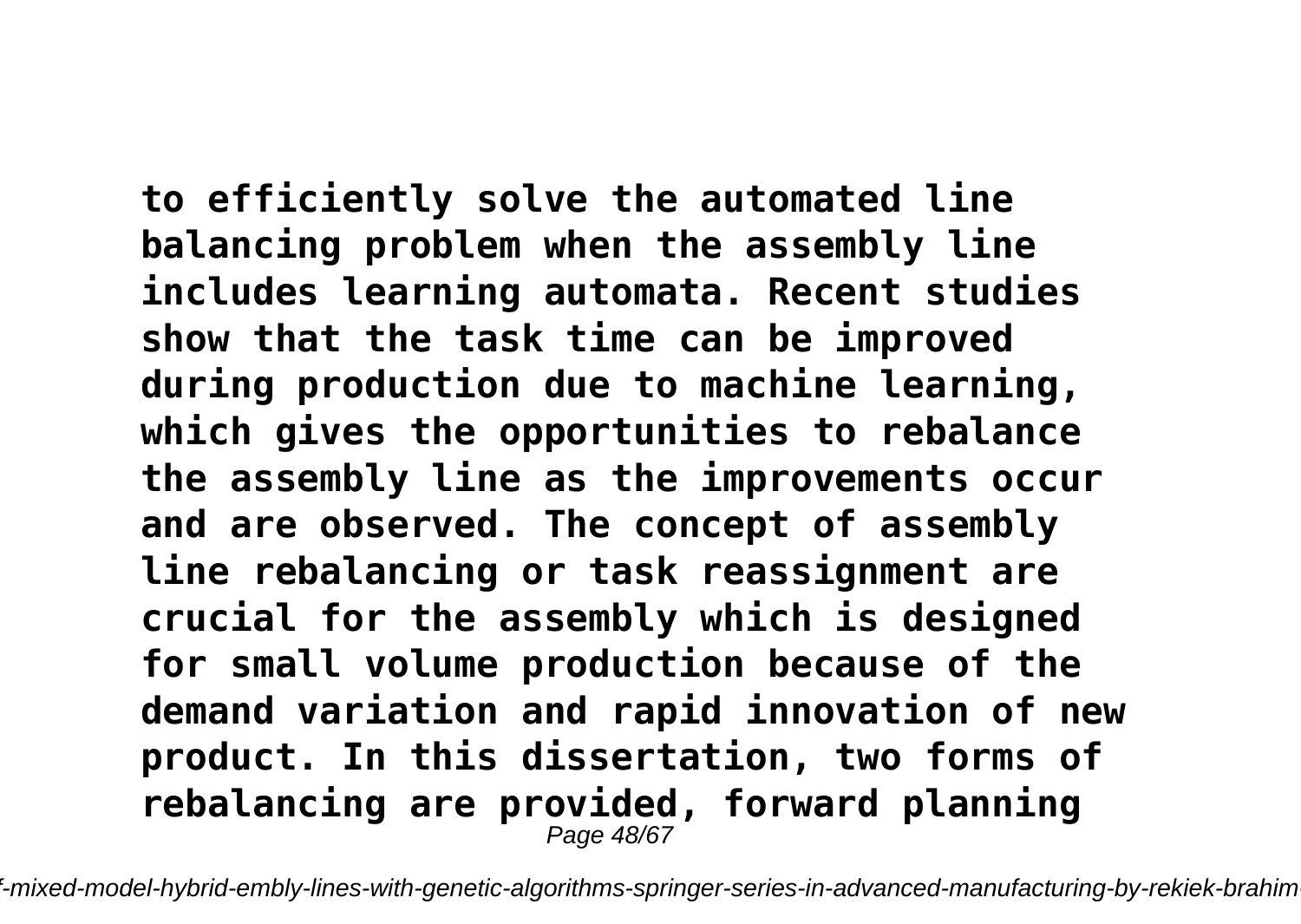**to efficiently solve the automated line balancing problem when the assembly line includes learning automata. Recent studies show that the task time can be improved during production due to machine learning, which gives the opportunities to rebalance the assembly line as the improvements occur and are observed. The concept of assembly line rebalancing or task reassignment are crucial for the assembly which is designed for small volume production because of the demand variation and rapid innovation of new product. In this dissertation, two forms of rebalancing are provided, forward planning**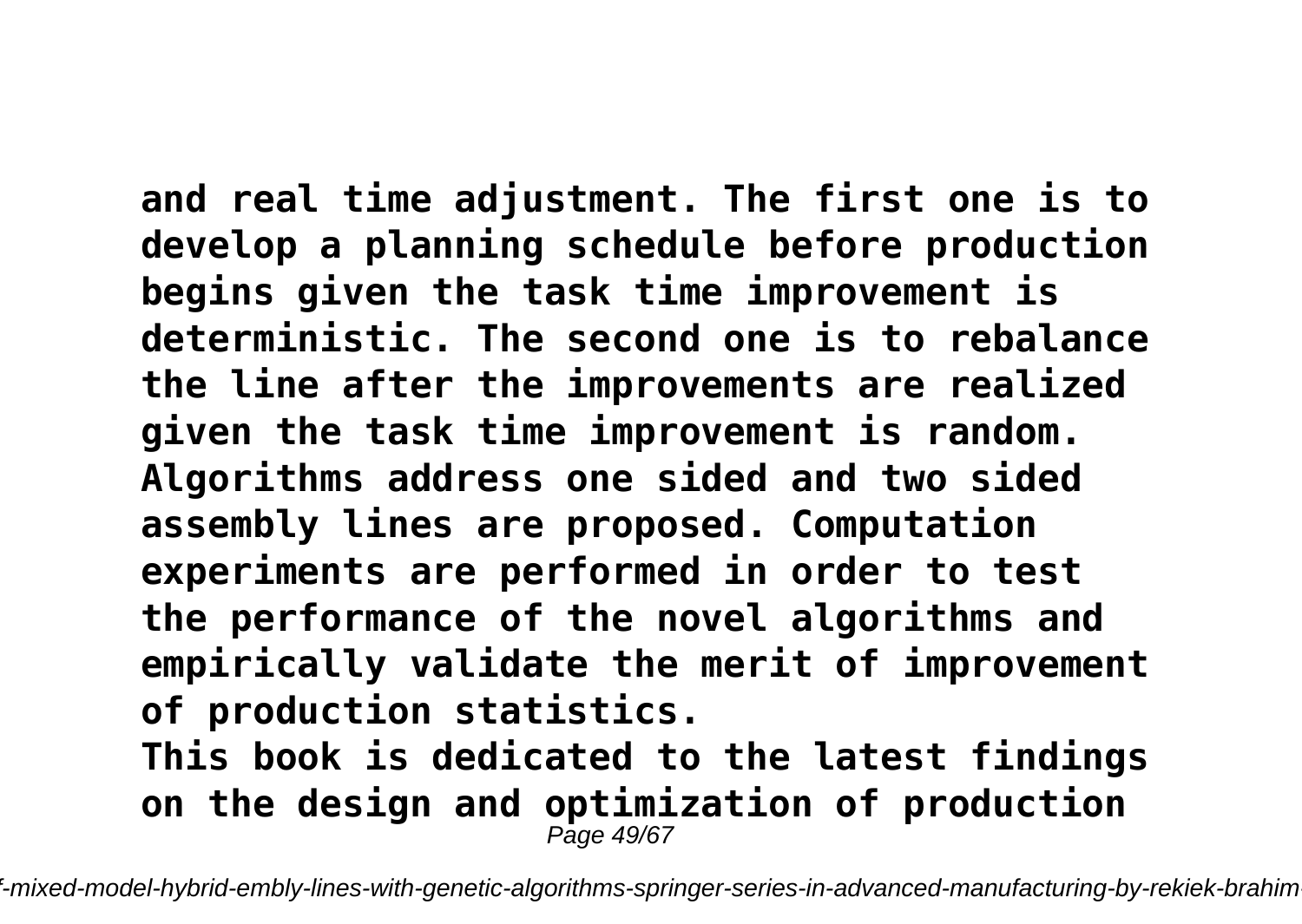**and real time adjustment. The first one is to develop a planning schedule before production begins given the task time improvement is deterministic. The second one is to rebalance the line after the improvements are realized given the task time improvement is random. Algorithms address one sided and two sided assembly lines are proposed. Computation experiments are performed in order to test the performance of the novel algorithms and empirically validate the merit of improvement of production statistics.**

**This book is dedicated to the latest findings on the design and optimization of production**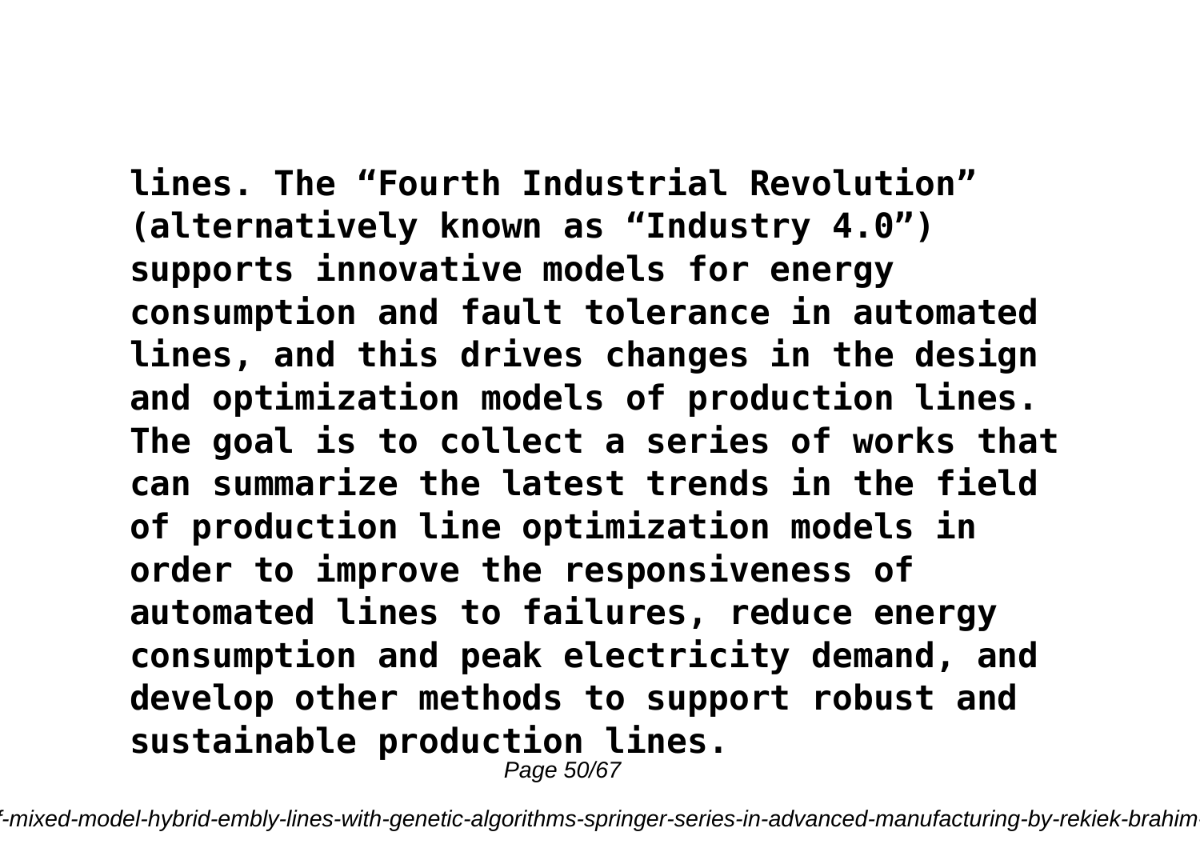**lines. The “Fourth Industrial Revolution” (alternatively known as “Industry 4.0”) supports innovative models for energy consumption and fault tolerance in automated lines, and this drives changes in the design and optimization models of production lines. The goal is to collect a series of works that can summarize the latest trends in the field of production line optimization models in order to improve the responsiveness of automated lines to failures, reduce energy consumption and peak electricity demand, and develop other methods to support robust and sustainable production lines.**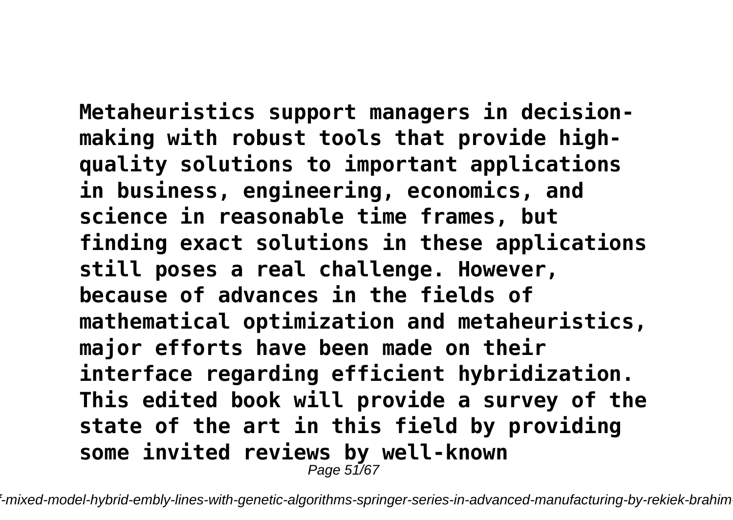**Metaheuristics support managers in decision-making with robust tools that provide high-quality solutions to important applications in business, engineering, economics, and science in reasonable time frames, but finding exact solutions in these applications still poses a real challenge. However, because of advances in the fields of mathematical optimization and metaheuristics, major efforts have been made on their interface regarding efficient hybridization. This edited book will provide a survey of the state of the art in this field by providing some invited reviews by well-known**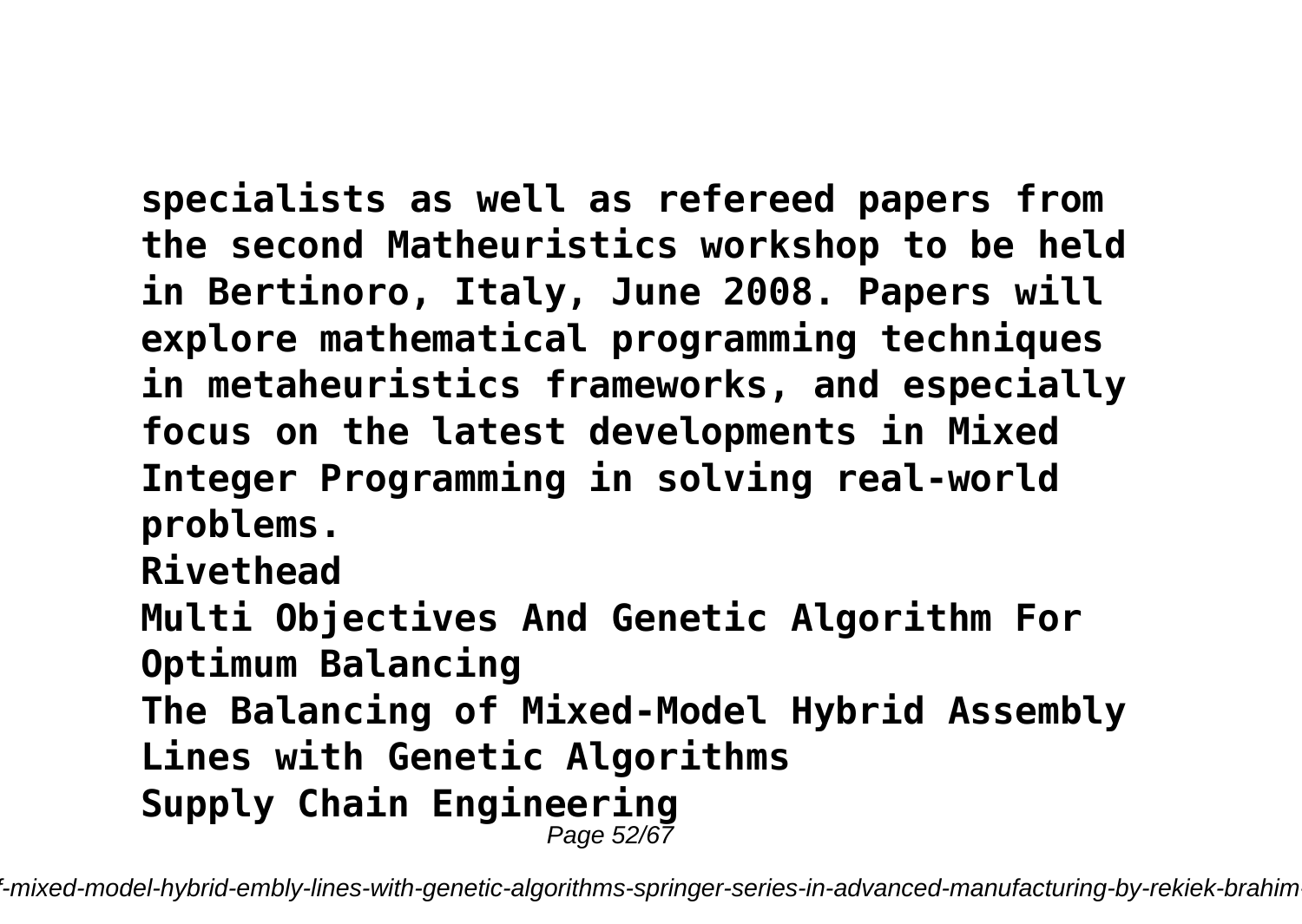**specialists as well as refereed papers from the second Matheuristics workshop to be held in Bertinoro, Italy, June 2008. Papers will explore mathematical programming techniques in metaheuristics frameworks, and especially focus on the latest developments in Mixed Integer Programming in solving real-world problems.**

**Rivethead**

**Multi Objectives And Genetic Algorithm For Optimum Balancing**

**The Balancing of Mixed-Model Hybrid Assembly Lines with Genetic Algorithms**

**Supply Chain Engineering**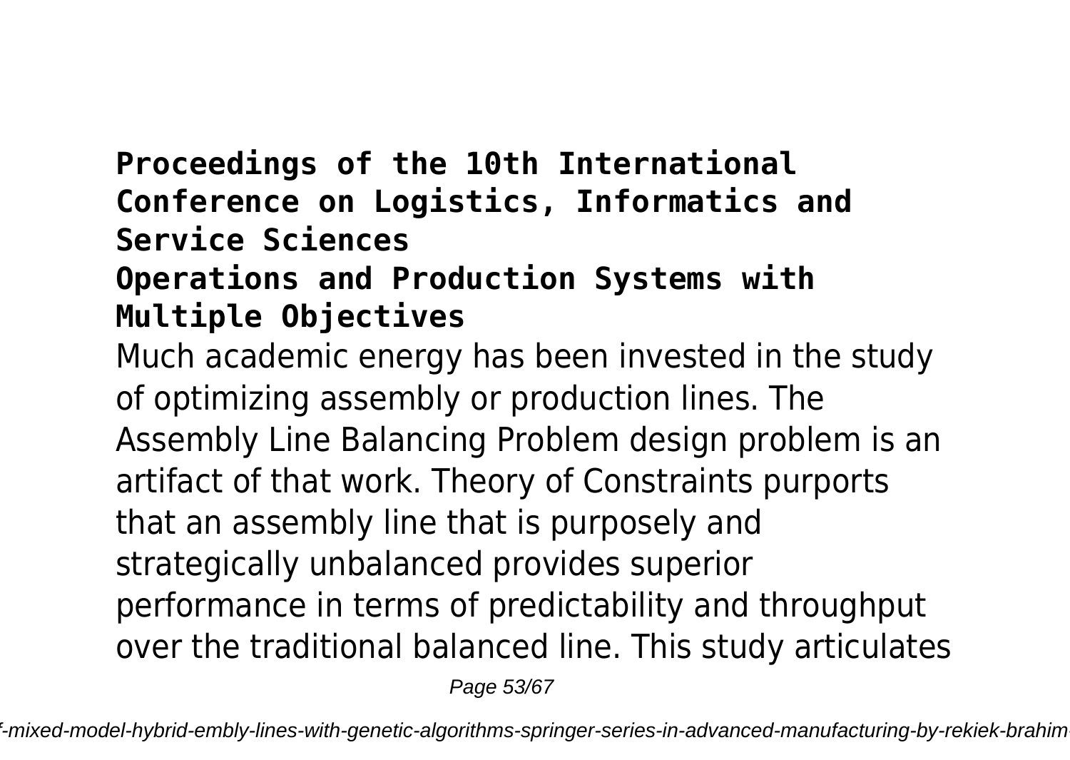## Proceedings of the 10th International Conference on Logistics, Informatics and Service Sciences

## Operations and Production Systems with Multiple Objectives

Much academic energy has been invested in the study of optimizing assembly or production lines. The Assembly Line Balancing Problem design problem is an artifact of that work. Theory of Constraints purports that an assembly line that is purposely and strategically unbalanced provides superior performance in terms of predictability and throughput over the traditional balanced line. This study articulates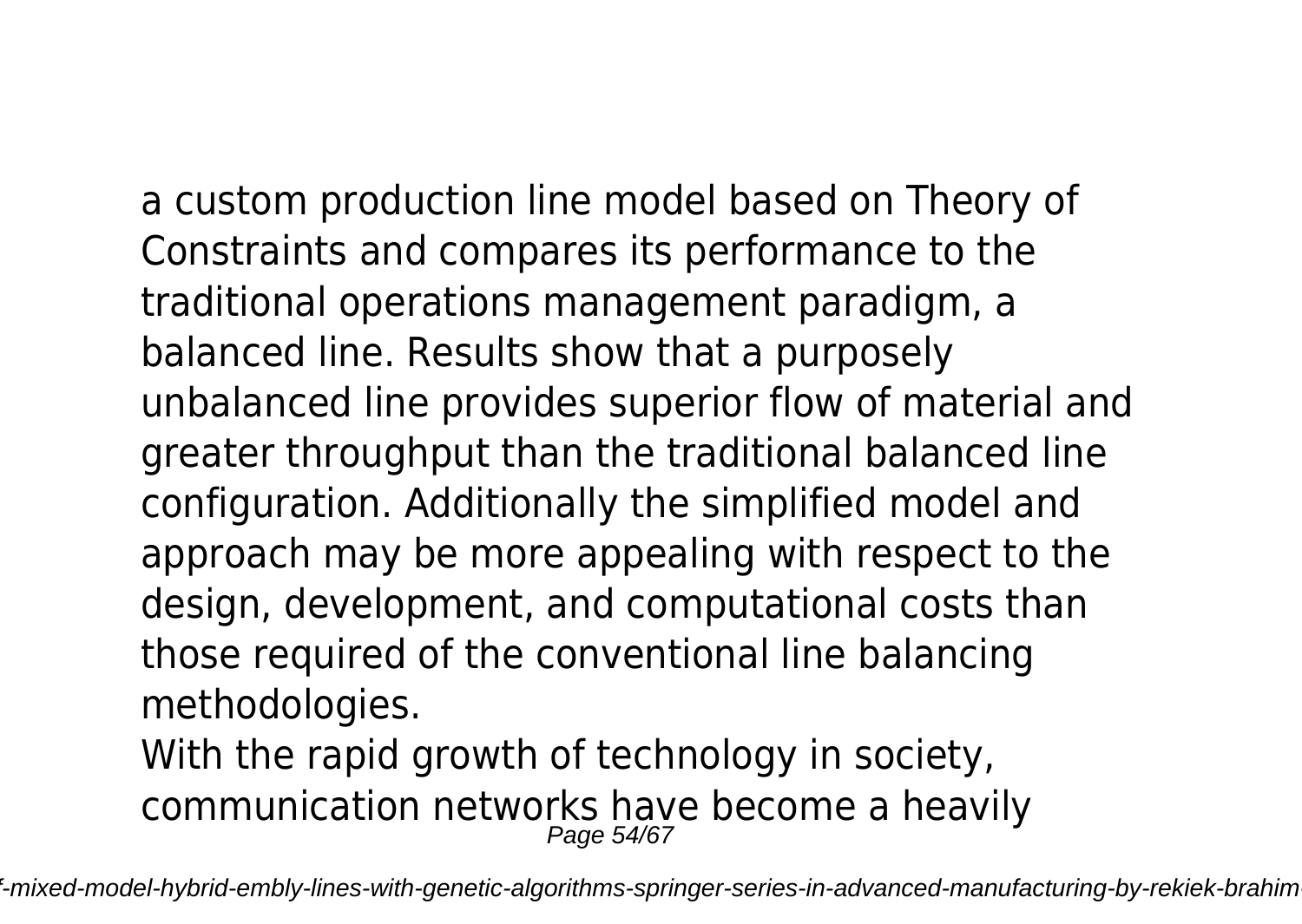a custom production line model based on Theory of Constraints and compares its performance to the traditional operations management paradigm, a balanced line. Results show that a purposely unbalanced line provides superior flow of material and greater throughput than the traditional balanced line configuration. Additionally the simplified model and approach may be more appealing with respect to the design, development, and computational costs than those required of the conventional line balancing methodologies.

With the rapid growth of technology in society, communication networks have become a heavily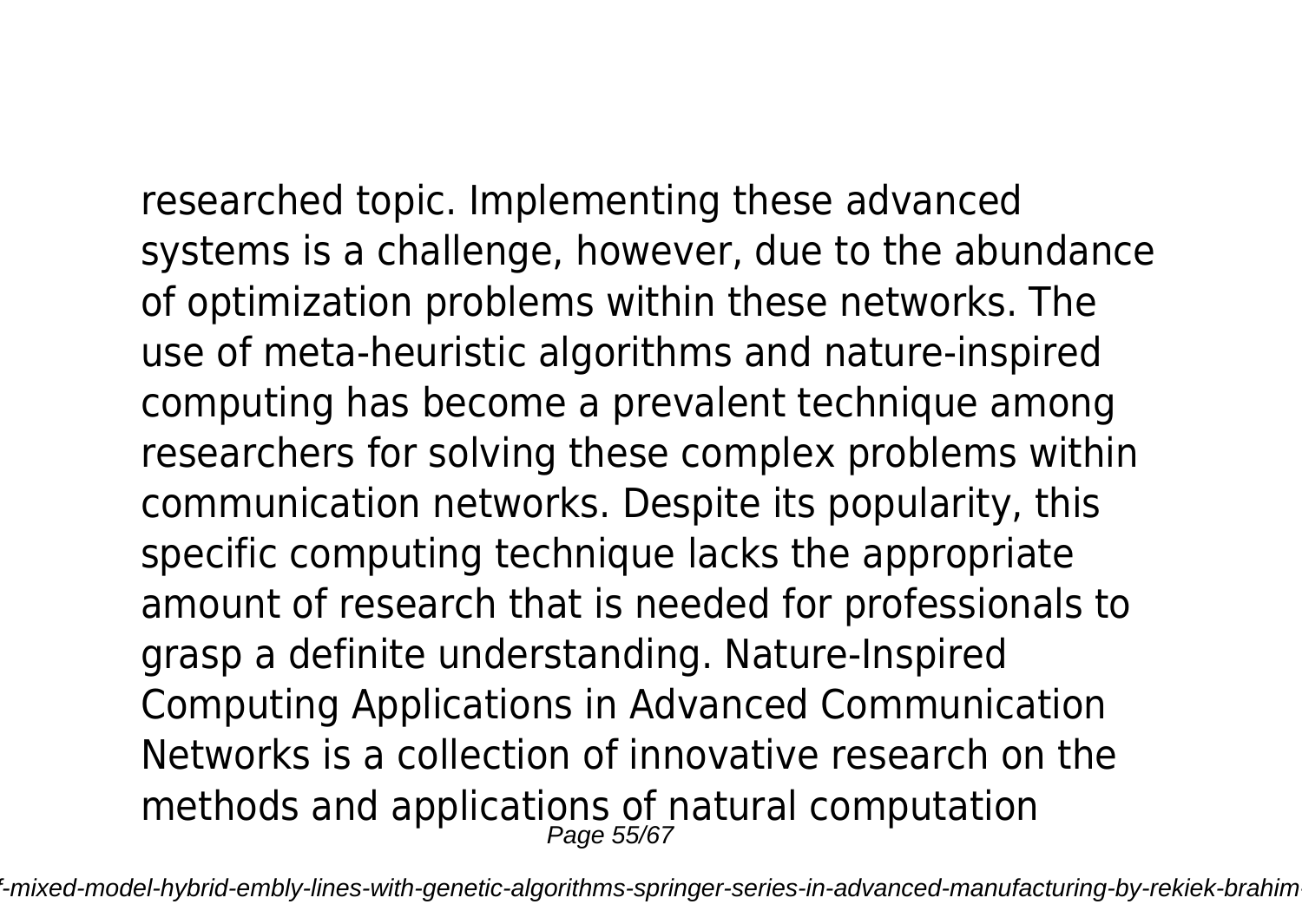researched topic. Implementing these advanced systems is a challenge, however, due to the abundance of optimization problems within these networks. The use of meta-heuristic algorithms and nature-inspired computing has become a prevalent technique among researchers for solving these complex problems within communication networks. Despite its popularity, this specific computing technique lacks the appropriate amount of research that is needed for professionals to grasp a definite understanding. Nature-Inspired Computing Applications in Advanced Communication Networks is a collection of innovative research on the methods and applications of natural computation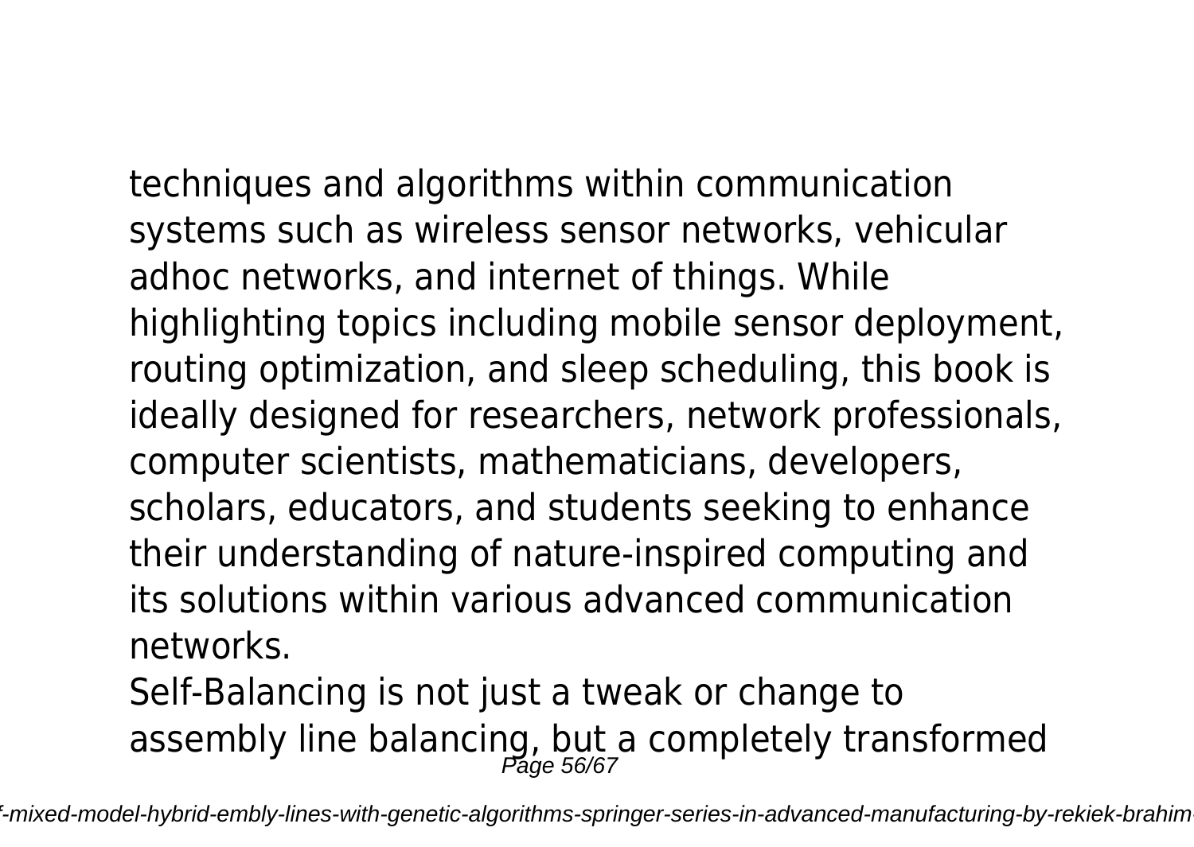techniques and algorithms within communication systems such as wireless sensor networks, vehicular adhoc networks, and internet of things. While highlighting topics including mobile sensor deployment, routing optimization, and sleep scheduling, this book is ideally designed for researchers, network professionals, computer scientists, mathematicians, developers, scholars, educators, and students seeking to enhance their understanding of nature-inspired computing and its solutions within various advanced communication networks.

Self-Balancing is not just a tweak or change to assembly line balancing, but a completely transformed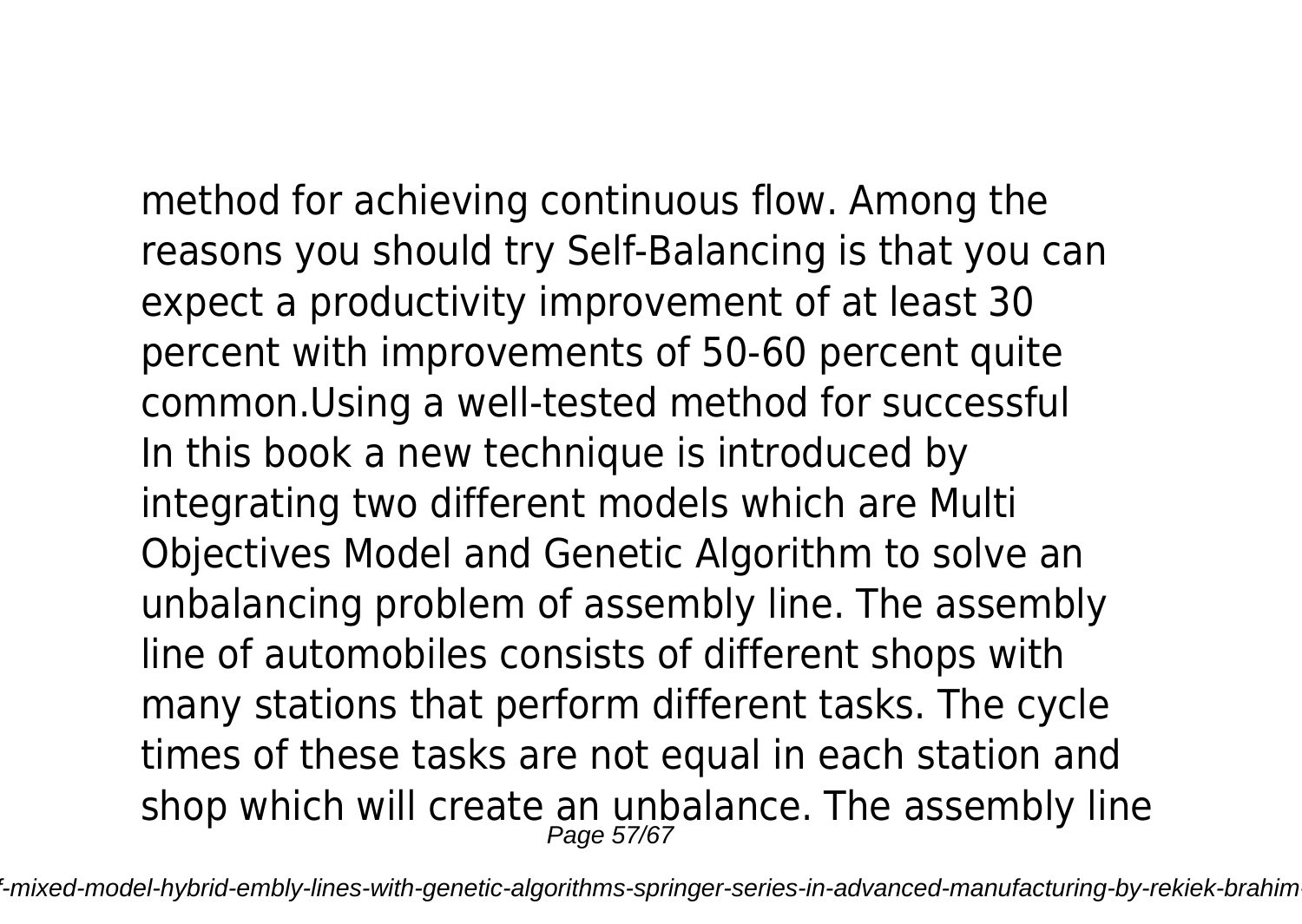method for achieving continuous flow. Among the reasons you should try Self-Balancing is that you can expect a productivity improvement of at least 30 percent with improvements of 50-60 percent quite common.Using a well-tested method for successful
In this book a new technique is introduced by integrating two different models which are Multi Objectives Model and Genetic Algorithm to solve an unbalancing problem of assembly line. The assembly line of automobiles consists of different shops with many stations that perform different tasks. The cycle times of these tasks are not equal in each station and shop which will create an unbalance. The assembly line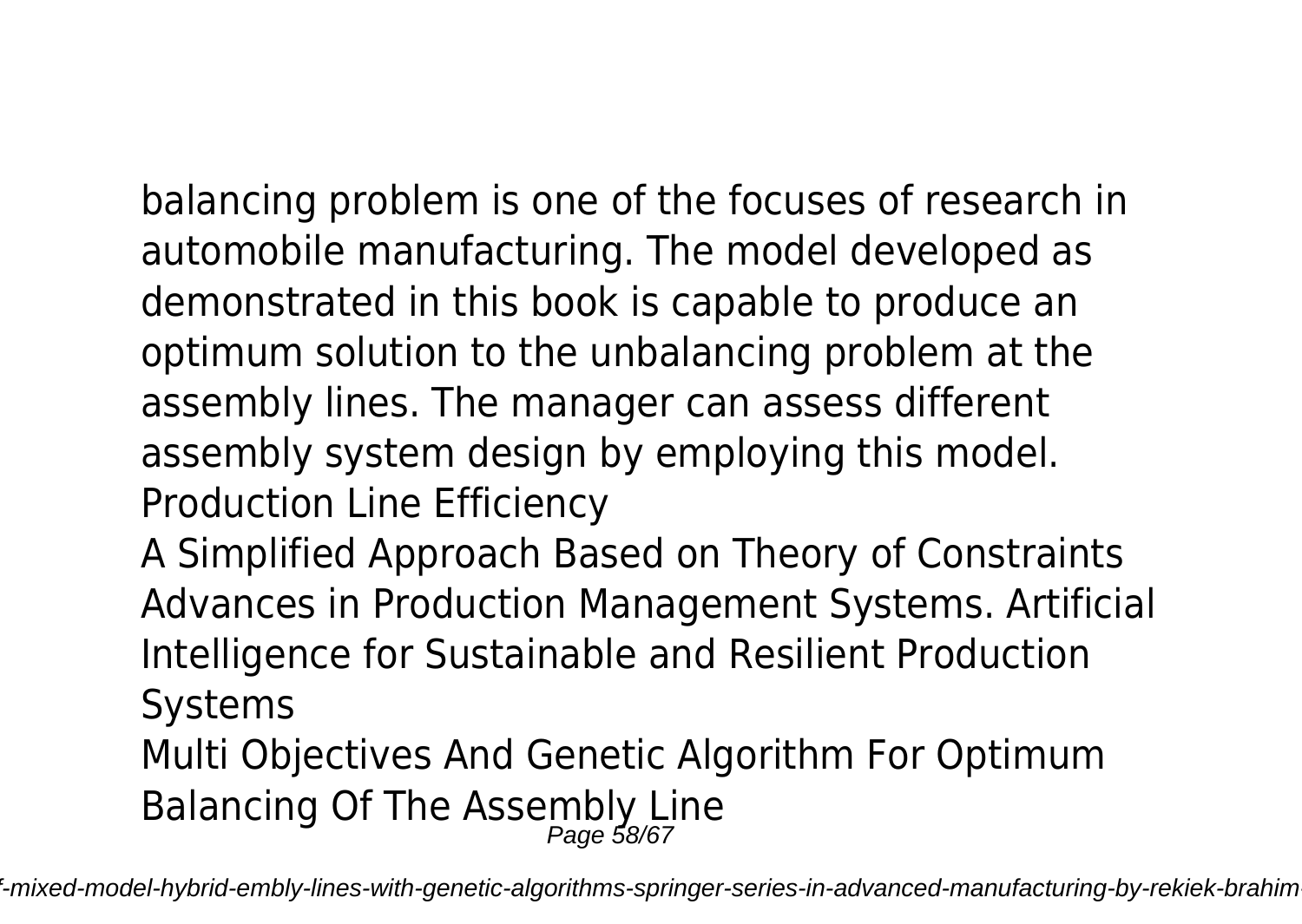balancing problem is one of the focuses of research in automobile manufacturing. The model developed as demonstrated in this book is capable to produce an optimum solution to the unbalancing problem at the assembly lines. The manager can assess different assembly system design by employing this model.

Production Line Efficiency

A Simplified Approach Based on Theory of Constraints

Advances in Production Management Systems. Artificial Intelligence for Sustainable and Resilient Production Systems

Multi Objectives And Genetic Algorithm For Optimum Balancing Of The Assembly Line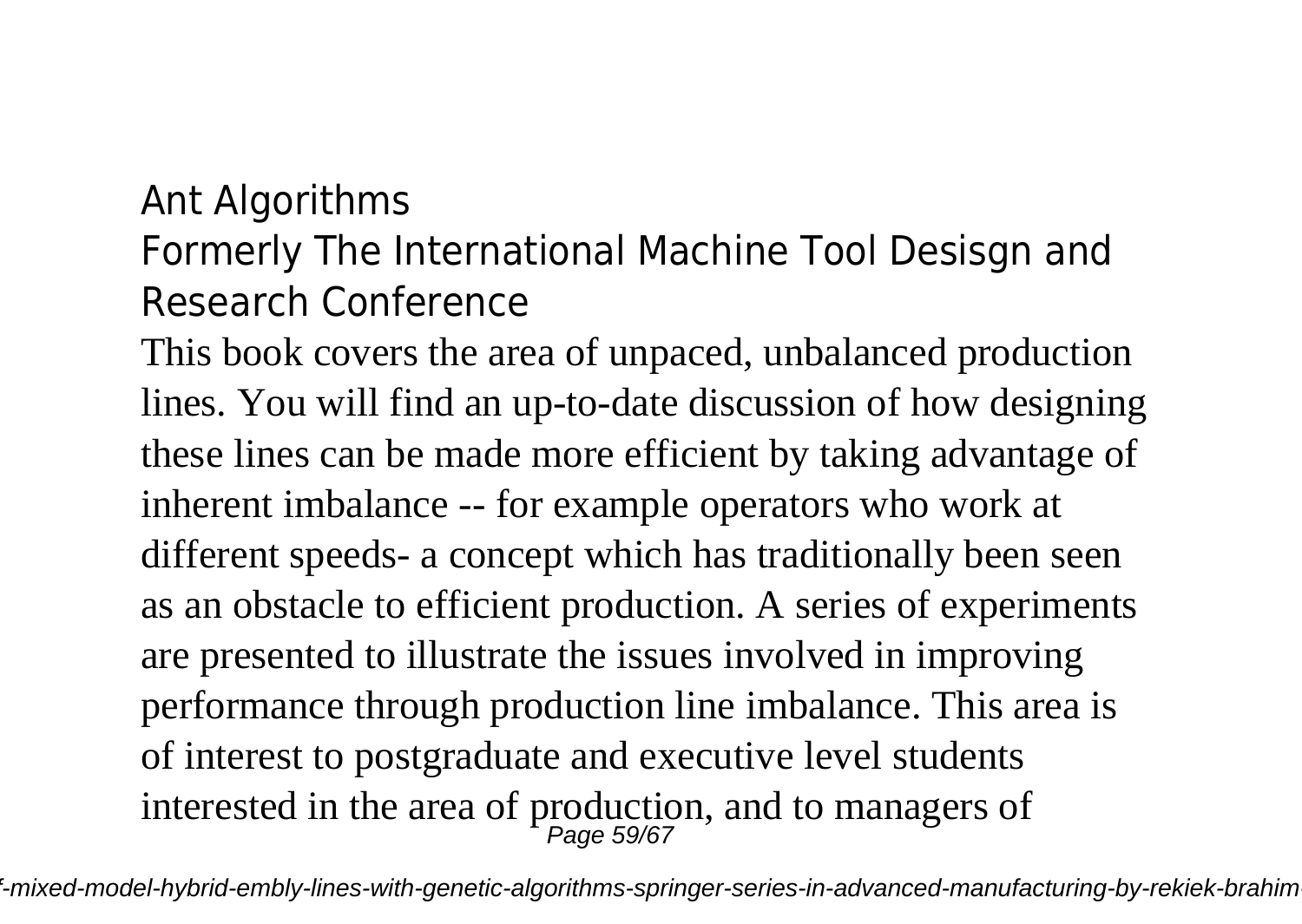## Ant Algorithms

## Formerly The International Machine Tool Desisgn and Research Conference

This book covers the area of unpaced, unbalanced production lines. You will find an up-to-date discussion of how designing these lines can be made more efficient by taking advantage of inherent imbalance -- for example operators who work at different speeds- a concept which has traditionally been seen as an obstacle to efficient production. A series of experiments are presented to illustrate the issues involved in improving performance through production line imbalance. This area is of interest to postgraduate and executive level students interested in the area of production, and to managers of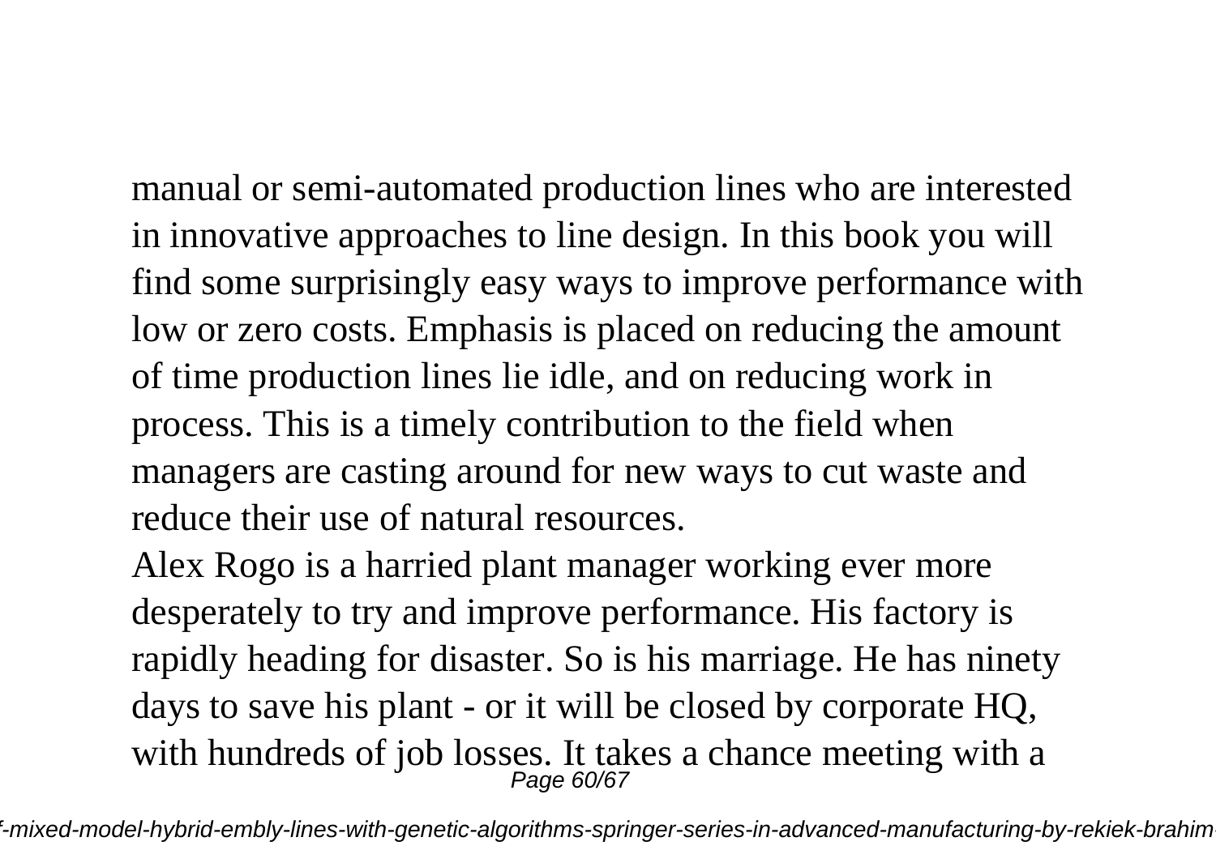manual or semi-automated production lines who are interested in innovative approaches to line design. In this book you will find some surprisingly easy ways to improve performance with low or zero costs. Emphasis is placed on reducing the amount of time production lines lie idle, and on reducing work in process. This is a timely contribution to the field when managers are casting around for new ways to cut waste and reduce their use of natural resources.

Alex Rogo is a harried plant manager working ever more desperately to try and improve performance. His factory is rapidly heading for disaster. So is his marriage. He has ninety days to save his plant - or it will be closed by corporate HQ, with hundreds of job losses. It takes a chance meeting with a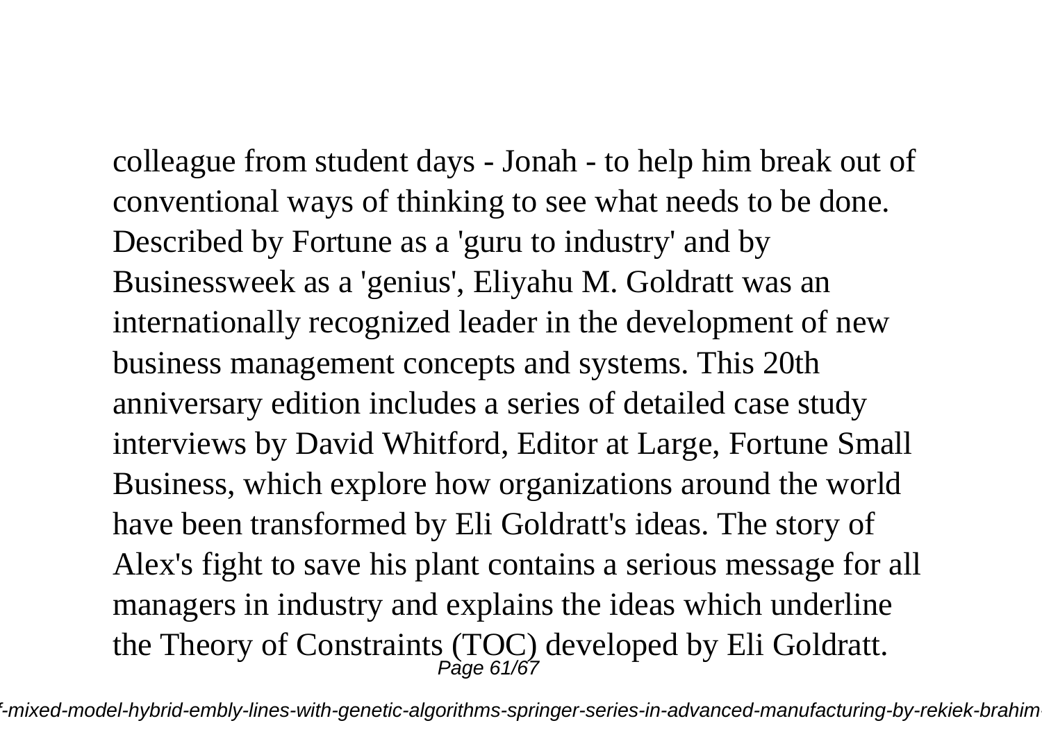colleague from student days - Jonah - to help him break out of conventional ways of thinking to see what needs to be done. Described by Fortune as a 'guru to industry' and by Businessweek as a 'genius', Eliyahu M. Goldratt was an internationally recognized leader in the development of new business management concepts and systems. This 20th anniversary edition includes a series of detailed case study interviews by David Whitford, Editor at Large, Fortune Small Business, which explore how organizations around the world have been transformed by Eli Goldratt's ideas. The story of Alex's fight to save his plant contains a serious message for all managers in industry and explains the ideas which underline the Theory of Constraints (TOC) developed by Eli Goldratt.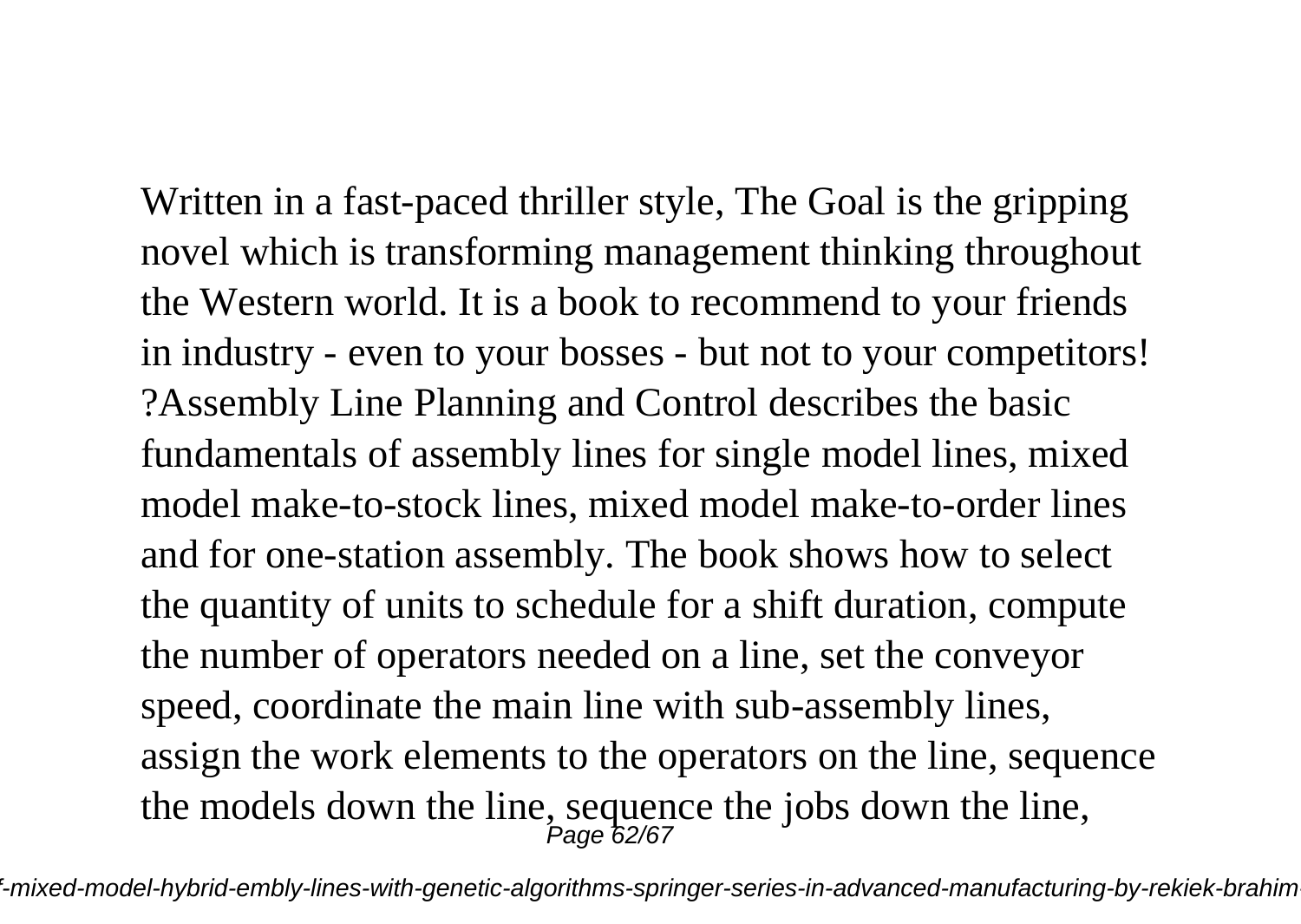Written in a fast-paced thriller style, The Goal is the gripping novel which is transforming management thinking throughout the Western world. It is a book to recommend to your friends in industry - even to your bosses - but not to your competitors! ?Assembly Line Planning and Control describes the basic fundamentals of assembly lines for single model lines, mixed model make-to-stock lines, mixed model make-to-order lines and for one-station assembly. The book shows how to select the quantity of units to schedule for a shift duration, compute the number of operators needed on a line, set the conveyor speed, coordinate the main line with sub-assembly lines, assign the work elements to the operators on the line, sequence the models down the line, sequence the jobs down the line,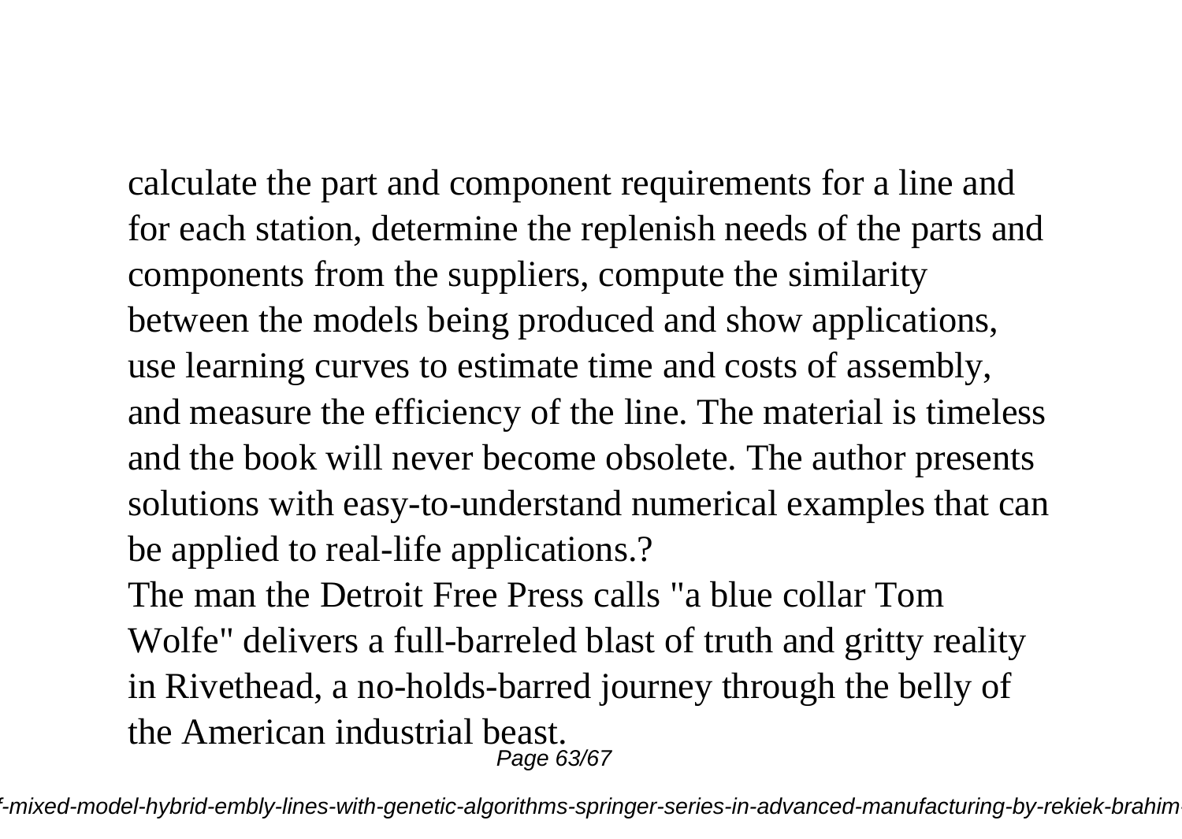calculate the part and component requirements for a line and for each station, determine the replenish needs of the parts and components from the suppliers, compute the similarity between the models being produced and show applications, use learning curves to estimate time and costs of assembly, and measure the efficiency of the line. The material is timeless and the book will never become obsolete. The author presents solutions with easy-to-understand numerical examples that can be applied to real-life applications.?

The man the Detroit Free Press calls "a blue collar Tom Wolfe" delivers a full-barreled blast of truth and gritty reality in Rivethead, a no-holds-barred journey through the belly of the American industrial beast.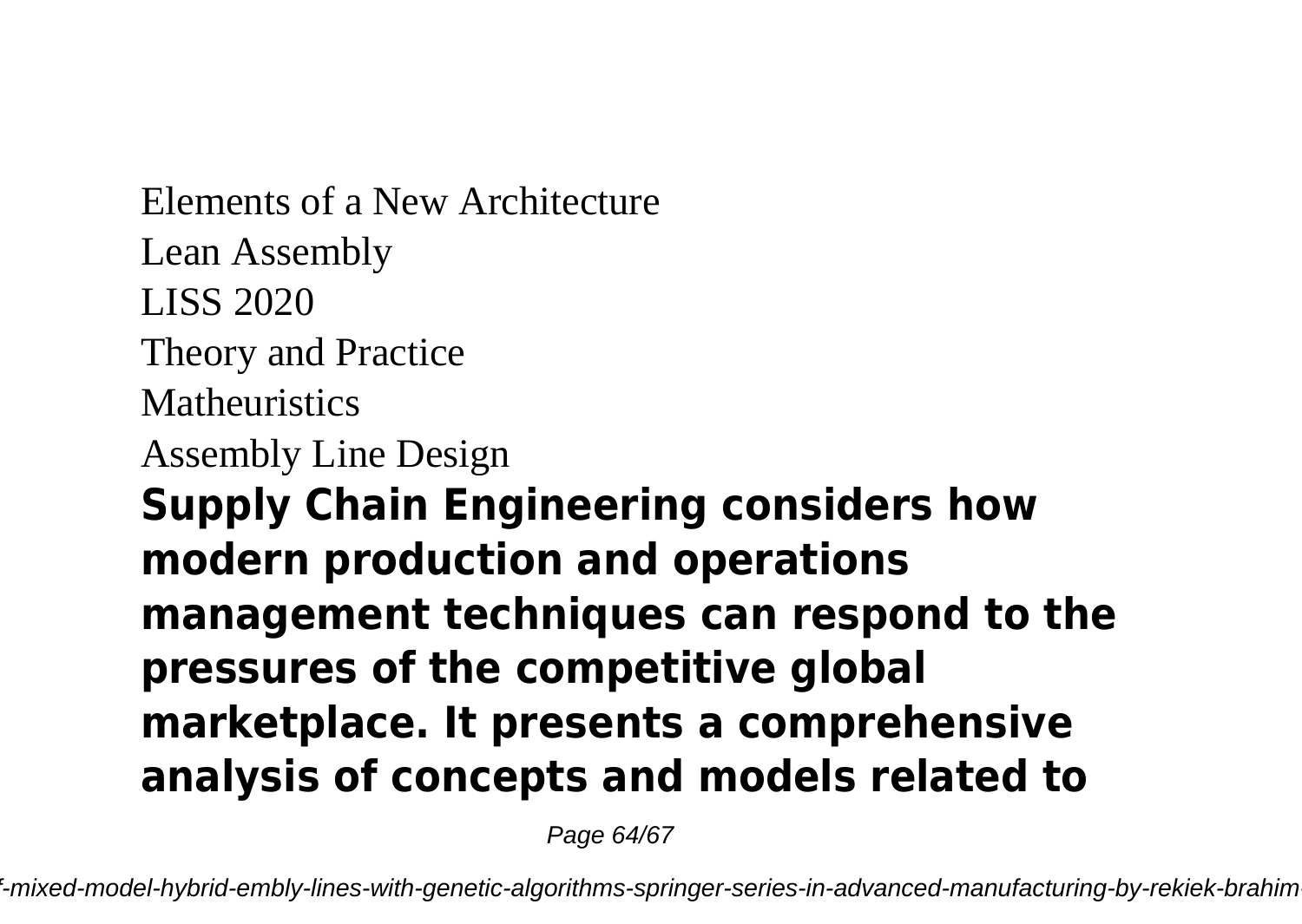Elements of a New Architecture
Lean Assembly
LISS 2020
Theory and Practice
Matheuristics
Assembly Line Design

**Supply Chain Engineering considers how modern production and operations management techniques can respond to the pressures of the competitive global marketplace. It presents a comprehensive analysis of concepts and models related to**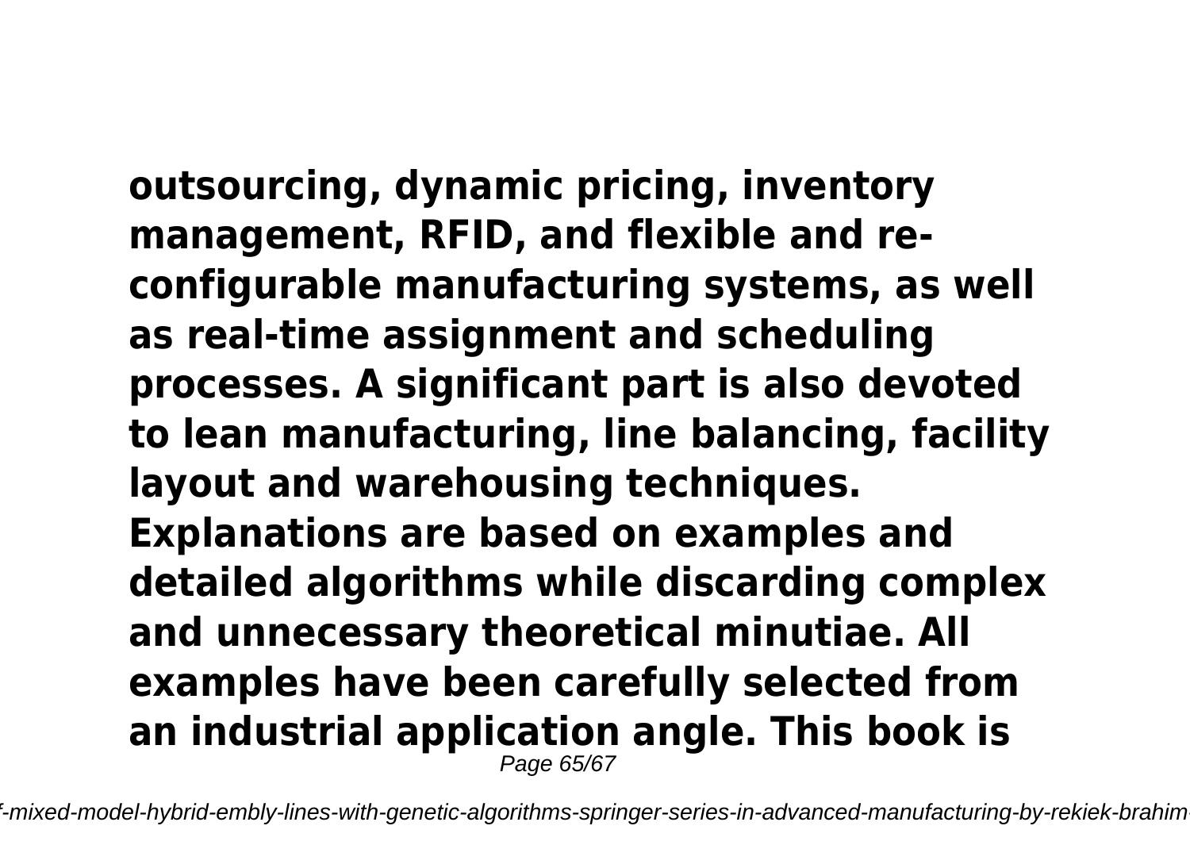**outsourcing, dynamic pricing, inventory management, RFID, and flexible and re-configurable manufacturing systems, as well as real-time assignment and scheduling processes. A significant part is also devoted to lean manufacturing, line balancing, facility layout and warehousing techniques. Explanations are based on examples and detailed algorithms while discarding complex and unnecessary theoretical minutiae. All examples have been carefully selected from an industrial application angle. This book is**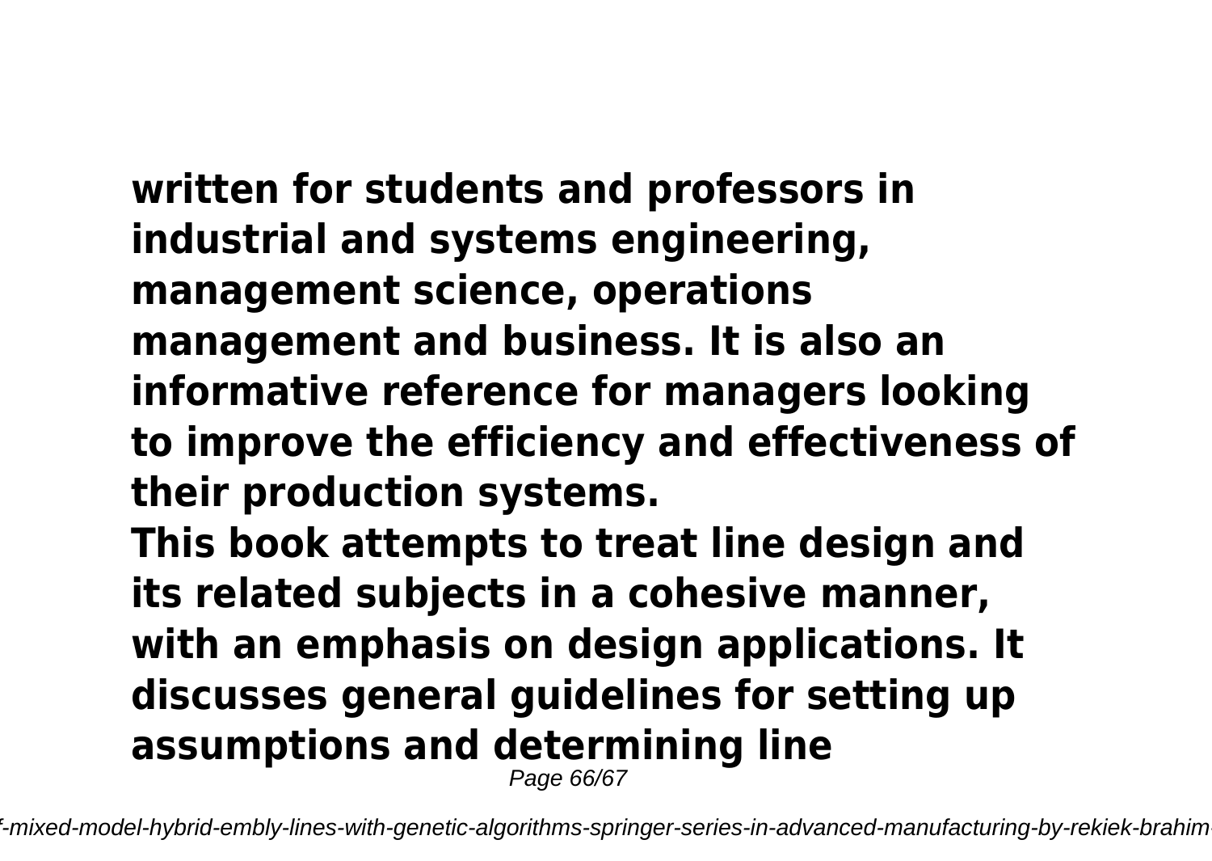**written for students and professors in industrial and systems engineering, management science, operations management and business. It is also an informative reference for managers looking to improve the efficiency and effectiveness of their production systems.**

**This book attempts to treat line design and its related subjects in a cohesive manner, with an emphasis on design applications. It discusses general guidelines for setting up assumptions and determining line**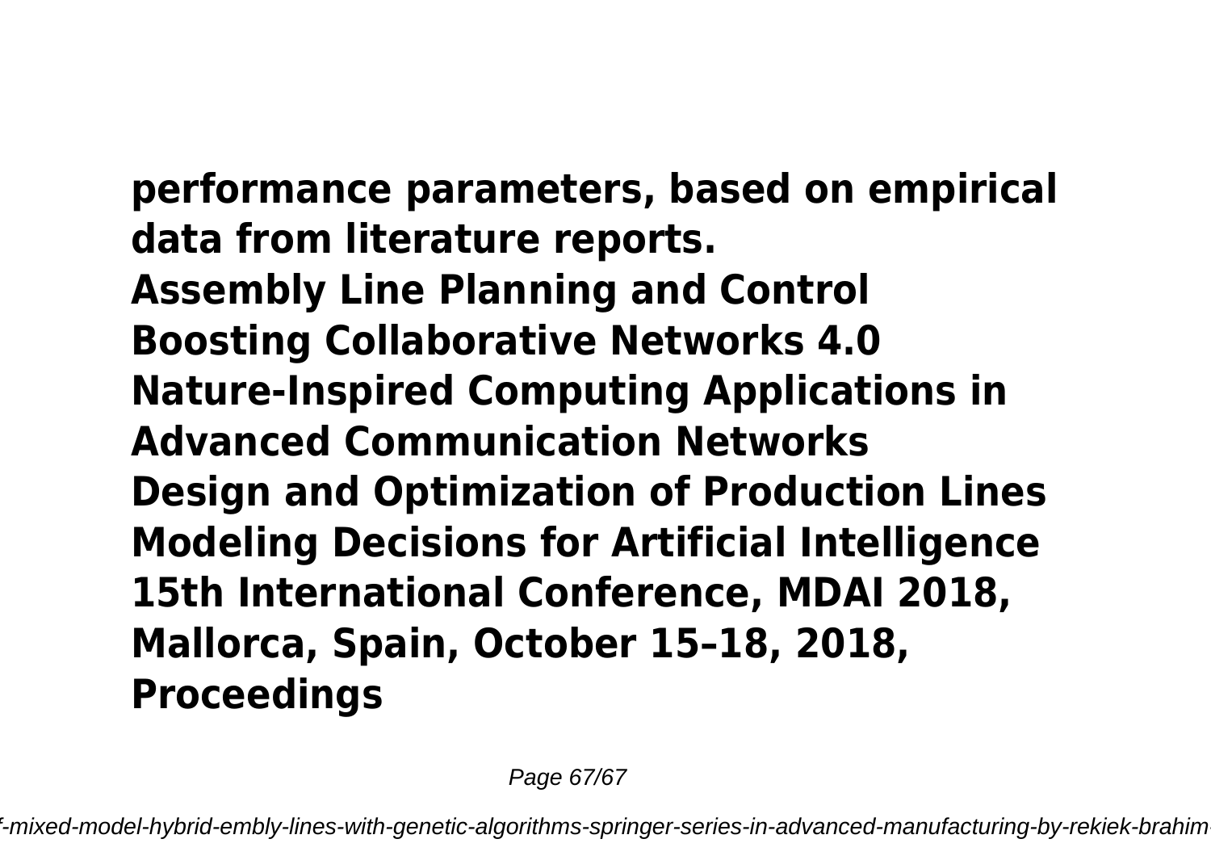**performance parameters, based on empirical data from literature reports.**
**Assembly Line Planning and Control**
**Boosting Collaborative Networks 4.0**
**Nature-Inspired Computing Applications in Advanced Communication Networks**
**Design and Optimization of Production Lines**
**Modeling Decisions for Artificial Intelligence**
**15th International Conference, MDAI 2018, Mallorca, Spain, October 15–18, 2018, Proceedings**